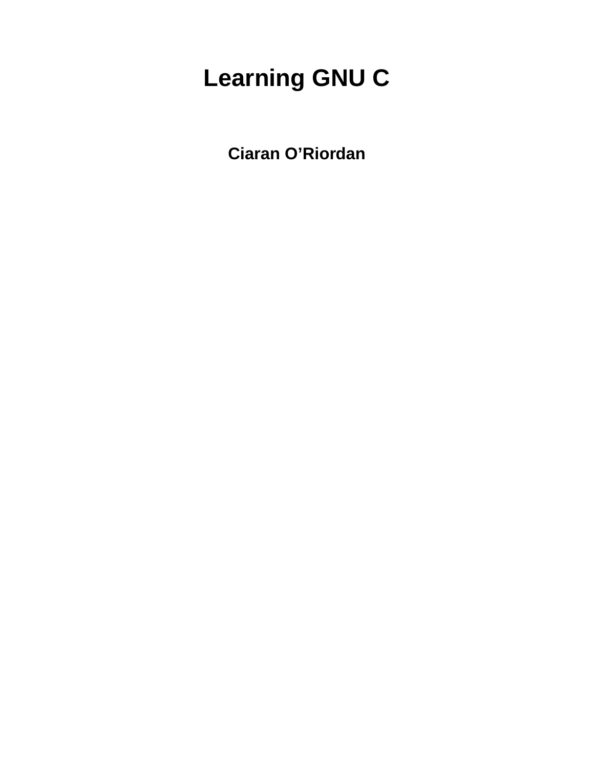# Learning GNU C

**Ciaran O'Riordan**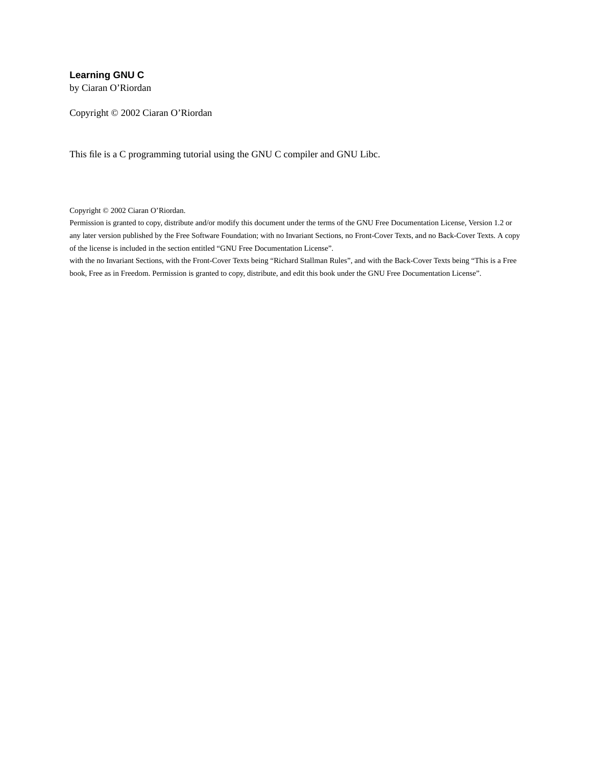**Learning GNU C**

by Ciaran O'Riordan

Copyright © 2002 Ciaran O'Riordan

This file is a C programming tutorial using the GNU C compiler and GNU Libc.

Copyright © 2002 Ciaran O'Riordan.

Permission is granted to copy, distribute and/or modify this document under the terms of the GNU Free Documentation License, Version 1.2 or any later version published by the Free Software Foundation; with no Invariant Sections, no Front-Cover Texts, and no Back-Cover Texts. A copy of the license is included in the section entitled "GNU Free Documentation License".

with the no Invariant Sections, with the Front-Cover Texts being "Richard Stallman Rules", and with the Back-Cover Texts being "This is a Free book, Free as in Freedom. Permission is granted to copy, distribute, and edit this book under the GNU Free Documentation License".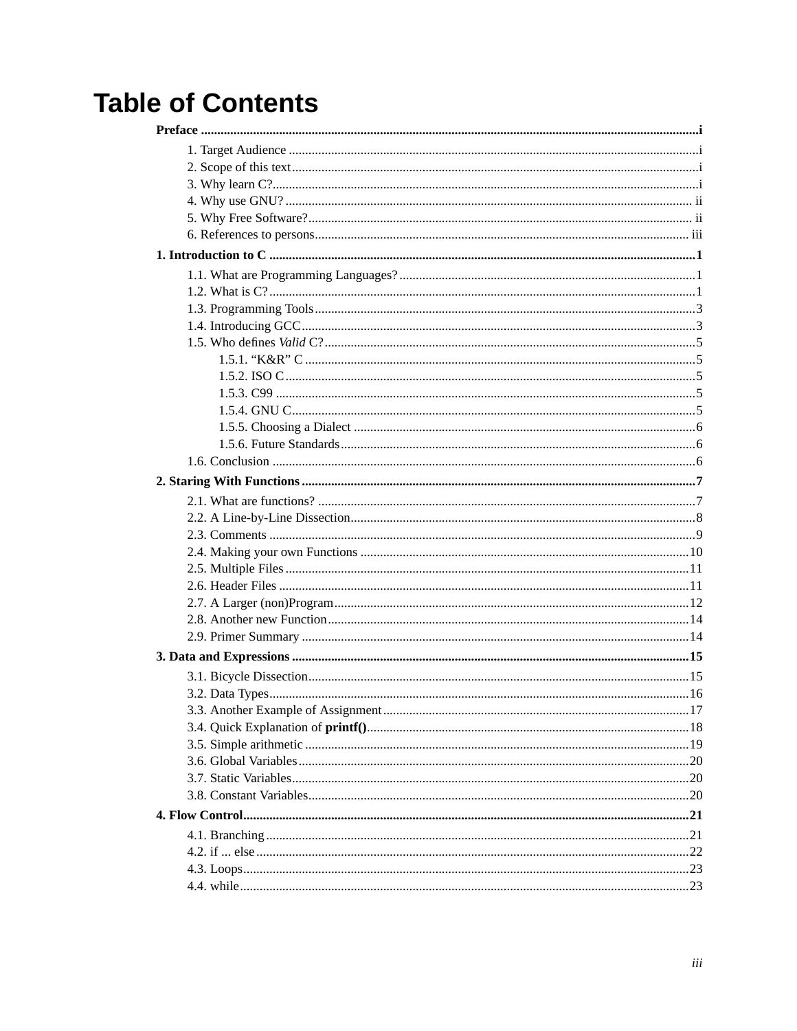# Table of Contents

**Preface** ..... i

- 1. Target Audience ..... i
- 2. Scope of this text ..... i
- 3. Why learn C? ..... i
- 4. Why use GNU? ..... ii
- 5. Why Free Software? ..... ii
- 6. References to persons ..... iii

**1. Introduction to C** ..... 1

- 1.1. What are Programming Languages? ..... 1
- 1.2. What is C? ..... 1
- 1.3. Programming Tools ..... 3
- 1.4. Introducing GCC ..... 3
- 1.5. Who defines *Valid* C? ..... 5
  - 1.5.1. “K&R” C ..... 5
  - 1.5.2. ISO C ..... 5
  - 1.5.3. C99 ..... 5
  - 1.5.4. GNU C ..... 5
  - 1.5.5. Choosing a Dialect ..... 6
  - 1.5.6. Future Standards ..... 6
- 1.6. Conclusion ..... 6

**2. Staring With Functions** ..... 7

- 2.1. What are functions? ..... 7
- 2.2. A Line-by-Line Dissection ..... 8
- 2.3. Comments ..... 9
- 2.4. Making your own Functions ..... 10
- 2.5. Multiple Files ..... 11
- 2.6. Header Files ..... 11
- 2.7. A Larger (non)Program ..... 12
- 2.8. Another new Function ..... 14
- 2.9. Primer Summary ..... 14

**3. Data and Expressions** ..... 15

- 3.1. Bicycle Dissection ..... 15
- 3.2. Data Types ..... 16
- 3.3. Another Example of Assignment ..... 17
- 3.4. Quick Explanation of **printf()** ..... 18
- 3.5. Simple arithmetic ..... 19
- 3.6. Global Variables ..... 20
- 3.7. Static Variables ..... 20
- 3.8. Constant Variables ..... 20

**4. Flow Control** ..... 21

- 4.1. Branching ..... 21
- 4.2. if ... else ..... 22
- 4.3. Loops ..... 23
- 4.4. while ..... 23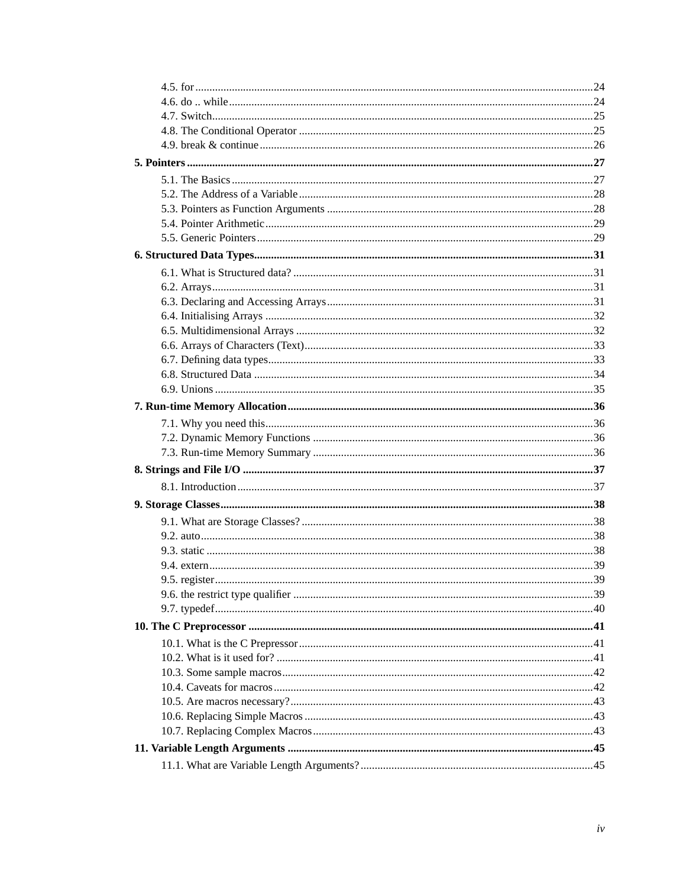4.5. for ........................................................................................................................................24
4.6. do .. while ................................................................................................................................24
4.7. Switch ......................................................................................................................................25
4.8. The Conditional Operator ........................................................................................................25
4.9. break & continue ......................................................................................................................26

**5. Pointers ..............................................................................................................................................27**

5.1. The Basics ................................................................................................................................27
5.2. The Address of a Variable ........................................................................................................28
5.3. Pointers as Function Arguments ..............................................................................................28
5.4. Pointer Arithmetic ....................................................................................................................29
5.5. Generic Pointers .......................................................................................................................29

**6. Structured Data Types ........................................................................................................................31**

6.1. What is Structured data? ..........................................................................................................31
6.2. Arrays .......................................................................................................................................31
6.3. Declaring and Accessing Arrays ..............................................................................................31
6.4. Initialising Arrays ....................................................................................................................32
6.5. Multidimensional Arrays .........................................................................................................32
6.6. Arrays of Characters (Text) ......................................................................................................33
6.7. Defining data types ...................................................................................................................33
6.8. Structured Data ........................................................................................................................34
6.9. Unions ......................................................................................................................................35

**7. Run-time Memory Allocation ............................................................................................................36**

7.1. Why you need this ....................................................................................................................36
7.2. Dynamic Memory Functions ...................................................................................................36
7.3. Run-time Memory Summary ...................................................................................................36

**8. Strings and File I/O ...........................................................................................................................37**

8.1. Introduction ..............................................................................................................................37

**9. Storage Classes ....................................................................................................................................38**

9.1. What are Storage Classes? .......................................................................................................38
9.2. auto ...........................................................................................................................................38
9.3. static .........................................................................................................................................38
9.4. extern ........................................................................................................................................39
9.5. register ......................................................................................................................................39
9.6. the restrict type qualifier ..........................................................................................................39
9.7. typedef ......................................................................................................................................40

**10. The C Preprocessor ..........................................................................................................................41**

10.1. What is the C Prepressor ........................................................................................................41
10.2. What is it used for? ................................................................................................................41
10.3. Some sample macros ..............................................................................................................42
10.4. Caveats for macros .................................................................................................................42
10.5. Are macros necessary? ...........................................................................................................43
10.6. Replacing Simple Macros ......................................................................................................43
10.7. Replacing Complex Macros ...................................................................................................43

**11. Variable Length Arguments ............................................................................................................45**

11.1. What are Variable Length Arguments? ..................................................................................45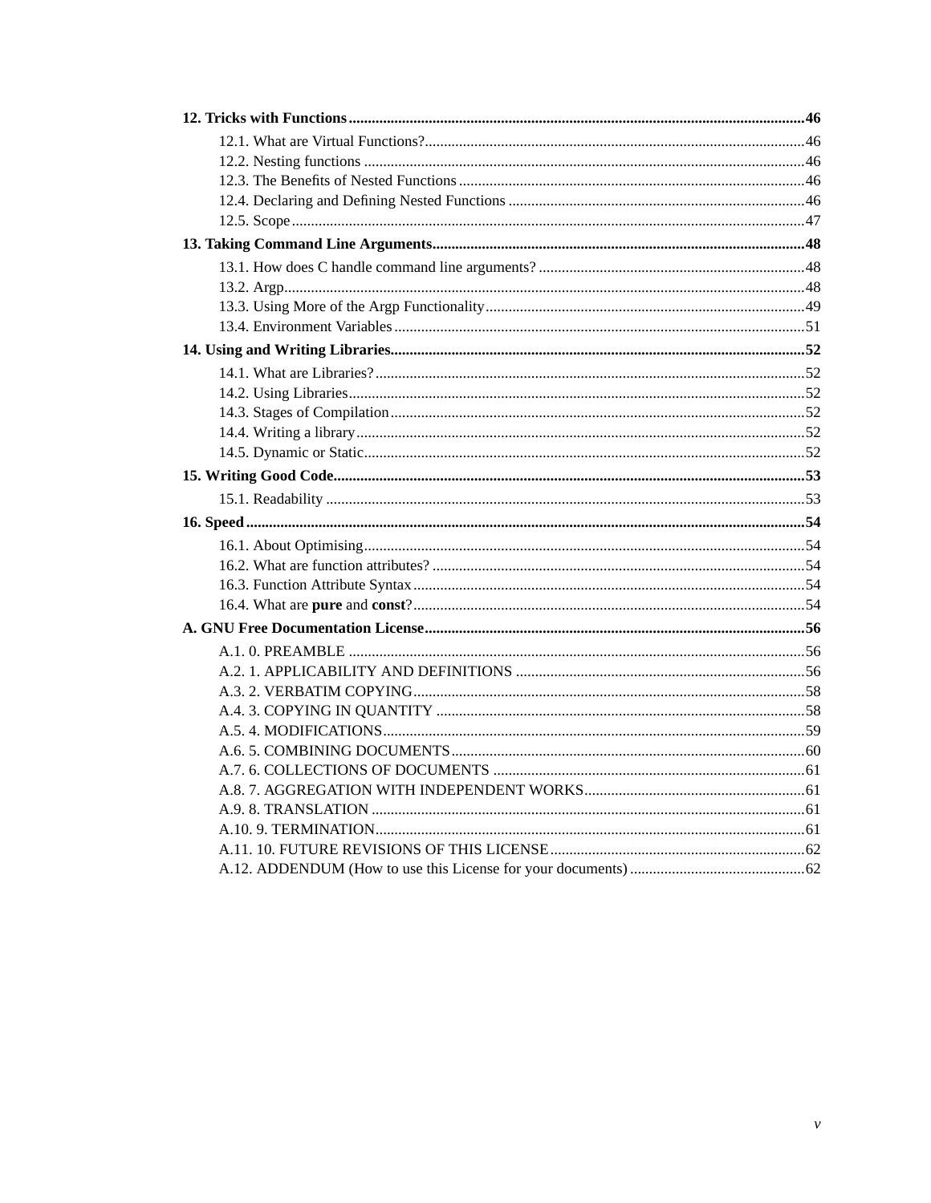**12. Tricks with Functions** ........................................ 46

- 12.1. What are Virtual Functions? ........................................ 46
- 12.2. Nesting functions ........................................ 46
- 12.3. The Benefits of Nested Functions ........................................ 46
- 12.4. Declaring and Defining Nested Functions ........................................ 46
- 12.5. Scope ........................................ 47

**13. Taking Command Line Arguments** ........................................ 48

- 13.1. How does C handle command line arguments? ........................................ 48
- 13.2. Argp ........................................ 48
- 13.3. Using More of the Argp Functionality ........................................ 49
- 13.4. Environment Variables ........................................ 51

**14. Using and Writing Libraries** ........................................ 52

- 14.1. What are Libraries? ........................................ 52
- 14.2. Using Libraries ........................................ 52
- 14.3. Stages of Compilation ........................................ 52
- 14.4. Writing a library ........................................ 52
- 14.5. Dynamic or Static ........................................ 52

**15. Writing Good Code** ........................................ 53

- 15.1. Readability ........................................ 53

**16. Speed** ........................................ 54

- 16.1. About Optimising ........................................ 54
- 16.2. What are function attributes? ........................................ 54
- 16.3. Function Attribute Syntax ........................................ 54
- 16.4. What are **pure** and **const**? ........................................ 54

**A. GNU Free Documentation License** ........................................ 56

- A.1. 0. PREAMBLE ........................................ 56
- A.2. 1. APPLICABILITY AND DEFINITIONS ........................................ 56
- A.3. 2. VERBATIM COPYING ........................................ 58
- A.4. 3. COPYING IN QUANTITY ........................................ 58
- A.5. 4. MODIFICATIONS ........................................ 59
- A.6. 5. COMBINING DOCUMENTS ........................................ 60
- A.7. 6. COLLECTIONS OF DOCUMENTS ........................................ 61
- A.8. 7. AGGREGATION WITH INDEPENDENT WORKS ........................................ 61
- A.9. 8. TRANSLATION ........................................ 61
- A.10. 9. TERMINATION ........................................ 61
- A.11. 10. FUTURE REVISIONS OF THIS LICENSE ........................................ 62
- A.12. ADDENDUM (How to use this License for your documents) ........................................ 62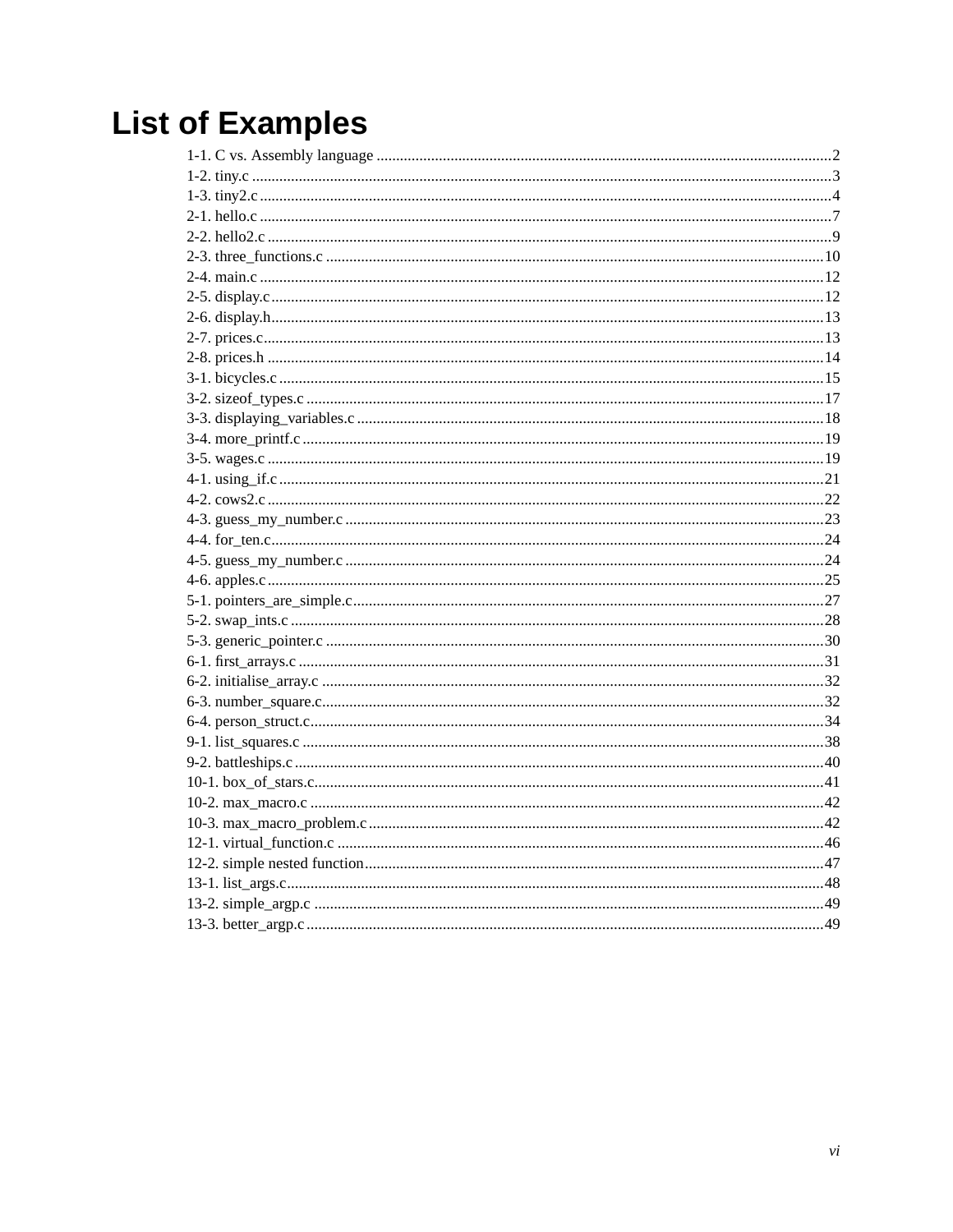# List of Examples

1-1. C vs. Assembly language ....................................................................................................2
1-2. tiny.c ..................................................................................................................................3
1-3. tiny2.c ................................................................................................................................4
2-1. hello.c ................................................................................................................................7
2-2. hello2.c ..............................................................................................................................9
2-3. three_functions.c ..............................................................................................................10
2-4. main.c ..............................................................................................................................12
2-5. display.c ...........................................................................................................................12
2-6. display.h...........................................................................................................................13
2-7. prices.c.............................................................................................................................13
2-8. prices.h ............................................................................................................................14
3-1. bicycles.c .........................................................................................................................15
3-2. sizeof_types.c ...................................................................................................................17
3-3. displaying_variables.c ......................................................................................................18
3-4. more_printf.c ....................................................................................................................19
3-5. wages.c ............................................................................................................................19
4-1. using_if.c .........................................................................................................................21
4-2. cows2.c ............................................................................................................................22
4-3. guess_my_number.c .........................................................................................................23
4-4. for_ten.c...........................................................................................................................24
4-5. guess_my_number.c .........................................................................................................24
4-6. apples.c............................................................................................................................25
5-1. pointers_are_simple.c.......................................................................................................27
5-2. swap_ints.c .......................................................................................................................28
5-3. generic_pointer.c ..............................................................................................................30
6-1. first_arrays.c .....................................................................................................................31
6-2. initialise_array.c ...............................................................................................................32
6-3. number_square.c...............................................................................................................32
6-4. person_struct.c..................................................................................................................34
9-1. list_squares.c ....................................................................................................................38
9-2. battleships.c ......................................................................................................................40
10-1. box_of_stars.c.................................................................................................................41
10-2. max_macro.c ..................................................................................................................42
10-3. max_macro_problem.c ...................................................................................................42
12-1. virtual_function.c ...........................................................................................................46
12-2. simple nested function....................................................................................................47
13-1. list_args.c........................................................................................................................48
13-2. simple_argp.c .................................................................................................................49
13-3. better_argp.c ...................................................................................................................49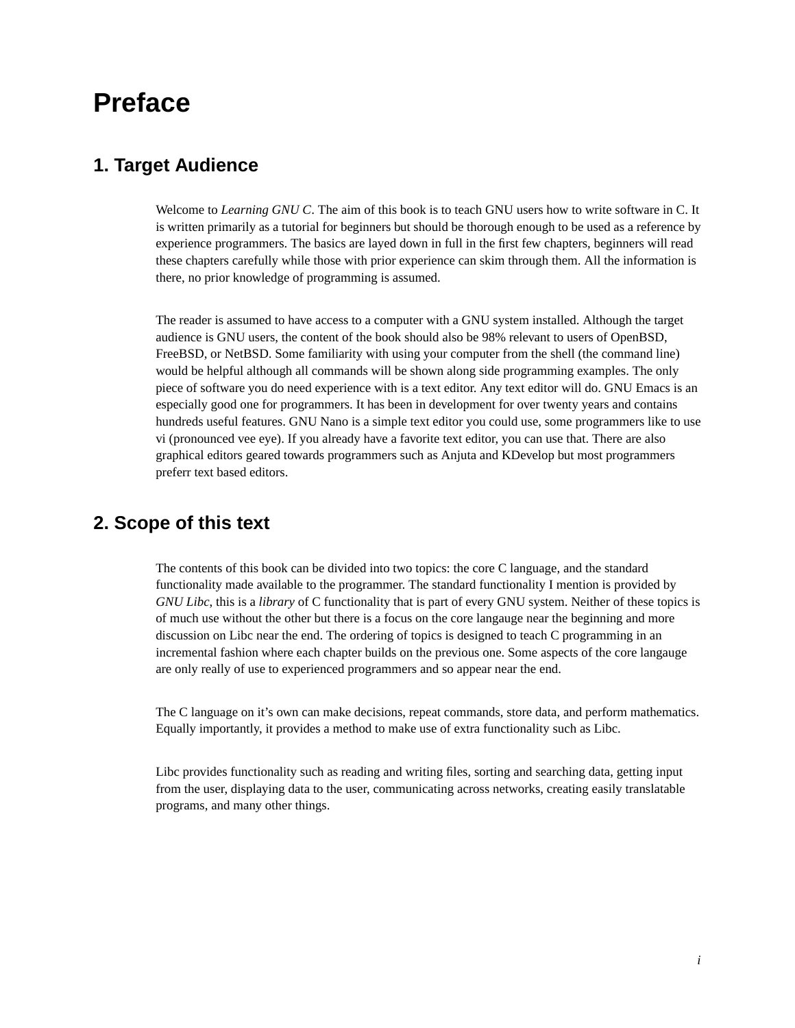# Preface

## 1. Target Audience

Welcome to *Learning GNU C*. The aim of this book is to teach GNU users how to write software in C. It is written primarily as a tutorial for beginners but should be thorough enough to be used as a reference by experience programmers. The basics are layed down in full in the first few chapters, beginners will read these chapters carefully while those with prior experience can skim through them. All the information is there, no prior knowledge of programming is assumed.

The reader is assumed to have access to a computer with a GNU system installed. Although the target audience is GNU users, the content of the book should also be 98% relevant to users of OpenBSD, FreeBSD, or NetBSD. Some familiarity with using your computer from the shell (the command line) would be helpful although all commands will be shown along side programming examples. The only piece of software you do need experience with is a text editor. Any text editor will do. GNU Emacs is an especially good one for programmers. It has been in development for over twenty years and contains hundreds useful features. GNU Nano is a simple text editor you could use, some programmers like to use vi (pronounced vee eye). If you already have a favorite text editor, you can use that. There are also graphical editors geared towards programmers such as Anjuta and KDevelop but most programmers preferr text based editors.

## 2. Scope of this text

The contents of this book can be divided into two topics: the core C language, and the standard functionality made available to the programmer. The standard functionality I mention is provided by *GNU Libc*, this is a *library* of C functionality that is part of every GNU system. Neither of these topics is of much use without the other but there is a focus on the core langauge near the beginning and more discussion on Libc near the end. The ordering of topics is designed to teach C programming in an incremental fashion where each chapter builds on the previous one. Some aspects of the core langauge are only really of use to experienced programmers and so appear near the end.

The C language on it's own can make decisions, repeat commands, store data, and perform mathematics. Equally importantly, it provides a method to make use of extra functionality such as Libc.

Libc provides functionality such as reading and writing files, sorting and searching data, getting input from the user, displaying data to the user, communicating across networks, creating easily translatable programs, and many other things.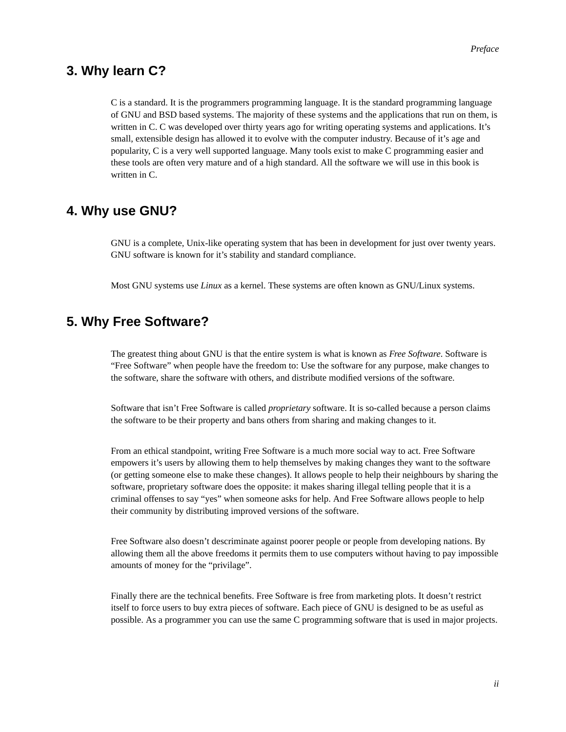## 3. Why learn C?

C is a standard. It is the programmers programming language. It is the standard programming language of GNU and BSD based systems. The majority of these systems and the applications that run on them, is written in C. C was developed over thirty years ago for writing operating systems and applications. It's small, extensible design has allowed it to evolve with the computer industry. Because of it's age and popularity, C is a very well supported language. Many tools exist to make C programming easier and these tools are often very mature and of a high standard. All the software we will use in this book is written in C.

## 4. Why use GNU?

GNU is a complete, Unix-like operating system that has been in development for just over twenty years. GNU software is known for it's stability and standard compliance.

Most GNU systems use *Linux* as a kernel. These systems are often known as GNU/Linux systems.

## 5. Why Free Software?

The greatest thing about GNU is that the entire system is what is known as *Free Software*. Software is "Free Software" when people have the freedom to: Use the software for any purpose, make changes to the software, share the software with others, and distribute modified versions of the software.

Software that isn't Free Software is called *proprietary* software. It is so-called because a person claims the software to be their property and bans others from sharing and making changes to it.

From an ethical standpoint, writing Free Software is a much more social way to act. Free Software empowers it's users by allowing them to help themselves by making changes they want to the software (or getting someone else to make these changes). It allows people to help their neighbours by sharing the software, proprietary software does the opposite: it makes sharing illegal telling people that it is a criminal offenses to say "yes" when someone asks for help. And Free Software allows people to help their community by distributing improved versions of the software.

Free Software also doesn't descriminate against poorer people or people from developing nations. By allowing them all the above freedoms it permits them to use computers without having to pay impossible amounts of money for the "privilage".

Finally there are the technical benefits. Free Software is free from marketing plots. It doesn't restrict itself to force users to buy extra pieces of software. Each piece of GNU is designed to be as useful as possible. As a programmer you can use the same C programming software that is used in major projects.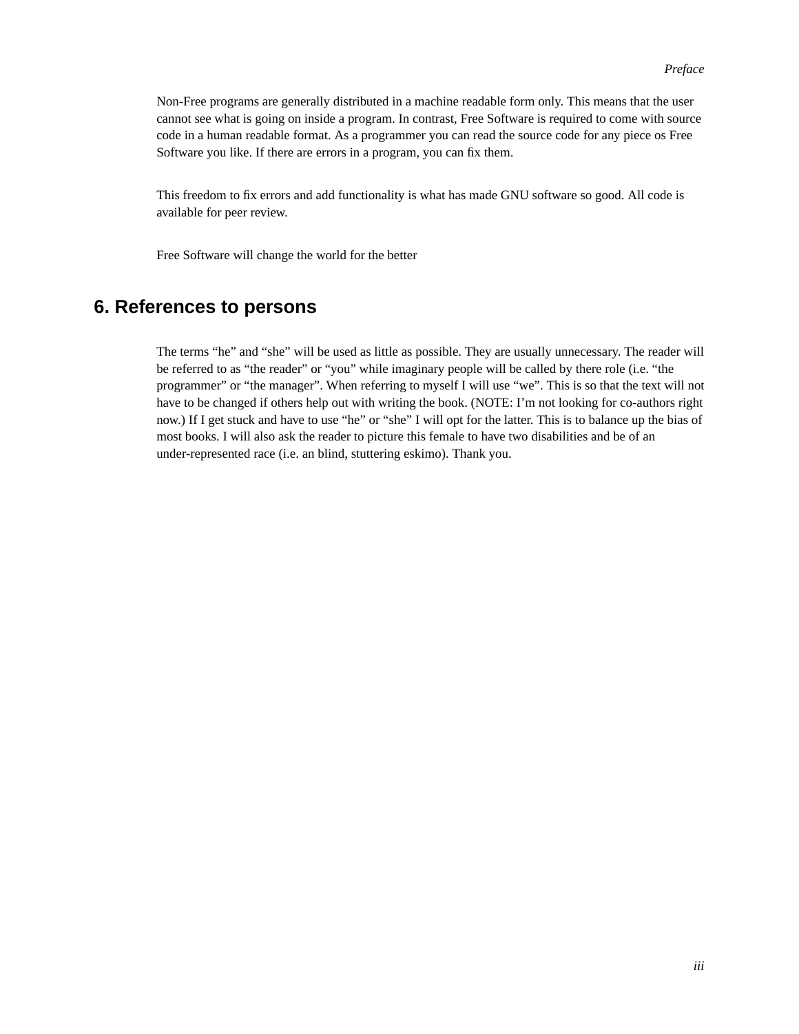Non-Free programs are generally distributed in a machine readable form only. This means that the user cannot see what is going on inside a program. In contrast, Free Software is required to come with source code in a human readable format. As a programmer you can read the source code for any piece os Free Software you like. If there are errors in a program, you can fix them.

This freedom to fix errors and add functionality is what has made GNU software so good. All code is available for peer review.

Free Software will change the world for the better

## 6. References to persons

The terms “he” and “she” will be used as little as possible. They are usually unnecessary. The reader will be referred to as “the reader” or “you” while imaginary people will be called by there role (i.e. “the programmer” or “the manager”. When referring to myself I will use “we”. This is so that the text will not have to be changed if others help out with writing the book. (NOTE: I’m not looking for co-authors right now.) If I get stuck and have to use “he” or “she” I will opt for the latter. This is to balance up the bias of most books. I will also ask the reader to picture this female to have two disabilities and be of an under-represented race (i.e. an blind, stuttering eskimo). Thank you.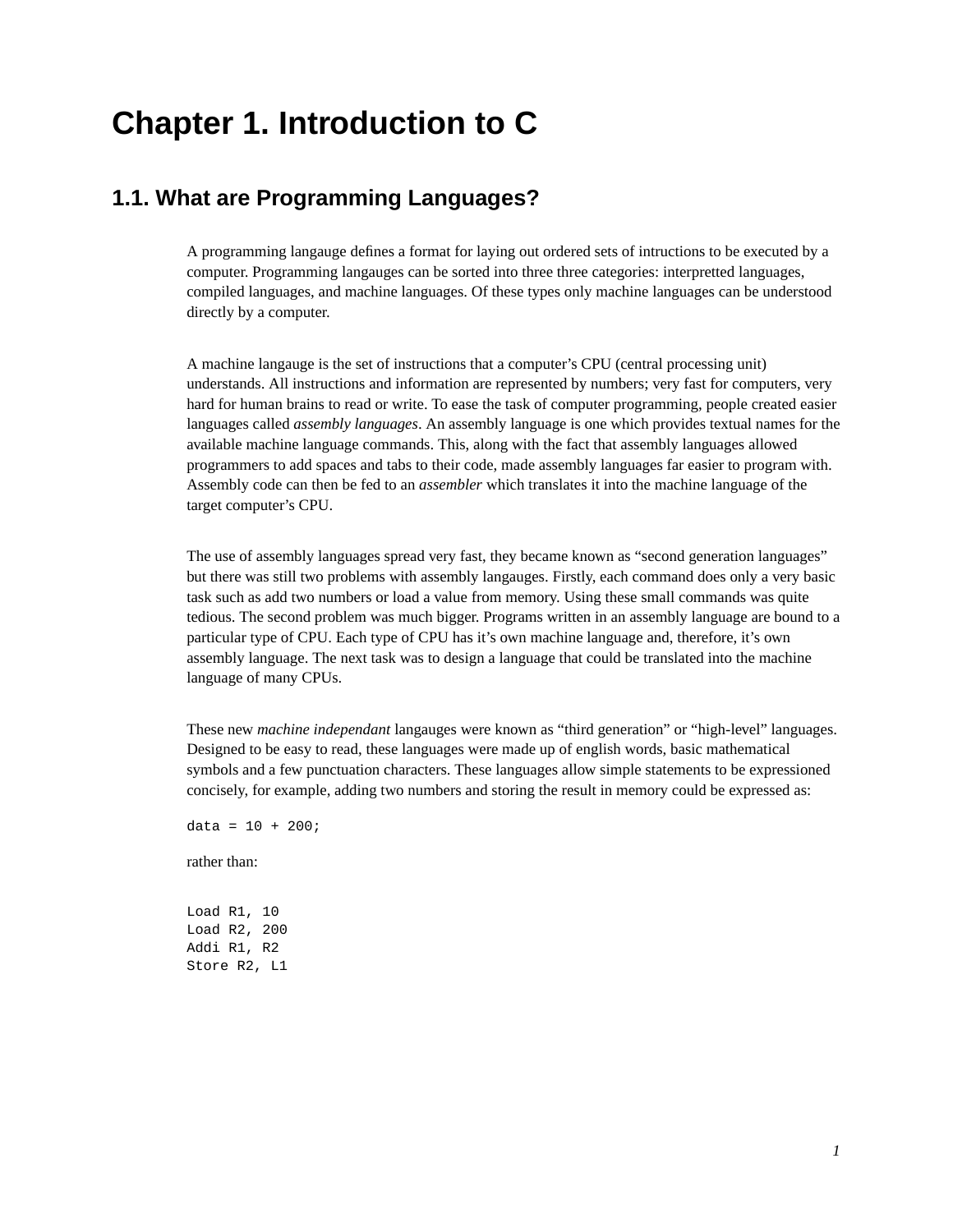# Chapter 1. Introduction to C

## 1.1. What are Programming Languages?

A programming langauge defines a format for laying out ordered sets of intructions to be executed by a computer. Programming langauges can be sorted into three three categories: interpretted languages, compiled languages, and machine languages. Of these types only machine languages can be understood directly by a computer.

A machine langauge is the set of instructions that a computer's CPU (central processing unit) understands. All instructions and information are represented by numbers; very fast for computers, very hard for human brains to read or write. To ease the task of computer programming, people created easier languages called *assembly languages*. An assembly language is one which provides textual names for the available machine language commands. This, along with the fact that assembly languages allowed programmers to add spaces and tabs to their code, made assembly languages far easier to program with. Assembly code can then be fed to an *assembler* which translates it into the machine language of the target computer's CPU.

The use of assembly languages spread very fast, they became known as "second generation languages" but there was still two problems with assembly langauges. Firstly, each command does only a very basic task such as add two numbers or load a value from memory. Using these small commands was quite tedious. The second problem was much bigger. Programs written in an assembly language are bound to a particular type of CPU. Each type of CPU has it's own machine language and, therefore, it's own assembly language. The next task was to design a language that could be translated into the machine language of many CPUs.

These new *machine independant* langauges were known as "third generation" or "high-level" languages. Designed to be easy to read, these languages were made up of english words, basic mathematical symbols and a few punctuation characters. These languages allow simple statements to be expressioned concisely, for example, adding two numbers and storing the result in memory could be expressed as:

```
data = 10 + 200;
```

rather than:

```
Load R1, 10
Load R2, 200
Addi R1, R2
Store R2, L1
```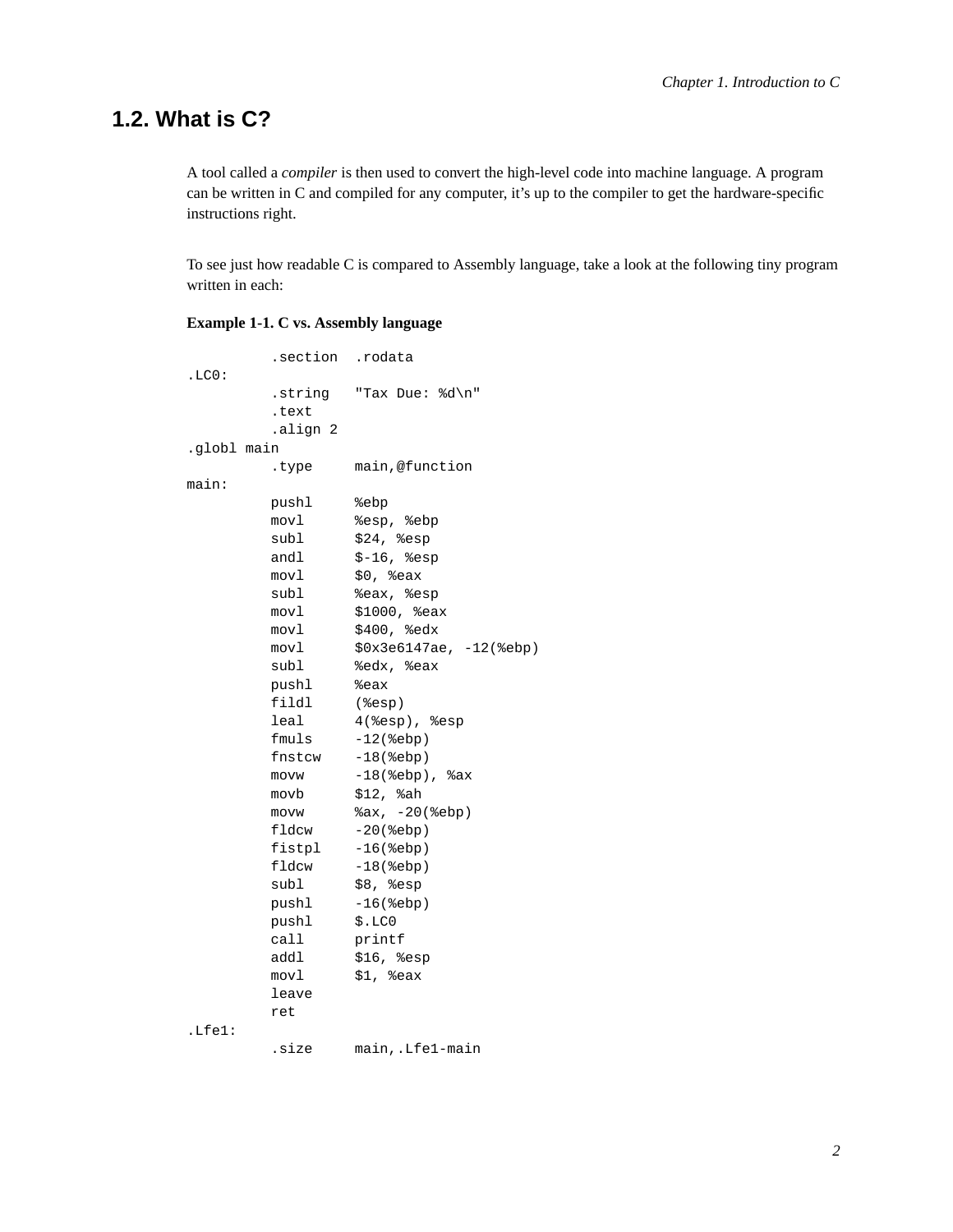## 1.2. What is C?

A tool called a *compiler* is then used to convert the high-level code into machine language. A program can be written in C and compiled for any computer, it's up to the compiler to get the hardware-specific instructions right.

To see just how readable C is compared to Assembly language, take a look at the following tiny program written in each:

**Example 1-1. C vs. Assembly language**

```
          .section  .rodata
.LC0:
          .string   "Tax Due: %d\n"
          .text
          .align 2
.globl main
          .type     main,@function
main:
          pushl     %ebp
          movl      %esp, %ebp
          subl      $24, %esp
          andl      $-16, %esp
          movl      $0, %eax
          subl      %eax, %esp
          movl      $1000, %eax
          movl      $400, %edx
          movl      $0x3e6147ae, -12(%ebp)
          subl      %edx, %eax
          pushl     %eax
          fildl     (%esp)
          leal      4(%esp), %esp
          fmuls     -12(%ebp)
          fnstcw    -18(%ebp)
          movw      -18(%ebp), %ax
          movb      $12, %ah
          movw      %ax, -20(%ebp)
          fldcw     -20(%ebp)
          fistpl    -16(%ebp)
          fldcw     -18(%ebp)
          subl      $8, %esp
          pushl     -16(%ebp)
          pushl     $.LC0
          call      printf
          addl      $16, %esp
          movl      $1, %eax
          leave
          ret
.Lfe1:
          .size     main,.Lfe1-main
```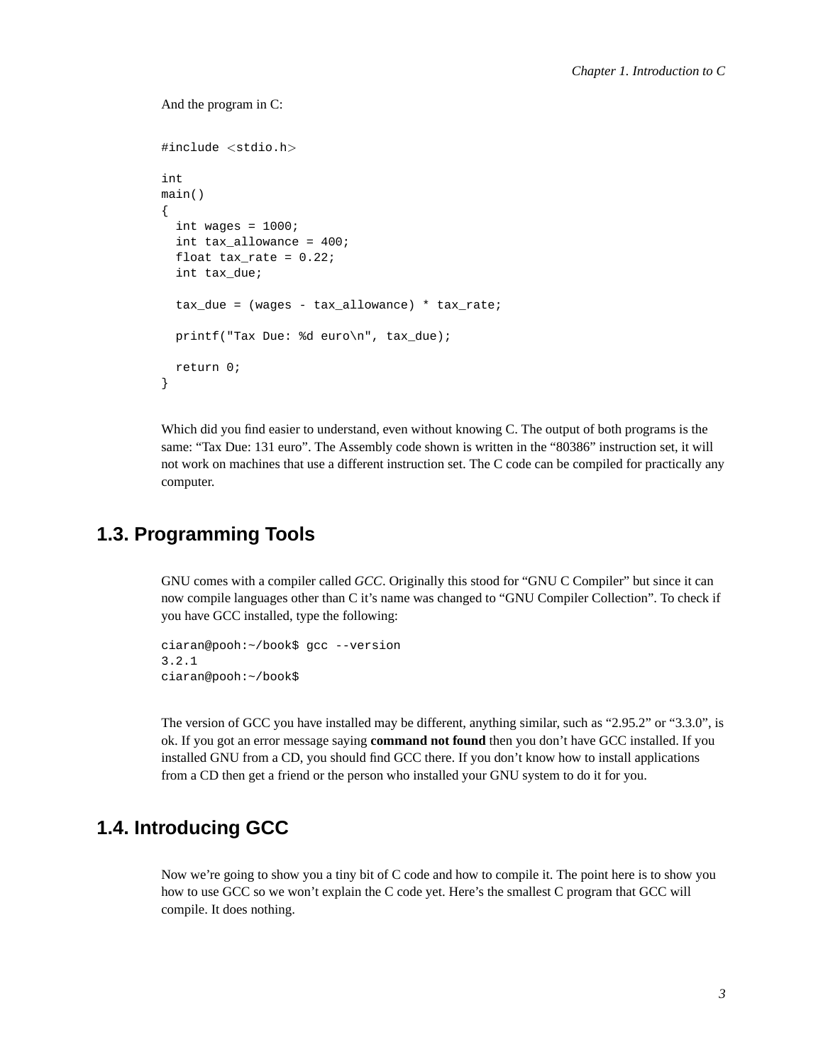And the program in C:

```
#include <stdio.h>

int
main()
{
  int wages = 1000;
  int tax_allowance = 400;
  float tax_rate = 0.22;
  int tax_due;

  tax_due = (wages - tax_allowance) * tax_rate;

  printf("Tax Due: %d euro\n", tax_due);

  return 0;
}
```

Which did you find easier to understand, even without knowing C. The output of both programs is the same: “Tax Due: 131 euro”. The Assembly code shown is written in the “80386” instruction set, it will not work on machines that use a different instruction set. The C code can be compiled for practically any computer.

## 1.3. Programming Tools

GNU comes with a compiler called *GCC*. Originally this stood for “GNU C Compiler” but since it can now compile languages other than C it’s name was changed to “GNU Compiler Collection”. To check if you have GCC installed, type the following:

```
ciaran@pooh:~/book$ gcc --version
3.2.1
ciaran@pooh:~/book$
```

The version of GCC you have installed may be different, anything similar, such as “2.95.2” or “3.3.0”, is ok. If you got an error message saying **command not found** then you don’t have GCC installed. If you installed GNU from a CD, you should find GCC there. If you don’t know how to install applications from a CD then get a friend or the person who installed your GNU system to do it for you.

## 1.4. Introducing GCC

Now we’re going to show you a tiny bit of C code and how to compile it. The point here is to show you how to use GCC so we won’t explain the C code yet. Here’s the smallest C program that GCC will compile. It does nothing.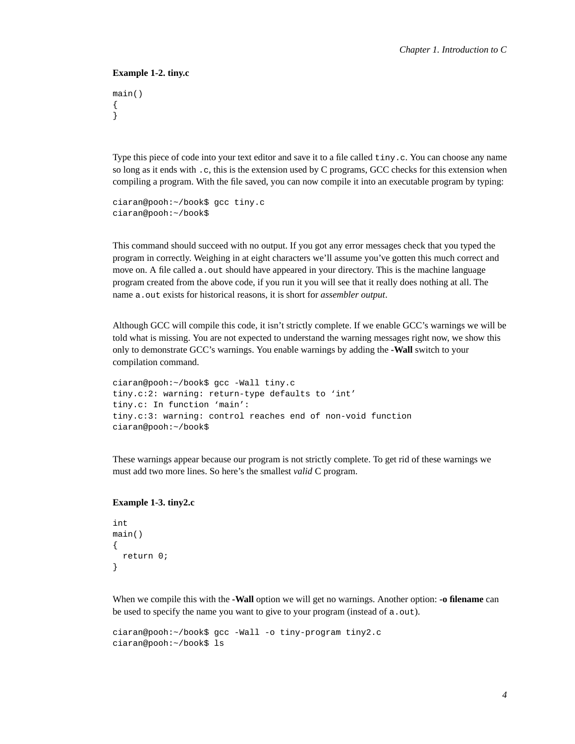**Example 1-2. tiny.c**

```
main()
{
}
```

Type this piece of code into your text editor and save it to a file called `tiny.c`. You can choose any name so long as it ends with `.c`, this is the extension used by C programs, GCC checks for this extension when compiling a program. With the file saved, you can now compile it into an executable program by typing:

```
ciaran@pooh:~/book$ gcc tiny.c
ciaran@pooh:~/book$
```

This command should succeed with no output. If you got any error messages check that you typed the program in correctly. Weighing in at eight characters we'll assume you've gotten this much correct and move on. A file called `a.out` should have appeared in your directory. This is the machine language program created from the above code, if you run it you will see that it really does nothing at all. The name `a.out` exists for historical reasons, it is short for *assembler output*.

Although GCC will compile this code, it isn't strictly complete. If we enable GCC's warnings we will be told what is missing. You are not expected to understand the warning messages right now, we show this only to demonstrate GCC's warnings. You enable warnings by adding the **-Wall** switch to your compilation command.

```
ciaran@pooh:~/book$ gcc -Wall tiny.c
tiny.c:2: warning: return-type defaults to 'int'
tiny.c: In function 'main':
tiny.c:3: warning: control reaches end of non-void function
ciaran@pooh:~/book$
```

These warnings appear because our program is not strictly complete. To get rid of these warnings we must add two more lines. So here's the smallest *valid* C program.

**Example 1-3. tiny2.c**

```
int
main()
{
  return 0;
}
```

When we compile this with the **-Wall** option we will get no warnings. Another option: **-o filename** can be used to specify the name you want to give to your program (instead of `a.out`).

```
ciaran@pooh:~/book$ gcc -Wall -o tiny-program tiny2.c
ciaran@pooh:~/book$ ls
```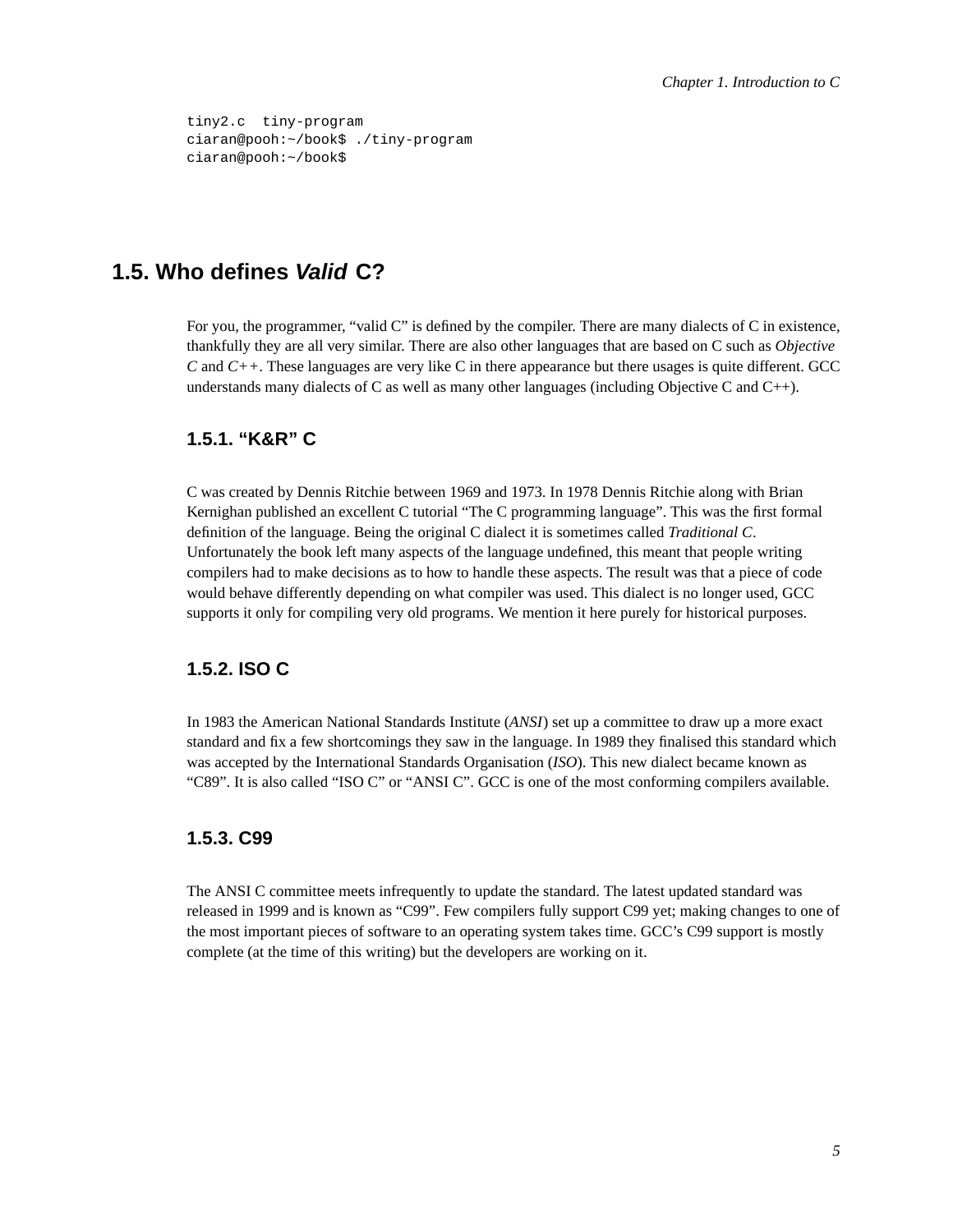```
tiny2.c  tiny-program
ciaran@pooh:~/book$ ./tiny-program
ciaran@pooh:~/book$
```

## 1.5. Who defines *Valid* C?

For you, the programmer, "valid C" is defined by the compiler. There are many dialects of C in existence, thankfully they are all very similar. There are also other languages that are based on C such as *Objective C* and *C++*. These languages are very like C in there appearance but there usages is quite different. GCC understands many dialects of C as well as many other languages (including Objective C and C++).

### 1.5.1. "K&R" C

C was created by Dennis Ritchie between 1969 and 1973. In 1978 Dennis Ritchie along with Brian Kernighan published an excellent C tutorial "The C programming language". This was the first formal definition of the language. Being the original C dialect it is sometimes called *Traditional C*. Unfortunately the book left many aspects of the language undefined, this meant that people writing compilers had to make decisions as to how to handle these aspects. The result was that a piece of code would behave differently depending on what compiler was used. This dialect is no longer used, GCC supports it only for compiling very old programs. We mention it here purely for historical purposes.

### 1.5.2. ISO C

In 1983 the American National Standards Institute (*ANSI*) set up a committee to draw up a more exact standard and fix a few shortcomings they saw in the language. In 1989 they finalised this standard which was accepted by the International Standards Organisation (*ISO*). This new dialect became known as "C89". It is also called "ISO C" or "ANSI C". GCC is one of the most conforming compilers available.

### 1.5.3. C99

The ANSI C committee meets infrequently to update the standard. The latest updated standard was released in 1999 and is known as "C99". Few compilers fully support C99 yet; making changes to one of the most important pieces of software to an operating system takes time. GCC's C99 support is mostly complete (at the time of this writing) but the developers are working on it.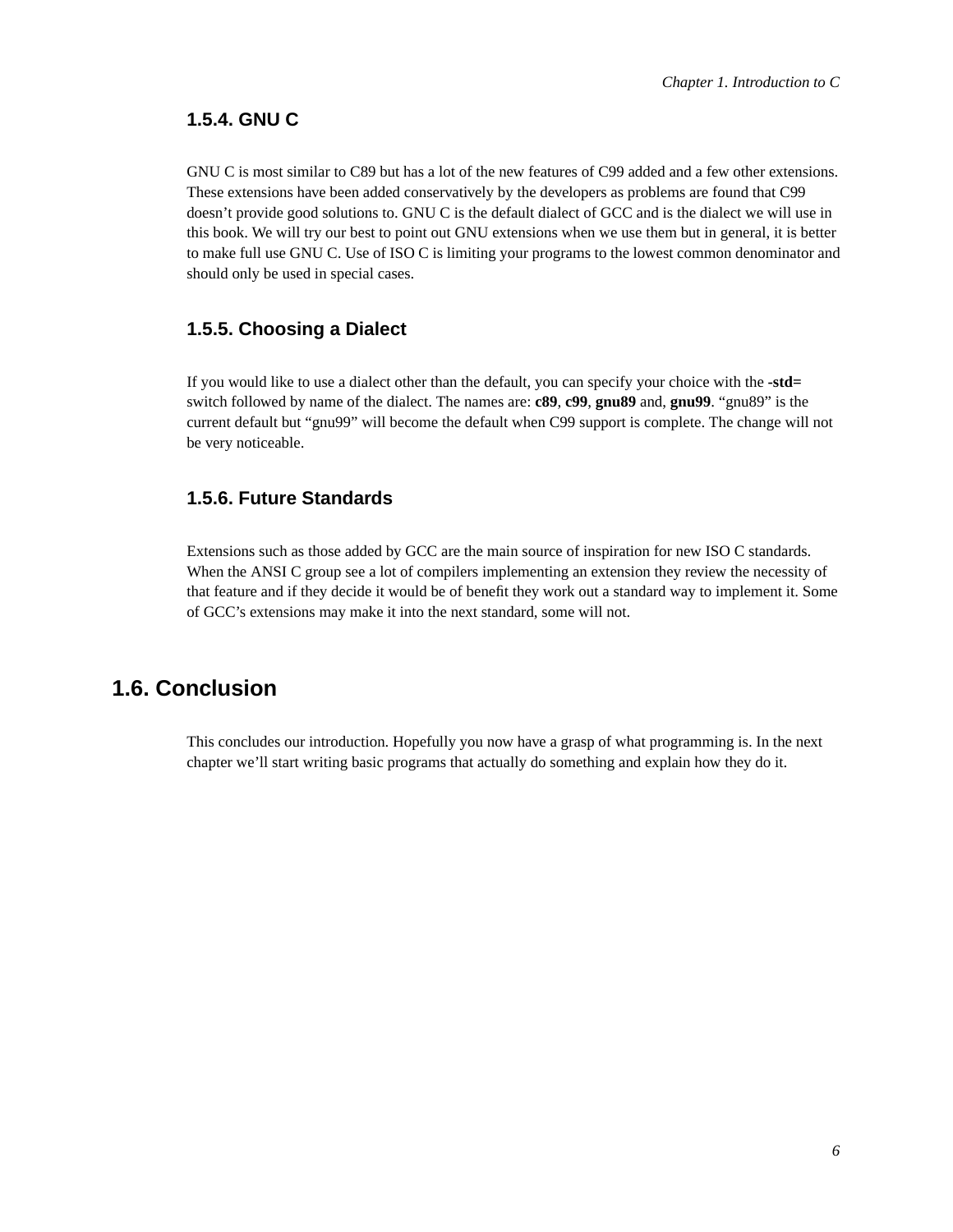### 1.5.4. GNU C

GNU C is most similar to C89 but has a lot of the new features of C99 added and a few other extensions. These extensions have been added conservatively by the developers as problems are found that C99 doesn't provide good solutions to. GNU C is the default dialect of GCC and is the dialect we will use in this book. We will try our best to point out GNU extensions when we use them but in general, it is better to make full use GNU C. Use of ISO C is limiting your programs to the lowest common denominator and should only be used in special cases.

### 1.5.5. Choosing a Dialect

If you would like to use a dialect other than the default, you can specify your choice with the **-std=** switch followed by name of the dialect. The names are: **c89**, **c99**, **gnu89** and, **gnu99**. "gnu89" is the current default but "gnu99" will become the default when C99 support is complete. The change will not be very noticeable.

### 1.5.6. Future Standards

Extensions such as those added by GCC are the main source of inspiration for new ISO C standards. When the ANSI C group see a lot of compilers implementing an extension they review the necessity of that feature and if they decide it would be of benefit they work out a standard way to implement it. Some of GCC's extensions may make it into the next standard, some will not.

## 1.6. Conclusion

This concludes our introduction. Hopefully you now have a grasp of what programming is. In the next chapter we'll start writing basic programs that actually do something and explain how they do it.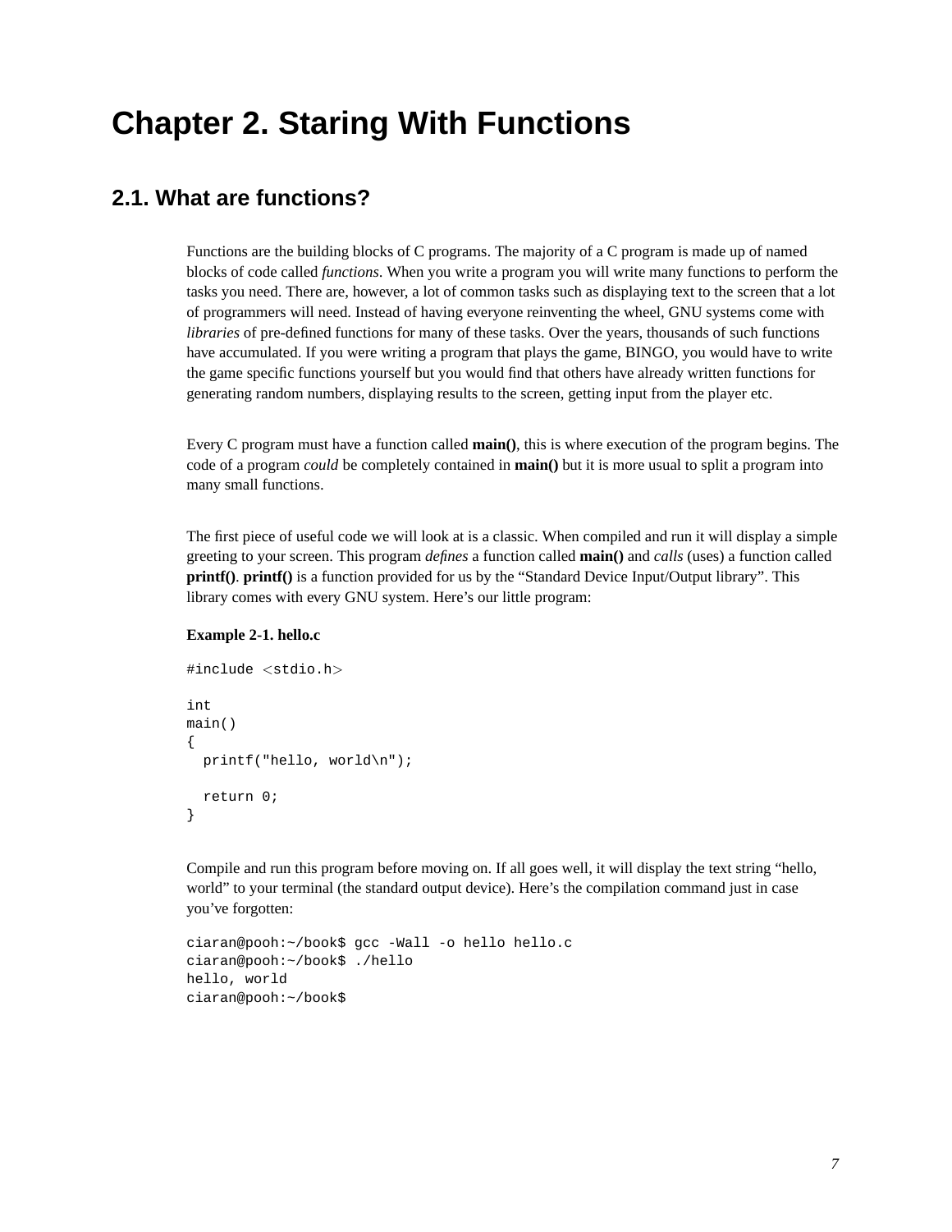# Chapter 2. Staring With Functions

## 2.1. What are functions?

Functions are the building blocks of C programs. The majority of a C program is made up of named blocks of code called *functions*. When you write a program you will write many functions to perform the tasks you need. There are, however, a lot of common tasks such as displaying text to the screen that a lot of programmers will need. Instead of having everyone reinventing the wheel, GNU systems come with *libraries* of pre-defined functions for many of these tasks. Over the years, thousands of such functions have accumulated. If you were writing a program that plays the game, BINGO, you would have to write the game specific functions yourself but you would find that others have already written functions for generating random numbers, displaying results to the screen, getting input from the player etc.

Every C program must have a function called **main()**, this is where execution of the program begins. The code of a program *could* be completely contained in **main()** but it is more usual to split a program into many small functions.

The first piece of useful code we will look at is a classic. When compiled and run it will display a simple greeting to your screen. This program *defines* a function called **main()** and *calls* (uses) a function called **printf()**. **printf()** is a function provided for us by the "Standard Device Input/Output library". This library comes with every GNU system. Here's our little program:

**Example 2-1. hello.c**

```
#include <stdio.h>

int
main()
{
  printf("hello, world\n");

  return 0;
}
```

Compile and run this program before moving on. If all goes well, it will display the text string "hello, world" to your terminal (the standard output device). Here's the compilation command just in case you've forgotten:

```
ciaran@pooh:~/book$ gcc -Wall -o hello hello.c
ciaran@pooh:~/book$ ./hello
hello, world
ciaran@pooh:~/book$
```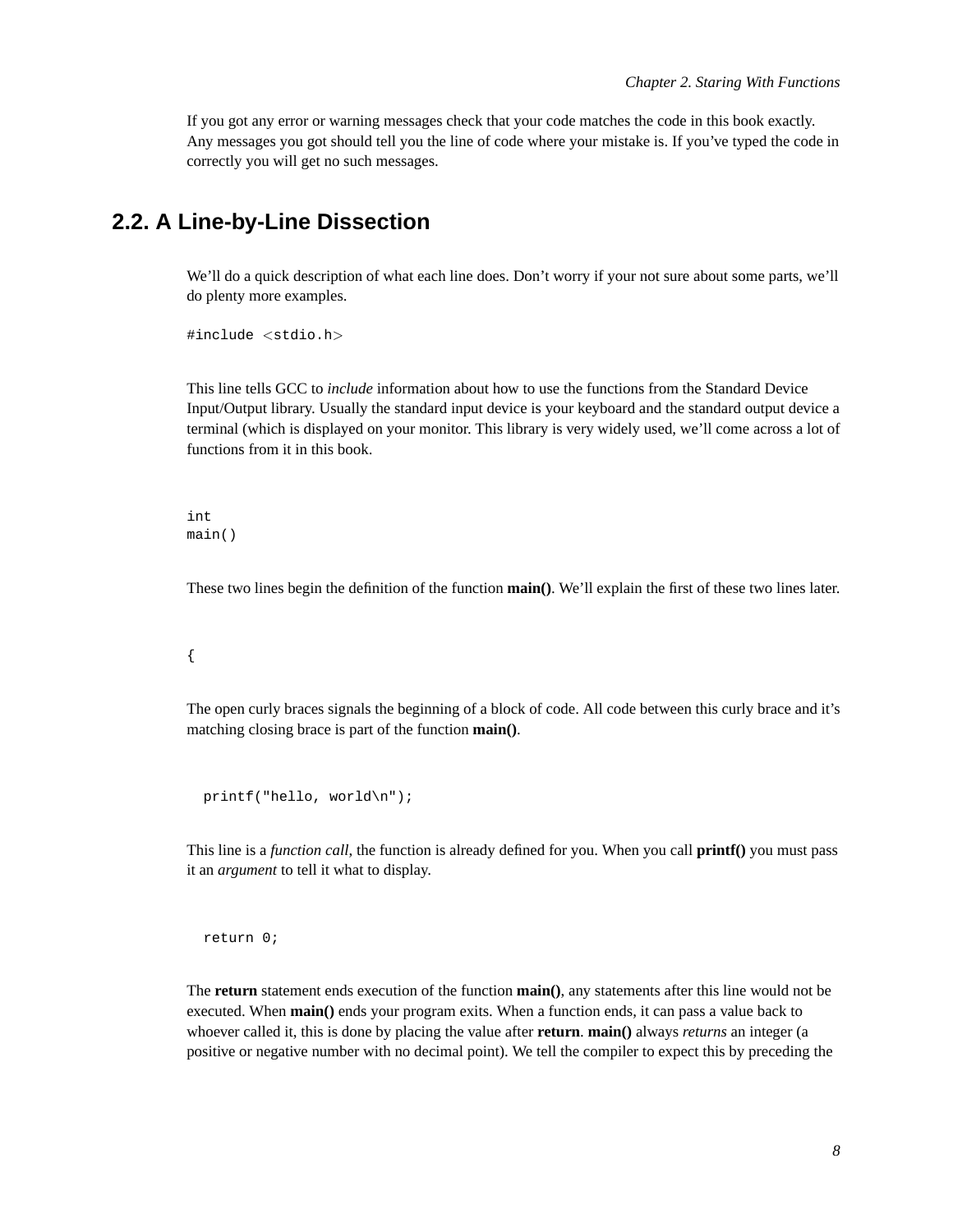If you got any error or warning messages check that your code matches the code in this book exactly. Any messages you got should tell you the line of code where your mistake is. If you've typed the code in correctly you will get no such messages.

## 2.2. A Line-by-Line Dissection

We'll do a quick description of what each line does. Don't worry if your not sure about some parts, we'll do plenty more examples.

```
#include <stdio.h>
```

This line tells GCC to *include* information about how to use the functions from the Standard Device Input/Output library. Usually the standard input device is your keyboard and the standard output device a terminal (which is displayed on your monitor. This library is very widely used, we'll come across a lot of functions from it in this book.

```
int
main()
```

These two lines begin the definition of the function **main()**. We'll explain the first of these two lines later.

```
{
```

The open curly braces signals the beginning of a block of code. All code between this curly brace and it's matching closing brace is part of the function **main()**.

```
  printf("hello, world\n");
```

This line is a *function call*, the function is already defined for you. When you call **printf()** you must pass it an *argument* to tell it what to display.

```
  return 0;
```

The **return** statement ends execution of the function **main()**, any statements after this line would not be executed. When **main()** ends your program exits. When a function ends, it can pass a value back to whoever called it, this is done by placing the value after **return**. **main()** always *returns* an integer (a positive or negative number with no decimal point). We tell the compiler to expect this by preceding the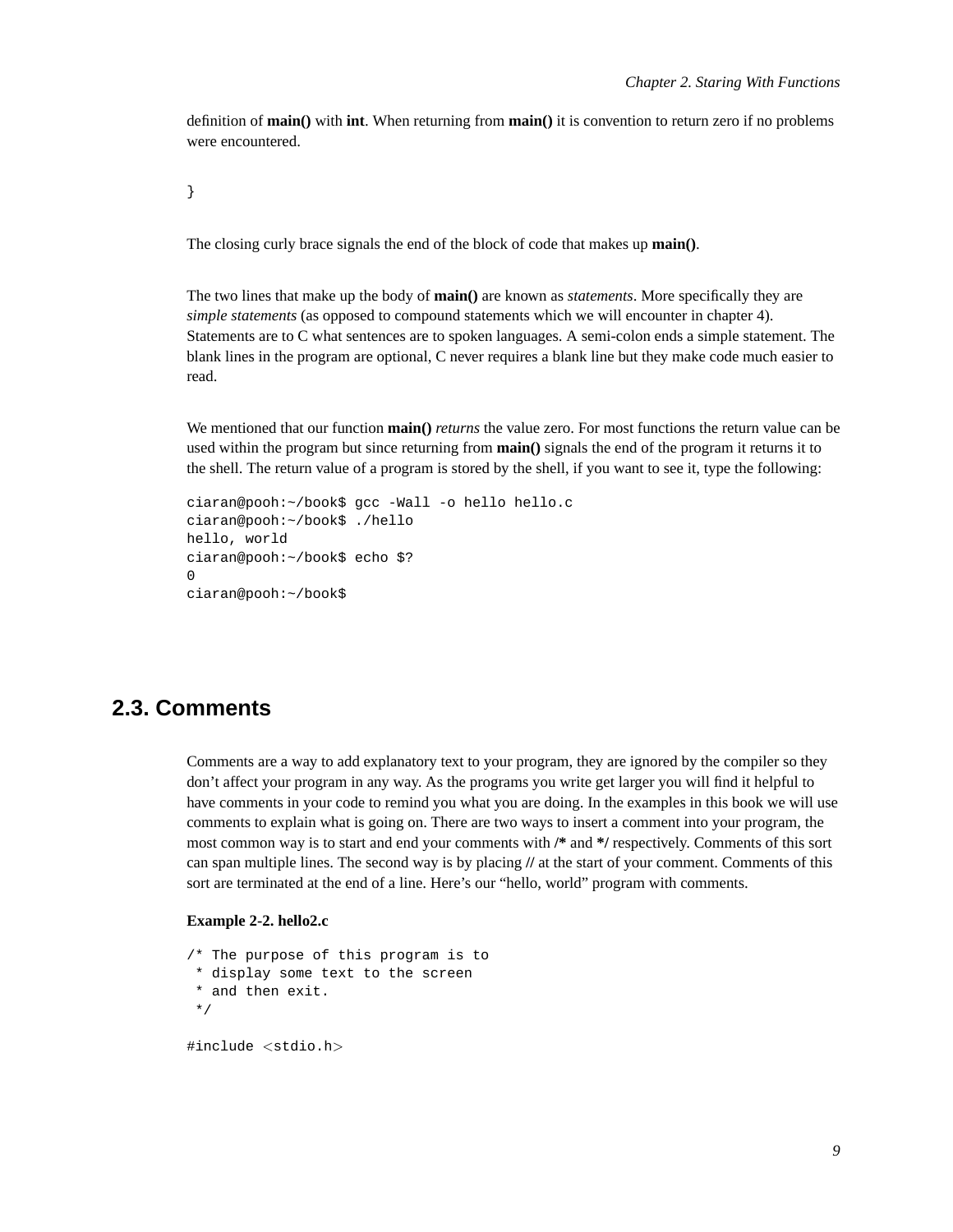definition of **main()** with **int**. When returning from **main()** it is convention to return zero if no problems were encountered.

```
}
```

The closing curly brace signals the end of the block of code that makes up **main()**.

The two lines that make up the body of **main()** are known as *statements*. More specifically they are *simple statements* (as opposed to compound statements which we will encounter in chapter 4). Statements are to C what sentences are to spoken languages. A semi-colon ends a simple statement. The blank lines in the program are optional, C never requires a blank line but they make code much easier to read.

We mentioned that our function **main()** *returns* the value zero. For most functions the return value can be used within the program but since returning from **main()** signals the end of the program it returns it to the shell. The return value of a program is stored by the shell, if you want to see it, type the following:

```
ciaran@pooh:~/book$ gcc -Wall -o hello hello.c
ciaran@pooh:~/book$ ./hello
hello, world
ciaran@pooh:~/book$ echo $?
0
ciaran@pooh:~/book$
```

## 2.3. Comments

Comments are a way to add explanatory text to your program, they are ignored by the compiler so they don't affect your program in any way. As the programs you write get larger you will find it helpful to have comments in your code to remind you what you are doing. In the examples in this book we will use comments to explain what is going on. There are two ways to insert a comment into your program, the most common way is to start and end your comments with **/*** and ***/** respectively. Comments of this sort can span multiple lines. The second way is by placing **//** at the start of your comment. Comments of this sort are terminated at the end of a line. Here's our "hello, world" program with comments.

**Example 2-2. hello2.c**

```
/* The purpose of this program is to
 * display some text to the screen
 * and then exit.
 */

#include <stdio.h>
```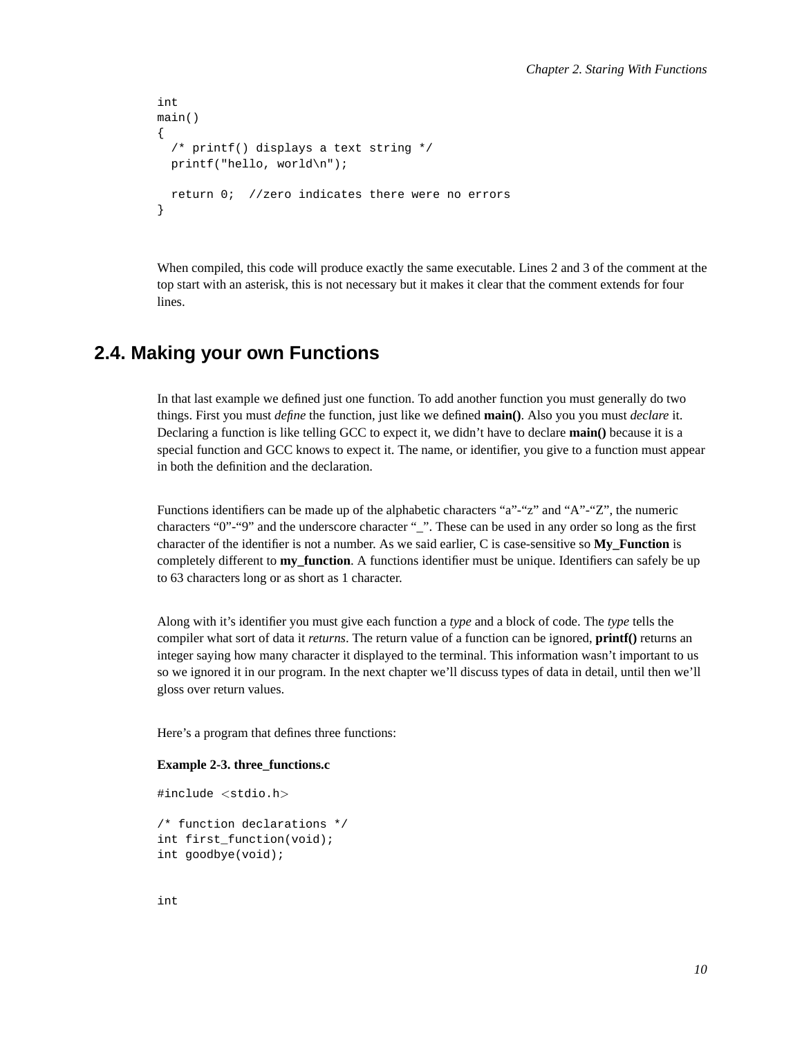```
int
main()
{
  /* printf() displays a text string */
  printf("hello, world\n");

  return 0;  //zero indicates there were no errors
}
```

When compiled, this code will produce exactly the same executable. Lines 2 and 3 of the comment at the top start with an asterisk, this is not necessary but it makes it clear that the comment extends for four lines.

## 2.4. Making your own Functions

In that last example we defined just one function. To add another function you must generally do two things. First you must *define* the function, just like we defined **main()**. Also you you must *declare* it. Declaring a function is like telling GCC to expect it, we didn't have to declare **main()** because it is a special function and GCC knows to expect it. The name, or identifier, you give to a function must appear in both the definition and the declaration.

Functions identifiers can be made up of the alphabetic characters "a"-"z" and "A"-"Z", the numeric characters "0"-"9" and the underscore character "_". These can be used in any order so long as the first character of the identifier is not a number. As we said earlier, C is case-sensitive so **My_Function** is completely different to **my_function**. A functions identifier must be unique. Identifiers can safely be up to 63 characters long or as short as 1 character.

Along with it's identifier you must give each function a *type* and a block of code. The *type* tells the compiler what sort of data it *returns*. The return value of a function can be ignored, **printf()** returns an integer saying how many character it displayed to the terminal. This information wasn't important to us so we ignored it in our program. In the next chapter we'll discuss types of data in detail, until then we'll gloss over return values.

Here's a program that defines three functions:

**Example 2-3. three_functions.c**

```
#include <stdio.h>

/* function declarations */
int first_function(void);
int goodbye(void);


int
```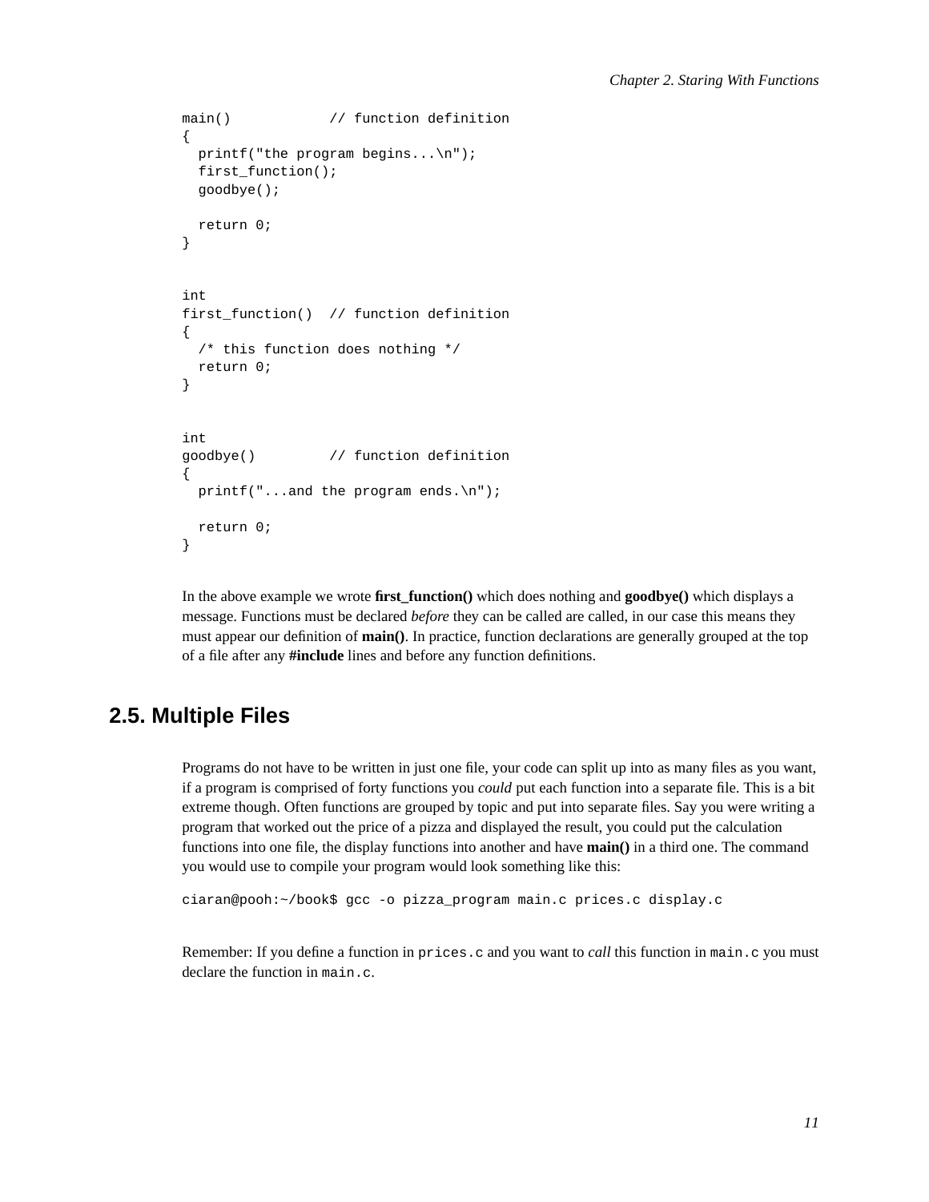```
main()            // function definition
{
  printf("the program begins...\n");
  first_function();
  goodbye();

  return 0;
}


int
first_function()  // function definition
{
  /* this function does nothing */
  return 0;
}


int
goodbye()         // function definition
{
  printf("...and the program ends.\n");

  return 0;
}
```

In the above example we wrote **first_function()** which does nothing and **goodbye()** which displays a message. Functions must be declared *before* they can be called are called, in our case this means they must appear our definition of **main()**. In practice, function declarations are generally grouped at the top of a file after any **#include** lines and before any function definitions.

## 2.5. Multiple Files

Programs do not have to be written in just one file, your code can split up into as many files as you want, if a program is comprised of forty functions you *could* put each function into a separate file. This is a bit extreme though. Often functions are grouped by topic and put into separate files. Say you were writing a program that worked out the price of a pizza and displayed the result, you could put the calculation functions into one file, the display functions into another and have **main()** in a third one. The command you would use to compile your program would look something like this:

```
ciaran@pooh:~/book$ gcc -o pizza_program main.c prices.c display.c
```

Remember: If you define a function in `prices.c` and you want to *call* this function in `main.c` you must declare the function in `main.c`.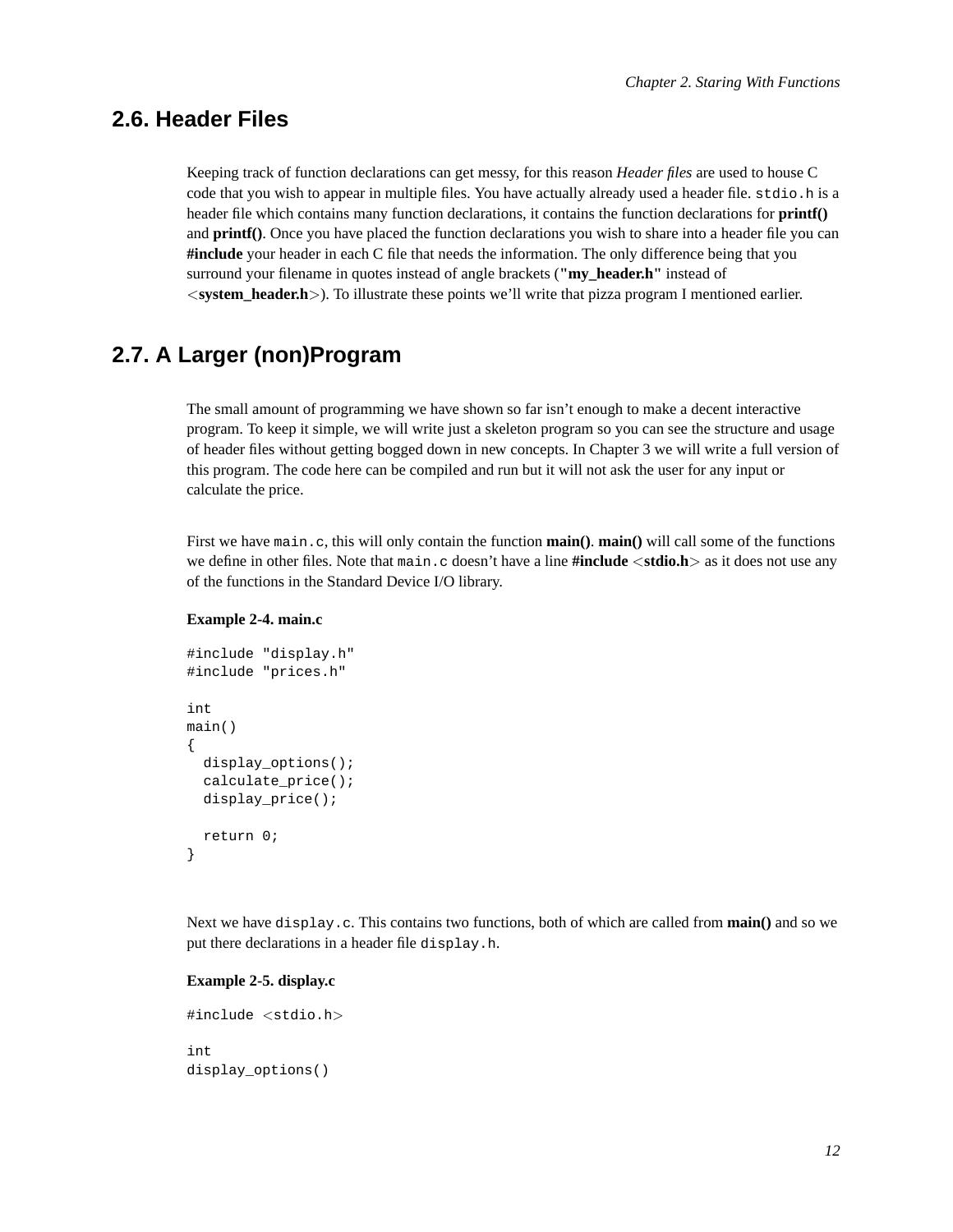## 2.6. Header Files

Keeping track of function declarations can get messy, for this reason *Header files* are used to house C code that you wish to appear in multiple files. You have actually already used a header file. `stdio.h` is a header file which contains many function declarations, it contains the function declarations for **printf()** and **printf()**. Once you have placed the function declarations you wish to share into a header file you can **#include** your header in each C file that needs the information. The only difference being that you surround your filename in quotes instead of angle brackets (**"my_header.h"** instead of <**system_header.h**>). To illustrate these points we'll write that pizza program I mentioned earlier.

## 2.7. A Larger (non)Program

The small amount of programming we have shown so far isn't enough to make a decent interactive program. To keep it simple, we will write just a skeleton program so you can see the structure and usage of header files without getting bogged down in new concepts. In Chapter 3 we will write a full version of this program. The code here can be compiled and run but it will not ask the user for any input or calculate the price.

First we have `main.c`, this will only contain the function **main()**. **main()** will call some of the functions we define in other files. Note that `main.c` doesn't have a line **#include** <**stdio.h**> as it does not use any of the functions in the Standard Device I/O library.

**Example 2-4. main.c**

```
#include "display.h"
#include "prices.h"

int
main()
{
  display_options();
  calculate_price();
  display_price();

  return 0;
}
```

Next we have `display.c`. This contains two functions, both of which are called from **main()** and so we put there declarations in a header file `display.h`.

**Example 2-5. display.c**

```
#include <stdio.h>

int
display_options()
```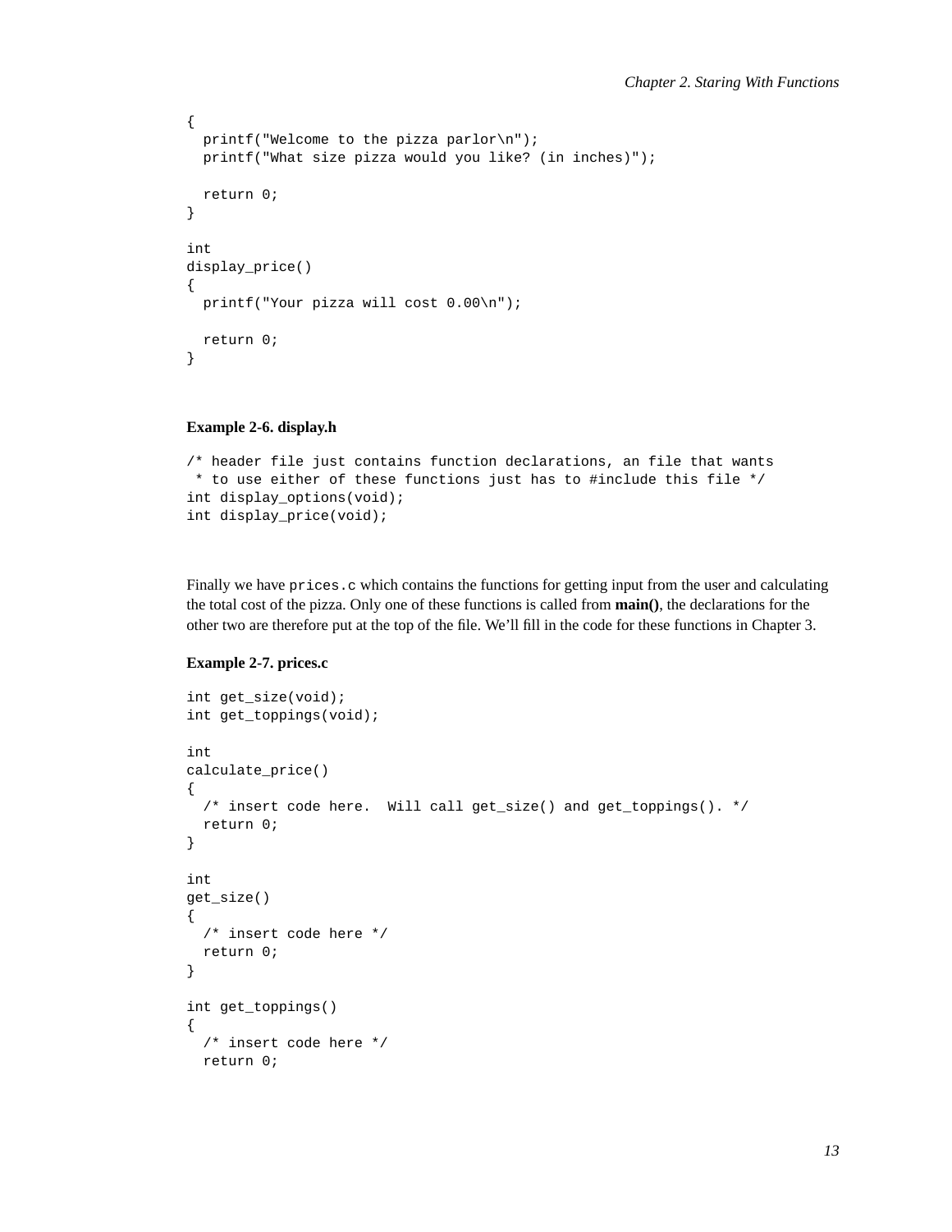```
{
  printf("Welcome to the pizza parlor\n");
  printf("What size pizza would you like? (in inches)");

  return 0;
}

int
display_price()
{
  printf("Your pizza will cost 0.00\n");

  return 0;
}
```

**Example 2-6. display.h**

```
/* header file just contains function declarations, an file that wants
 * to use either of these functions just has to #include this file */
int display_options(void);
int display_price(void);
```

Finally we have `prices.c` which contains the functions for getting input from the user and calculating the total cost of the pizza. Only one of these functions is called from **main()**, the declarations for the other two are therefore put at the top of the file. We'll fill in the code for these functions in Chapter 3.

**Example 2-7. prices.c**

```
int get_size(void);
int get_toppings(void);

int
calculate_price()
{
  /* insert code here.  Will call get_size() and get_toppings(). */
  return 0;
}

int
get_size()
{
  /* insert code here */
  return 0;
}

int get_toppings()
{
  /* insert code here */
  return 0;
```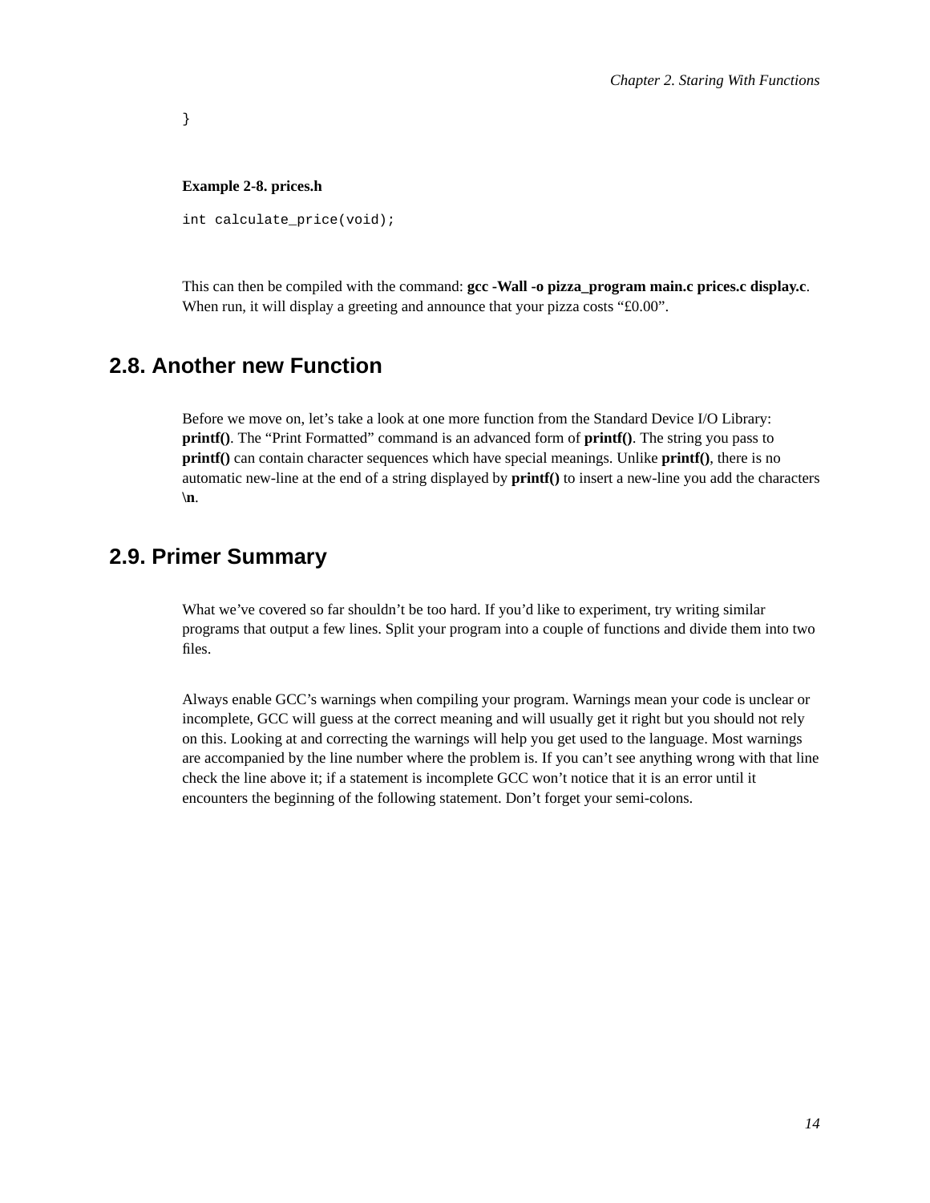```
}
```

**Example 2-8. prices.h**

```
int calculate_price(void);
```

This can then be compiled with the command: **gcc -Wall -o pizza_program main.c prices.c display.c**. When run, it will display a greeting and announce that your pizza costs “£0.00”.

## 2.8. Another new Function

Before we move on, let’s take a look at one more function from the Standard Device I/O Library: **printf()**. The “Print Formatted” command is an advanced form of **printf()**. The string you pass to **printf()** can contain character sequences which have special meanings. Unlike **printf()**, there is no automatic new-line at the end of a string displayed by **printf()** to insert a new-line you add the characters **\n**.

## 2.9. Primer Summary

What we’ve covered so far shouldn’t be too hard. If you’d like to experiment, try writing similar programs that output a few lines. Split your program into a couple of functions and divide them into two files.

Always enable GCC’s warnings when compiling your program. Warnings mean your code is unclear or incomplete, GCC will guess at the correct meaning and will usually get it right but you should not rely on this. Looking at and correcting the warnings will help you get used to the language. Most warnings are accompanied by the line number where the problem is. If you can’t see anything wrong with that line check the line above it; if a statement is incomplete GCC won’t notice that it is an error until it encounters the beginning of the following statement. Don’t forget your semi-colons.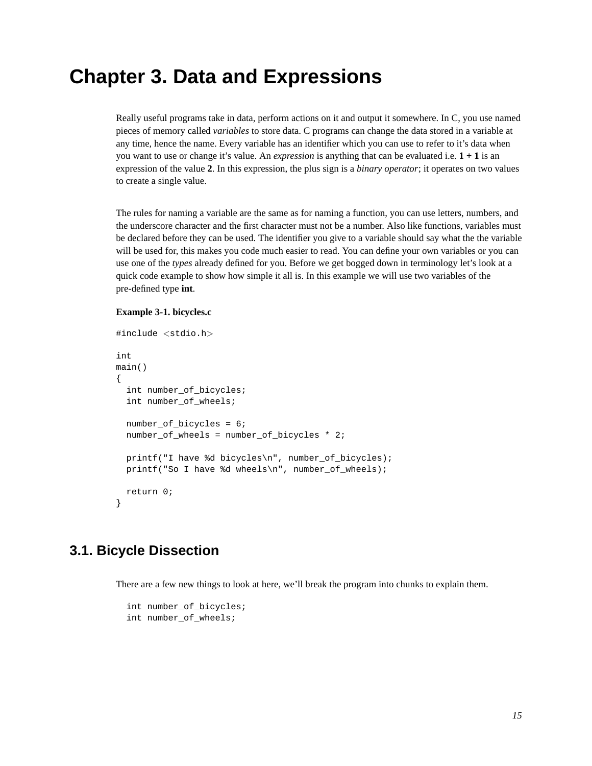# Chapter 3. Data and Expressions

Really useful programs take in data, perform actions on it and output it somewhere. In C, you use named pieces of memory called *variables* to store data. C programs can change the data stored in a variable at any time, hence the name. Every variable has an identifier which you can use to refer to it's data when you want to use or change it's value. An *expression* is anything that can be evaluated i.e. **1 + 1** is an expression of the value **2**. In this expression, the plus sign is a *binary operator*; it operates on two values to create a single value.

The rules for naming a variable are the same as for naming a function, you can use letters, numbers, and the underscore character and the first character must not be a number. Also like functions, variables must be declared before they can be used. The identifier you give to a variable should say what the the variable will be used for, this makes you code much easier to read. You can define your own variables or you can use one of the *types* already defined for you. Before we get bogged down in terminology let's look at a quick code example to show how simple it all is. In this example we will use two variables of the pre-defined type **int**.

**Example 3-1. bicycles.c**

```
#include <stdio.h>

int
main()
{
  int number_of_bicycles;
  int number_of_wheels;

  number_of_bicycles = 6;
  number_of_wheels = number_of_bicycles * 2;

  printf("I have %d bicycles\n", number_of_bicycles);
  printf("So I have %d wheels\n", number_of_wheels);

  return 0;
}
```

## 3.1. Bicycle Dissection

There are a few new things to look at here, we'll break the program into chunks to explain them.

```
  int number_of_bicycles;
  int number_of_wheels;
```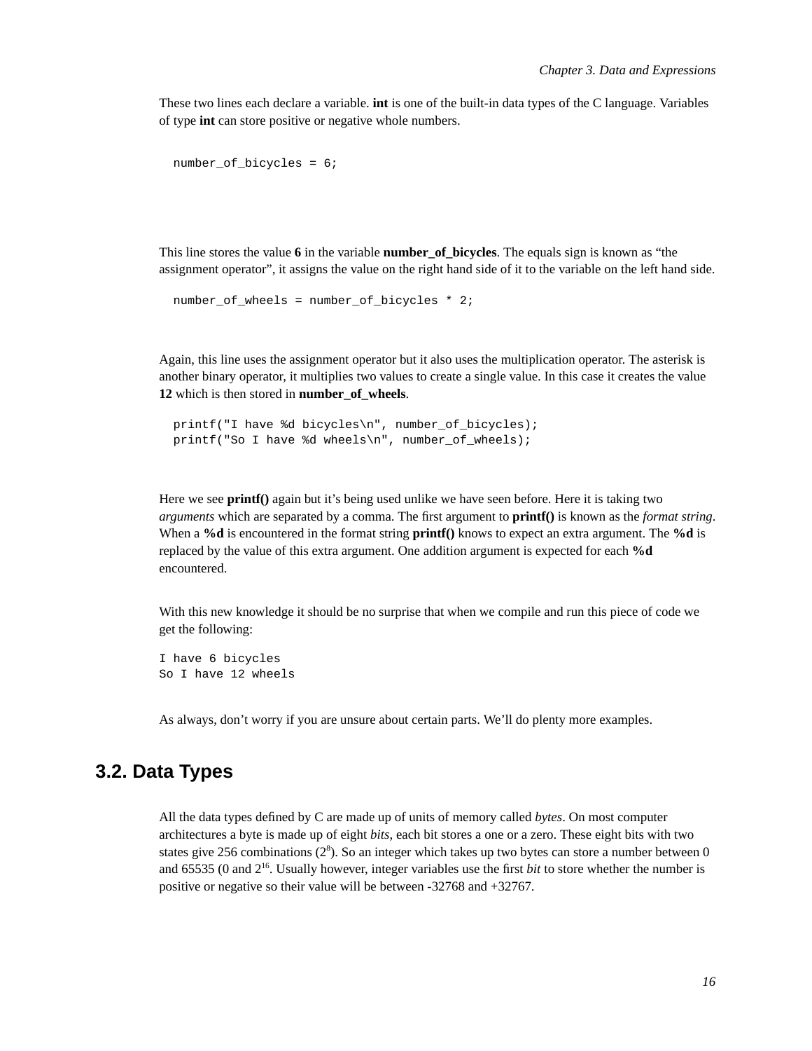These two lines each declare a variable. **int** is one of the built-in data types of the C language. Variables of type **int** can store positive or negative whole numbers.

```
number_of_bicycles = 6;
```

This line stores the value **6** in the variable **number_of_bicycles**. The equals sign is known as “the assignment operator”, it assigns the value on the right hand side of it to the variable on the left hand side.

```
number_of_wheels = number_of_bicycles * 2;
```

Again, this line uses the assignment operator but it also uses the multiplication operator. The asterisk is another binary operator, it multiplies two values to create a single value. In this case it creates the value **12** which is then stored in **number_of_wheels**.

```
printf("I have %d bicycles\n", number_of_bicycles);
printf("So I have %d wheels\n", number_of_wheels);
```

Here we see **printf()** again but it’s being used unlike we have seen before. Here it is taking two *arguments* which are separated by a comma. The first argument to **printf()** is known as the *format string*. When a **%d** is encountered in the format string **printf()** knows to expect an extra argument. The **%d** is replaced by the value of this extra argument. One addition argument is expected for each **%d** encountered.

With this new knowledge it should be no surprise that when we compile and run this piece of code we get the following:

```
I have 6 bicycles
So I have 12 wheels
```

As always, don’t worry if you are unsure about certain parts. We’ll do plenty more examples.

## 3.2. Data Types

All the data types defined by C are made up of units of memory called *bytes*. On most computer architectures a byte is made up of eight *bits*, each bit stores a one or a zero. These eight bits with two states give 256 combinations ($2^8$). So an integer which takes up two bytes can store a number between 0 and 65535 (0 and $2^{16}$. Usually however, integer variables use the first *bit* to store whether the number is positive or negative so their value will be between -32768 and +32767.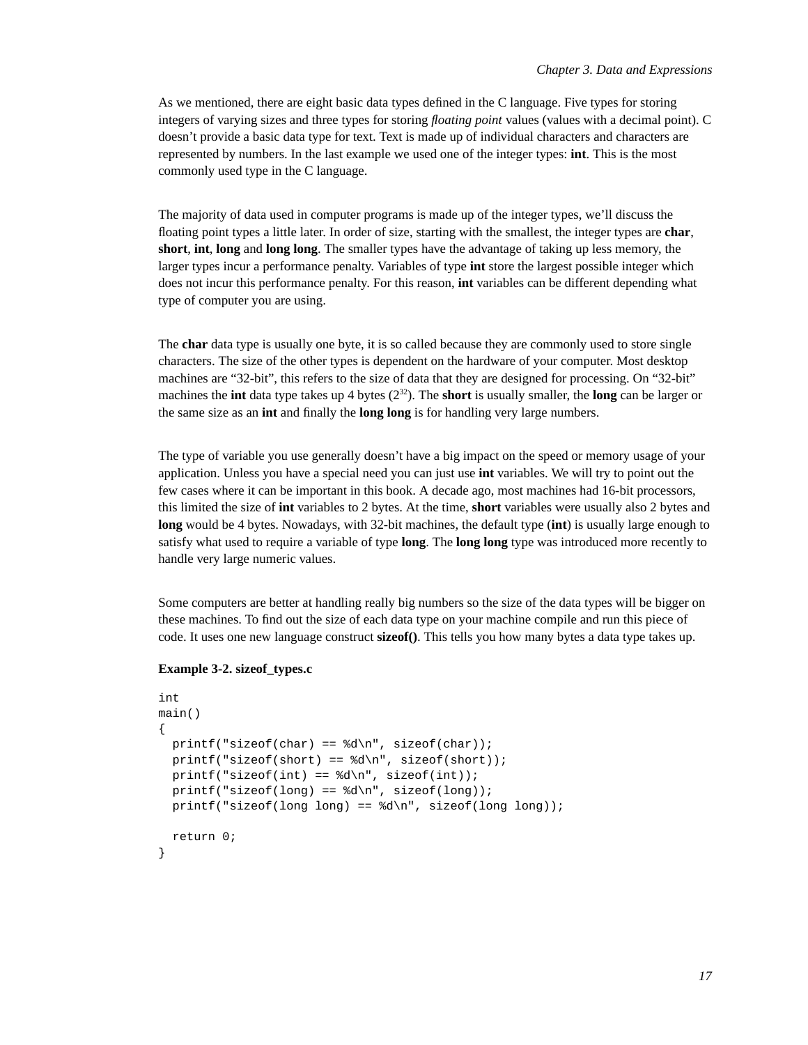As we mentioned, there are eight basic data types defined in the C language. Five types for storing integers of varying sizes and three types for storing *floating point* values (values with a decimal point). C doesn't provide a basic data type for text. Text is made up of individual characters and characters are represented by numbers. In the last example we used one of the integer types: **int**. This is the most commonly used type in the C language.

The majority of data used in computer programs is made up of the integer types, we'll discuss the floating point types a little later. In order of size, starting with the smallest, the integer types are **char**, **short**, **int**, **long** and **long long**. The smaller types have the advantage of taking up less memory, the larger types incur a performance penalty. Variables of type **int** store the largest possible integer which does not incur this performance penalty. For this reason, **int** variables can be different depending what type of computer you are using.

The **char** data type is usually one byte, it is so called because they are commonly used to store single characters. The size of the other types is dependent on the hardware of your computer. Most desktop machines are "32-bit", this refers to the size of data that they are designed for processing. On "32-bit" machines the **int** data type takes up 4 bytes ($2^{32}$). The **short** is usually smaller, the **long** can be larger or the same size as an **int** and finally the **long long** is for handling very large numbers.

The type of variable you use generally doesn't have a big impact on the speed or memory usage of your application. Unless you have a special need you can just use **int** variables. We will try to point out the few cases where it can be important in this book. A decade ago, most machines had 16-bit processors, this limited the size of **int** variables to 2 bytes. At the time, **short** variables were usually also 2 bytes and **long** would be 4 bytes. Nowadays, with 32-bit machines, the default type (**int**) is usually large enough to satisfy what used to require a variable of type **long**. The **long long** type was introduced more recently to handle very large numeric values.

Some computers are better at handling really big numbers so the size of the data types will be bigger on these machines. To find out the size of each data type on your machine compile and run this piece of code. It uses one new language construct **sizeof()**. This tells you how many bytes a data type takes up.

**Example 3-2. sizeof_types.c**

```
int
main()
{
  printf("sizeof(char) == %d\n", sizeof(char));
  printf("sizeof(short) == %d\n", sizeof(short));
  printf("sizeof(int) == %d\n", sizeof(int));
  printf("sizeof(long) == %d\n", sizeof(long));
  printf("sizeof(long long) == %d\n", sizeof(long long));

  return 0;
}
```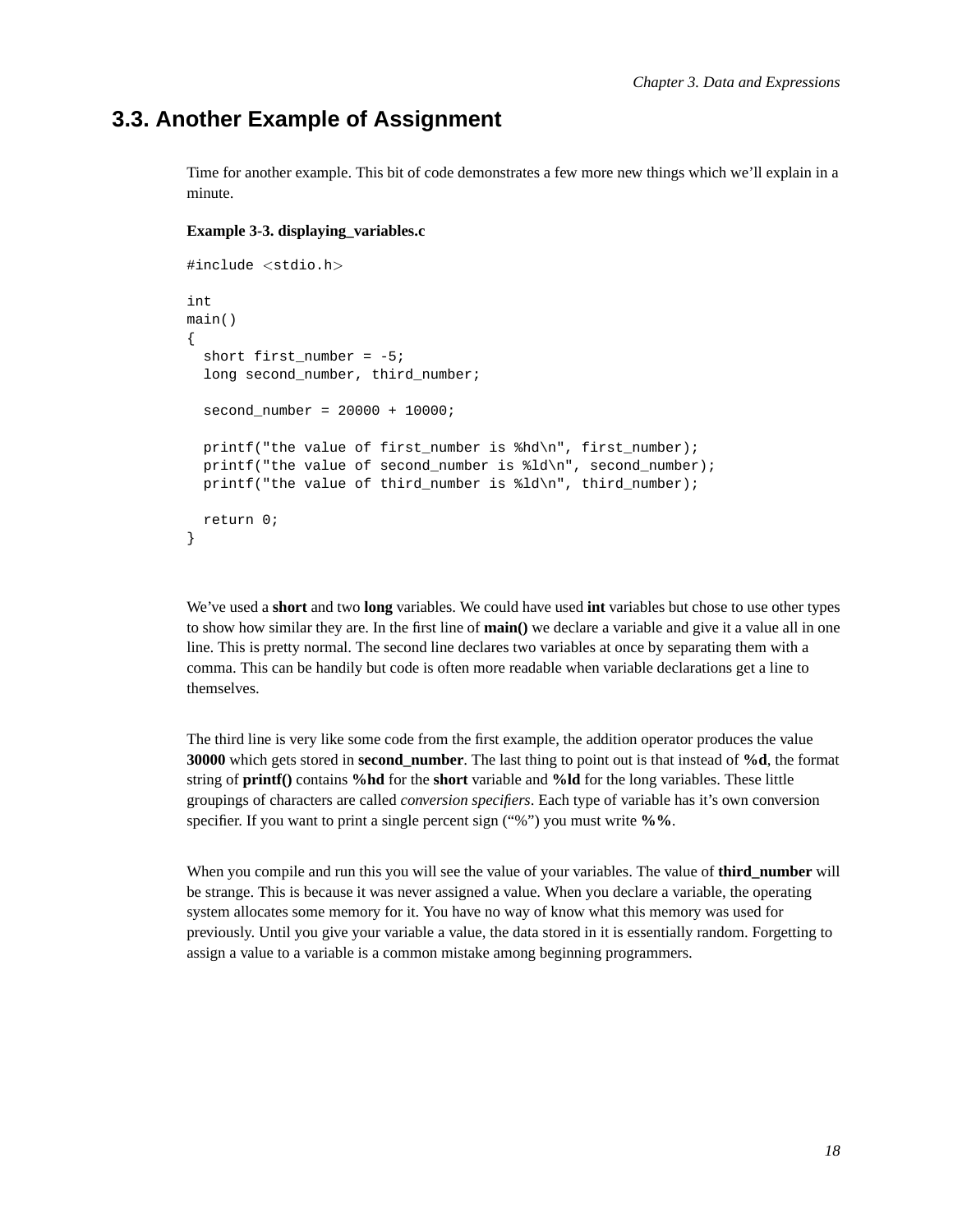## 3.3. Another Example of Assignment

Time for another example. This bit of code demonstrates a few more new things which we'll explain in a minute.

**Example 3-3. displaying_variables.c**

```
#include <stdio.h>

int
main()
{
  short first_number = -5;
  long second_number, third_number;

  second_number = 20000 + 10000;

  printf("the value of first_number is %hd\n", first_number);
  printf("the value of second_number is %ld\n", second_number);
  printf("the value of third_number is %ld\n", third_number);

  return 0;
}
```

We've used a **short** and two **long** variables. We could have used **int** variables but chose to use other types to show how similar they are. In the first line of **main()** we declare a variable and give it a value all in one line. This is pretty normal. The second line declares two variables at once by separating them with a comma. This can be handily but code is often more readable when variable declarations get a line to themselves.

The third line is very like some code from the first example, the addition operator produces the value **30000** which gets stored in **second_number**. The last thing to point out is that instead of **%d**, the format string of **printf()** contains **%hd** for the **short** variable and **%ld** for the long variables. These little groupings of characters are called *conversion specifiers*. Each type of variable has it's own conversion specifier. If you want to print a single percent sign ("%") you must write **%%**.

When you compile and run this you will see the value of your variables. The value of **third_number** will be strange. This is because it was never assigned a value. When you declare a variable, the operating system allocates some memory for it. You have no way of know what this memory was used for previously. Until you give your variable a value, the data stored in it is essentially random. Forgetting to assign a value to a variable is a common mistake among beginning programmers.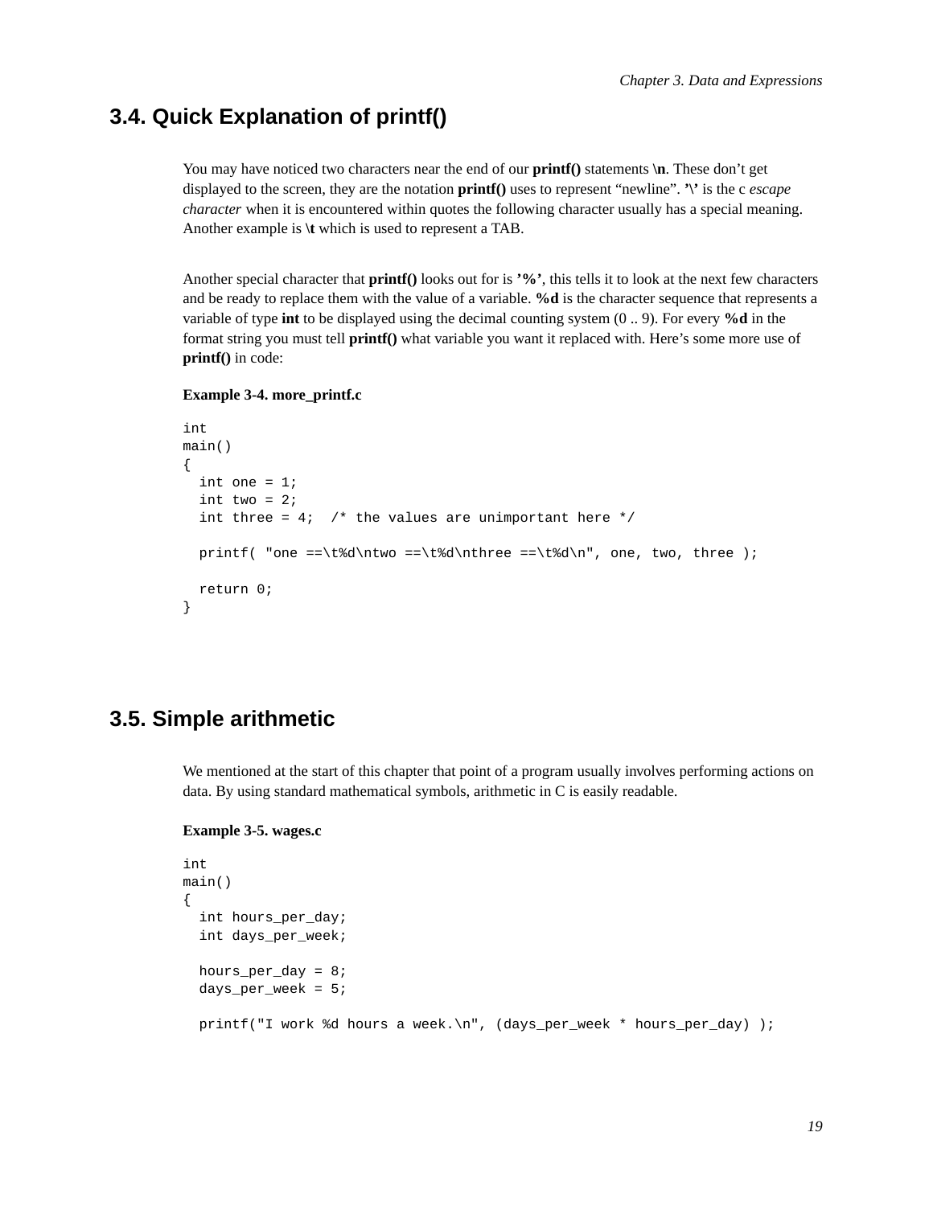## 3.4. Quick Explanation of printf()

You may have noticed two characters near the end of our **printf()** statements **\n**. These don't get displayed to the screen, they are the notation **printf()** uses to represent "newline". **'\'** is the c *escape character* when it is encountered within quotes the following character usually has a special meaning. Another example is **\t** which is used to represent a TAB.

Another special character that **printf()** looks out for is **'%'**, this tells it to look at the next few characters and be ready to replace them with the value of a variable. **%d** is the character sequence that represents a variable of type **int** to be displayed using the decimal counting system (0 .. 9). For every **%d** in the format string you must tell **printf()** what variable you want it replaced with. Here's some more use of **printf()** in code:

**Example 3-4. more_printf.c**

```
int
main()
{
  int one = 1;
  int two = 2;
  int three = 4;  /* the values are unimportant here */

  printf( "one ==\t%d\ntwo ==\t%d\nthree ==\t%d\n", one, two, three );

  return 0;
}
```

## 3.5. Simple arithmetic

We mentioned at the start of this chapter that point of a program usually involves performing actions on data. By using standard mathematical symbols, arithmetic in C is easily readable.

**Example 3-5. wages.c**

```
int
main()
{
  int hours_per_day;
  int days_per_week;

  hours_per_day = 8;
  days_per_week = 5;

  printf("I work %d hours a week.\n", (days_per_week * hours_per_day) );
```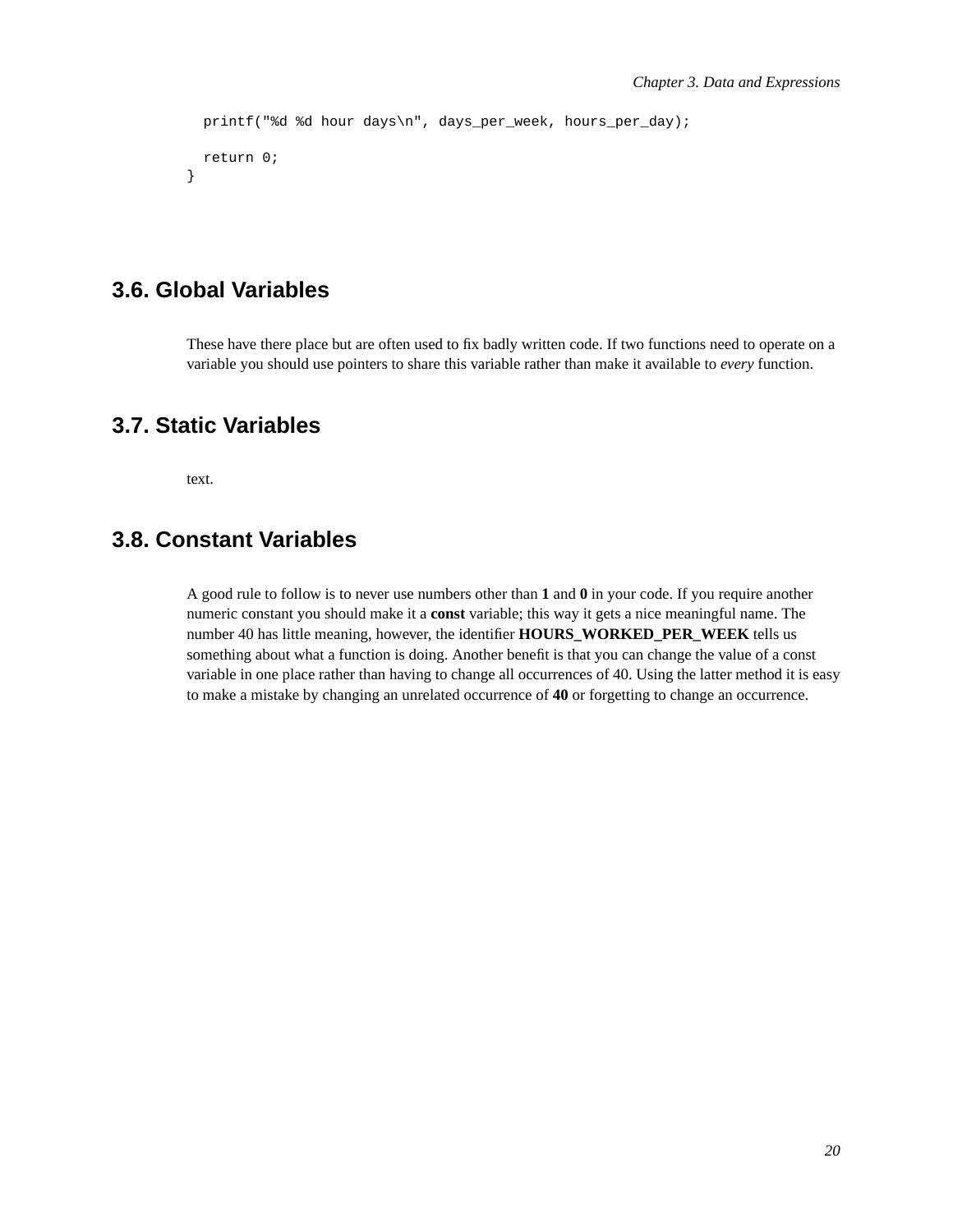```
  printf("%d %d hour days\n", days_per_week, hours_per_day);

  return 0;
}
```

## 3.6. Global Variables

These have there place but are often used to fix badly written code. If two functions need to operate on a variable you should use pointers to share this variable rather than make it available to *every* function.

## 3.7. Static Variables

text.

## 3.8. Constant Variables

A good rule to follow is to never use numbers other than **1** and **0** in your code. If you require another numeric constant you should make it a **const** variable; this way it gets a nice meaningful name. The number 40 has little meaning, however, the identifier **HOURS_WORKED_PER_WEEK** tells us something about what a function is doing. Another benefit is that you can change the value of a const variable in one place rather than having to change all occurrences of 40. Using the latter method it is easy to make a mistake by changing an unrelated occurrence of **40** or forgetting to change an occurrence.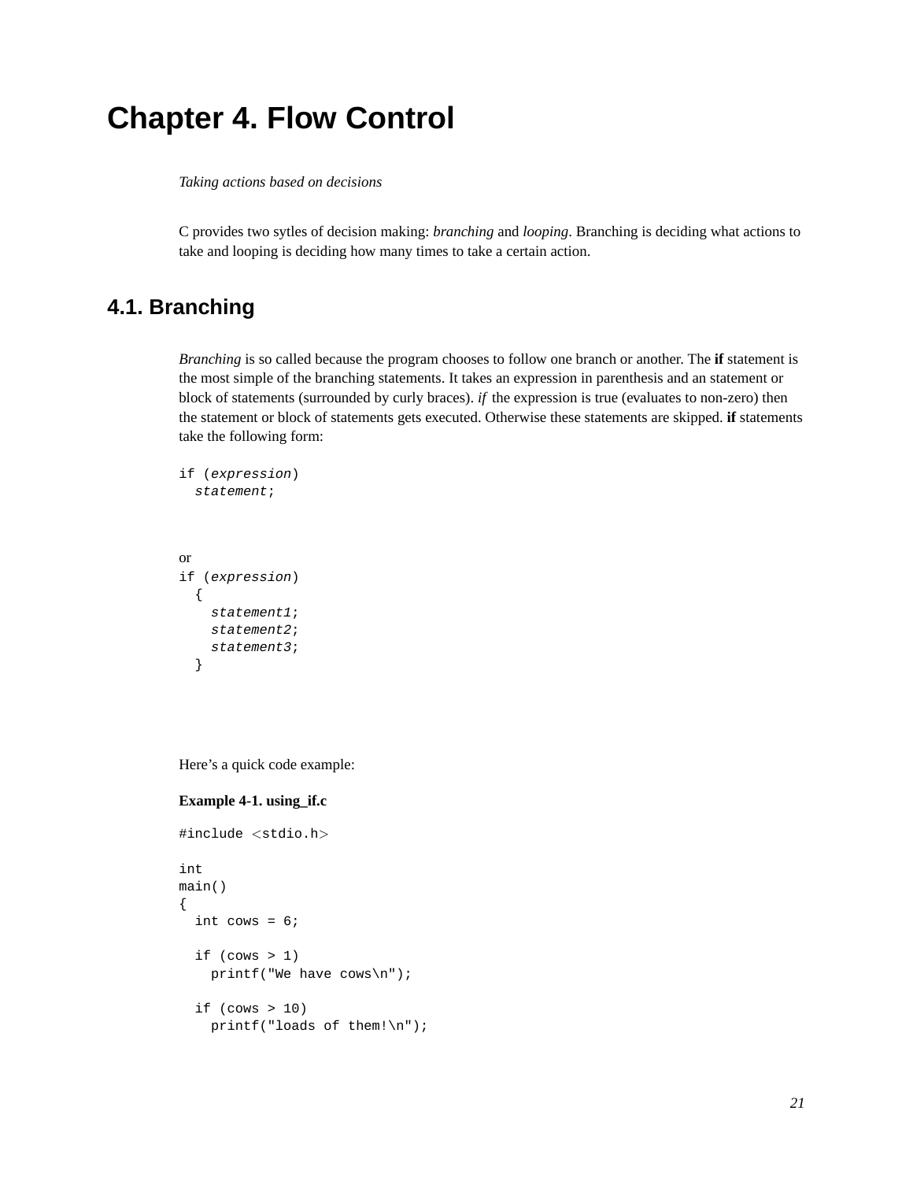# Chapter 4. Flow Control

*Taking actions based on decisions*

C provides two sytles of decision making: *branching* and *looping*. Branching is deciding what actions to take and looping is deciding how many times to take a certain action.

## 4.1. Branching

*Branching* is so called because the program chooses to follow one branch or another. The **if** statement is the most simple of the branching statements. It takes an expression in parenthesis and an statement or block of statements (surrounded by curly braces). *if* the expression is true (evaluates to non-zero) then the statement or block of statements gets executed. Otherwise these statements are skipped. **if** statements take the following form:

```
if (expression)
  statement;
```

or

```
if (expression)
  {
    statement1;
    statement2;
    statement3;
  }
```

Here's a quick code example:

**Example 4-1. using_if.c**

```
#include <stdio.h>

int
main()
{
  int cows = 6;

  if (cows > 1)
    printf("We have cows\n");

  if (cows > 10)
    printf("loads of them!\n");
```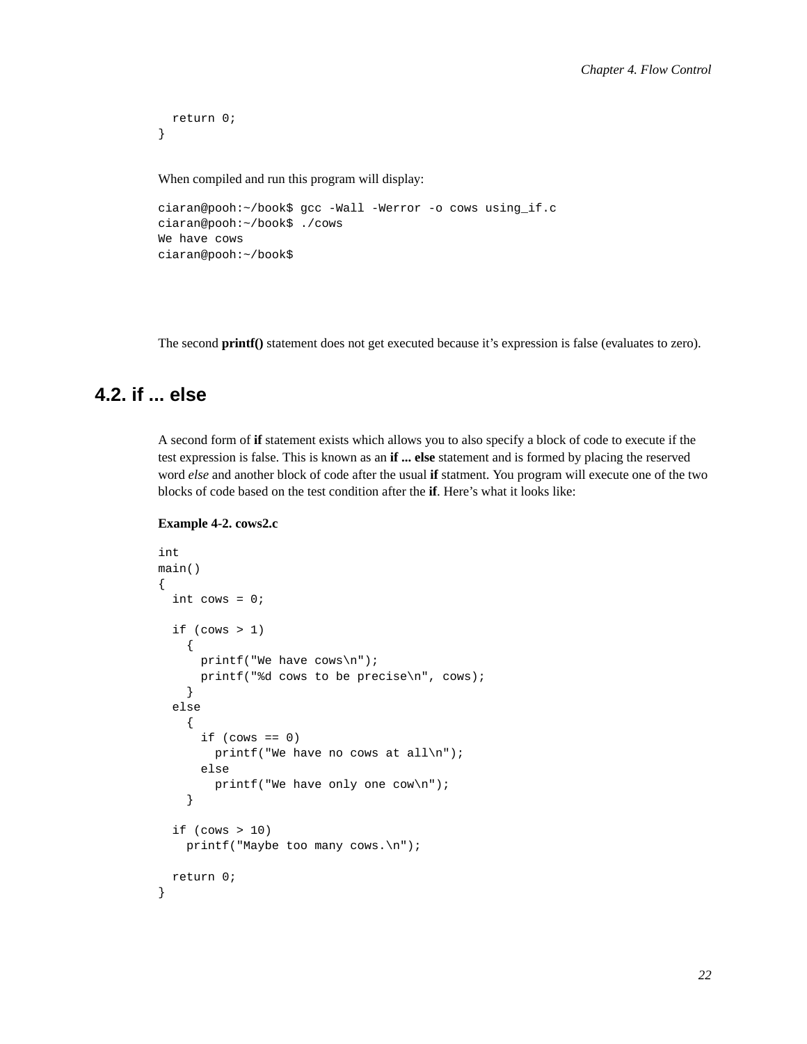```
  return 0;
}
```

When compiled and run this program will display:

```
ciaran@pooh:~/book$ gcc -Wall -Werror -o cows using_if.c
ciaran@pooh:~/book$ ./cows
We have cows
ciaran@pooh:~/book$
```

The second **printf()** statement does not get executed because it's expression is false (evaluates to zero).

## 4.2. if ... else

A second form of **if** statement exists which allows you to also specify a block of code to execute if the test expression is false. This is known as an **if ... else** statement and is formed by placing the reserved word *else* and another block of code after the usual **if** statment. You program will execute one of the two blocks of code based on the test condition after the **if**. Here's what it looks like:

**Example 4-2. cows2.c**

```
int
main()
{
  int cows = 0;

  if (cows > 1)
    {
      printf("We have cows\n");
      printf("%d cows to be precise\n", cows);
    }
  else
    {
      if (cows == 0)
        printf("We have no cows at all\n");
      else
        printf("We have only one cow\n");
    }

  if (cows > 10)
    printf("Maybe too many cows.\n");

  return 0;
}
```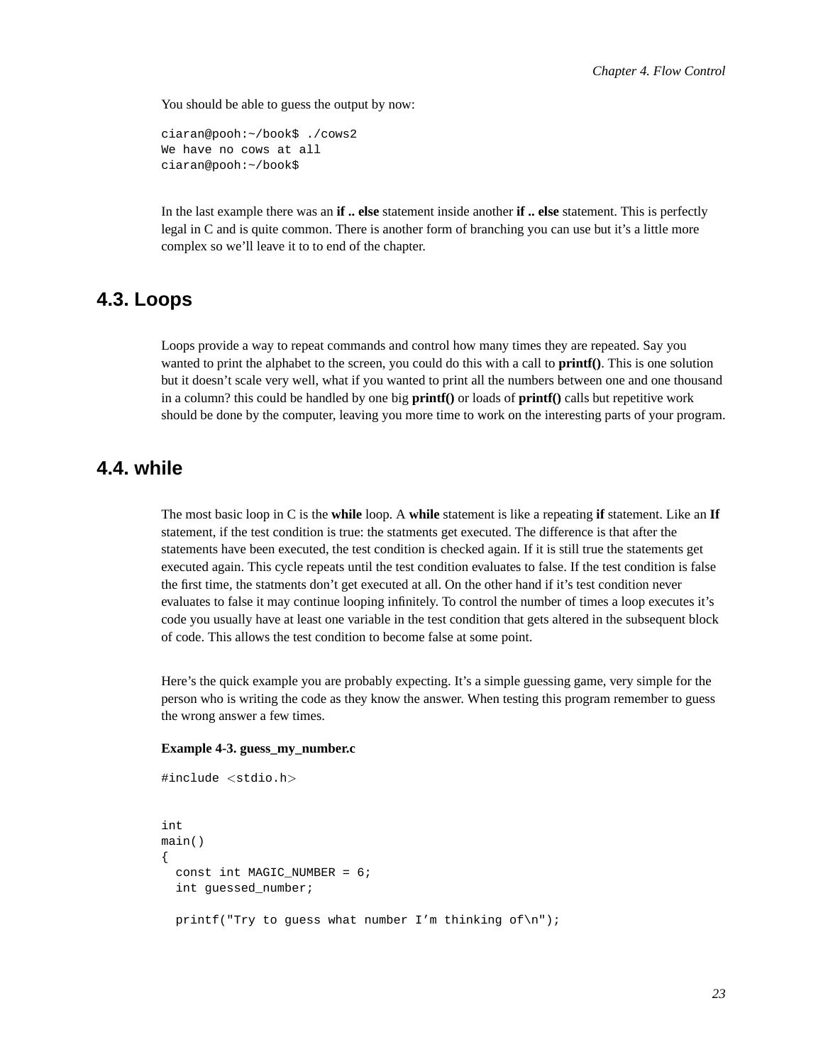You should be able to guess the output by now:

```
ciaran@pooh:~/book$ ./cows2
We have no cows at all
ciaran@pooh:~/book$
```

In the last example there was an **if .. else** statement inside another **if .. else** statement. This is perfectly legal in C and is quite common. There is another form of branching you can use but it's a little more complex so we'll leave it to to end of the chapter.

## 4.3. Loops

Loops provide a way to repeat commands and control how many times they are repeated. Say you wanted to print the alphabet to the screen, you could do this with a call to **printf()**. This is one solution but it doesn't scale very well, what if you wanted to print all the numbers between one and one thousand in a column? this could be handled by one big **printf()** or loads of **printf()** calls but repetitive work should be done by the computer, leaving you more time to work on the interesting parts of your program.

## 4.4. while

The most basic loop in C is the **while** loop. A **while** statement is like a repeating **if** statement. Like an **If** statement, if the test condition is true: the statments get executed. The difference is that after the statements have been executed, the test condition is checked again. If it is still true the statements get executed again. This cycle repeats until the test condition evaluates to false. If the test condition is false the first time, the statments don't get executed at all. On the other hand if it's test condition never evaluates to false it may continue looping infinitely. To control the number of times a loop executes it's code you usually have at least one variable in the test condition that gets altered in the subsequent block of code. This allows the test condition to become false at some point.

Here's the quick example you are probably expecting. It's a simple guessing game, very simple for the person who is writing the code as they know the answer. When testing this program remember to guess the wrong answer a few times.

**Example 4-3. guess_my_number.c**

```
#include <stdio.h>


int
main()
{
  const int MAGIC_NUMBER = 6;
  int guessed_number;

  printf("Try to guess what number I'm thinking of\n");
```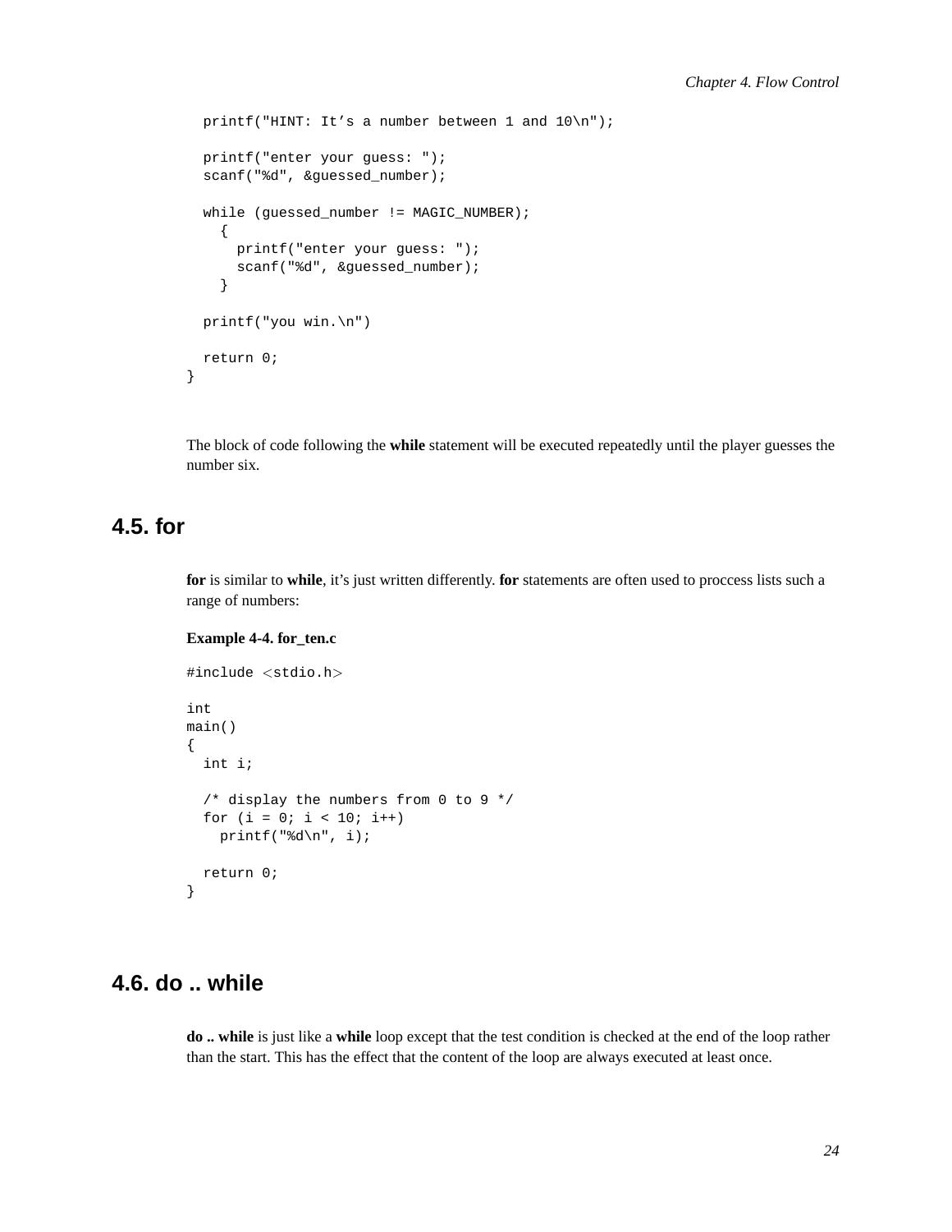```
  printf("HINT: It’s a number between 1 and 10\n");

  printf("enter your guess: ");
  scanf("%d", &guessed_number);

  while (guessed_number != MAGIC_NUMBER);
    {
      printf("enter your guess: ");
      scanf("%d", &guessed_number);
    }

  printf("you win.\n")

  return 0;
}
```

The block of code following the **while** statement will be executed repeatedly until the player guesses the number six.

## 4.5. for

**for** is similar to **while**, it’s just written differently. **for** statements are often used to proccess lists such a range of numbers:

**Example 4-4. for_ten.c**

```
#include <stdio.h>

int
main()
{
  int i;

  /* display the numbers from 0 to 9 */
  for (i = 0; i < 10; i++)
    printf("%d\n", i);

  return 0;
}
```

## 4.6. do .. while

**do .. while** is just like a **while** loop except that the test condition is checked at the end of the loop rather than the start. This has the effect that the content of the loop are always executed at least once.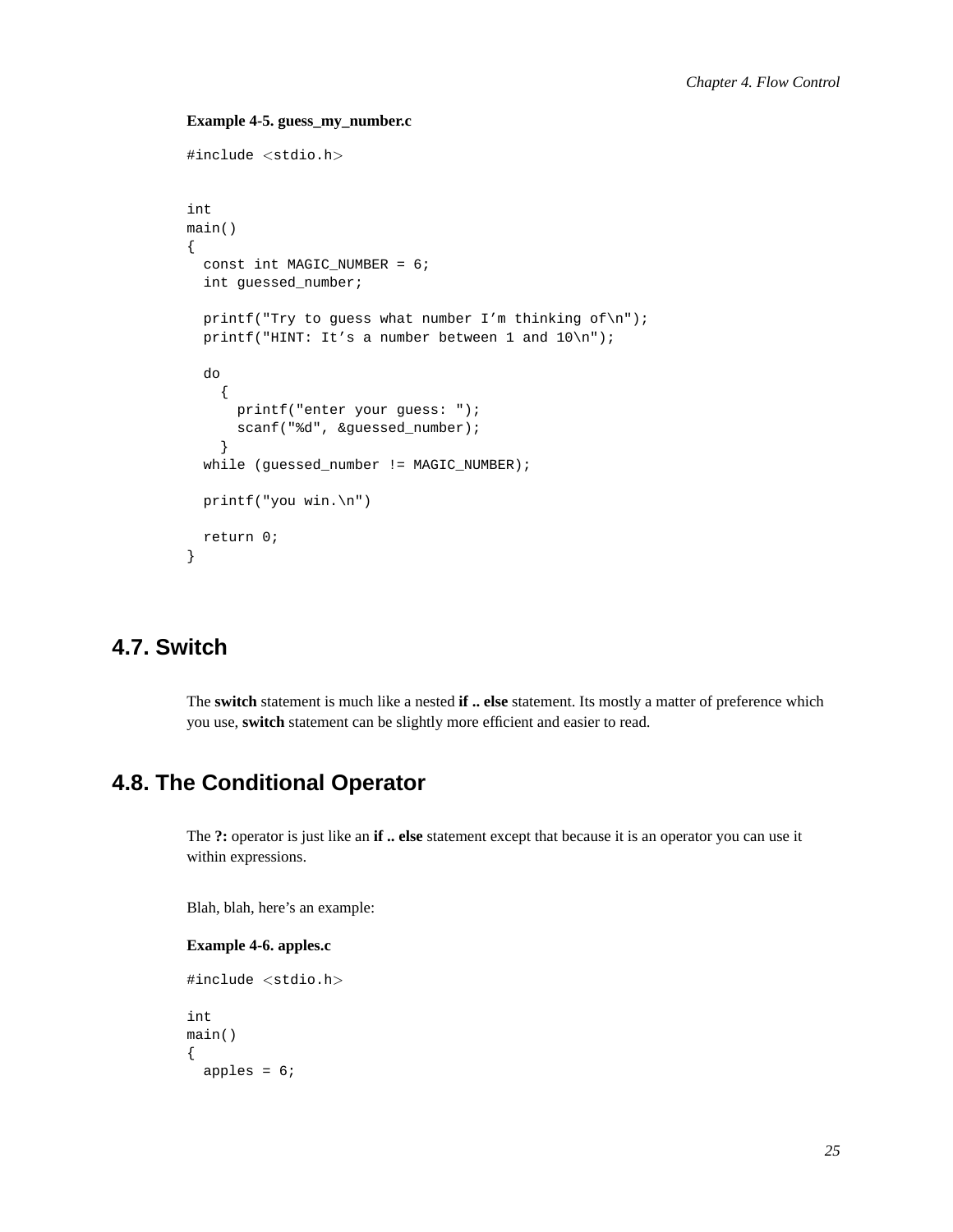**Example 4-5. guess_my_number.c**

```
#include <stdio.h>


int
main()
{
  const int MAGIC_NUMBER = 6;
  int guessed_number;

  printf("Try to guess what number I’m thinking of\n");
  printf("HINT: It’s a number between 1 and 10\n");

  do
    {
      printf("enter your guess: ");
      scanf("%d", &guessed_number);
    }
  while (guessed_number != MAGIC_NUMBER);

  printf("you win.\n")

  return 0;
}
```

## 4.7. Switch

The **switch** statement is much like a nested **if .. else** statement. Its mostly a matter of preference which you use, **switch** statement can be slightly more efficient and easier to read.

## 4.8. The Conditional Operator

The **?:** operator is just like an **if .. else** statement except that because it is an operator you can use it within expressions.

Blah, blah, here’s an example:

**Example 4-6. apples.c**

```
#include <stdio.h>

int
main()
{
  apples = 6;
```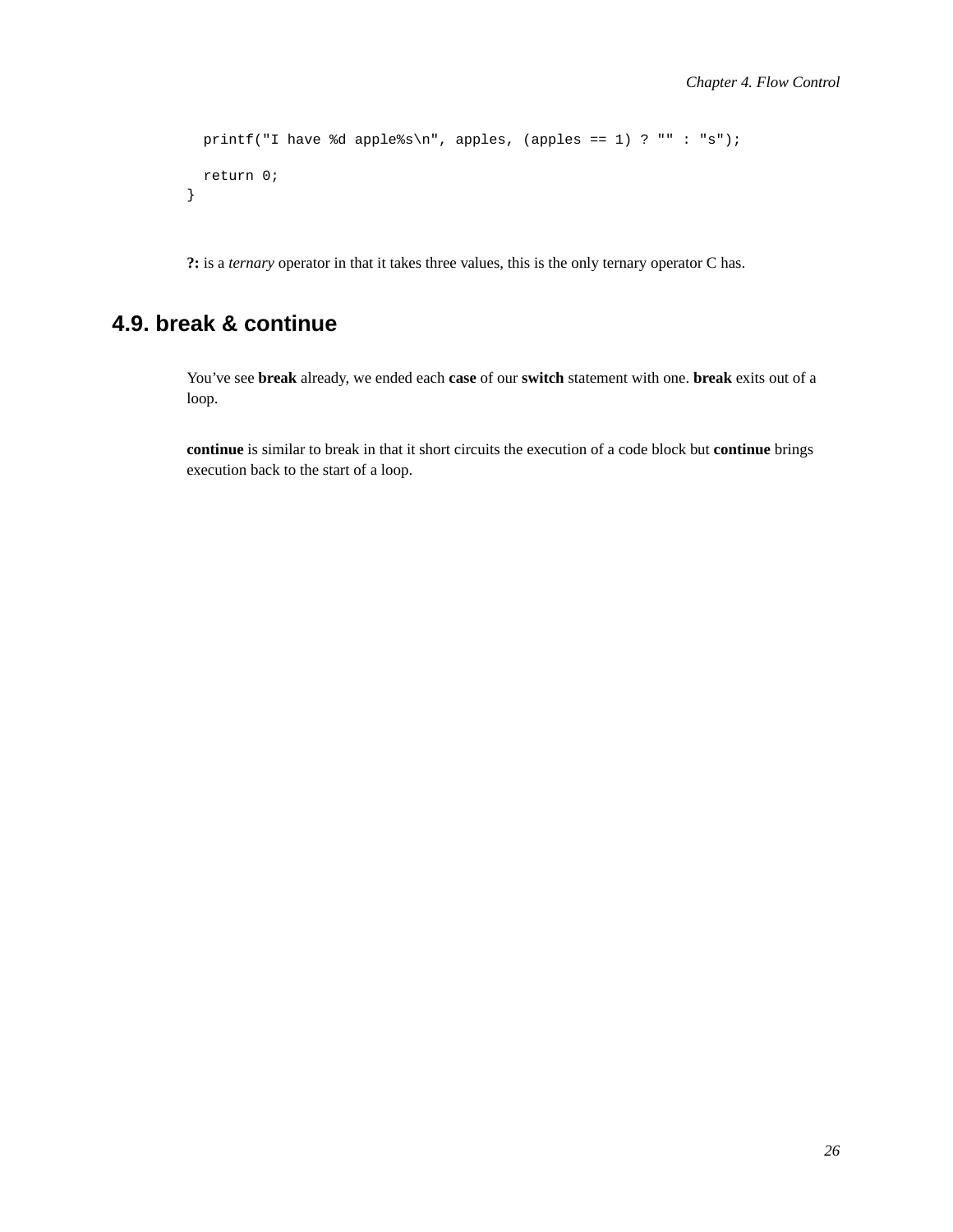```
  printf("I have %d apple%s\n", apples, (apples == 1) ? "" : "s");

  return 0;
}
```

**?:** is a *ternary* operator in that it takes three values, this is the only ternary operator C has.

## 4.9. break & continue

You've see **break** already, we ended each **case** of our **switch** statement with one. **break** exits out of a loop.

**continue** is similar to break in that it short circuits the execution of a code block but **continue** brings execution back to the start of a loop.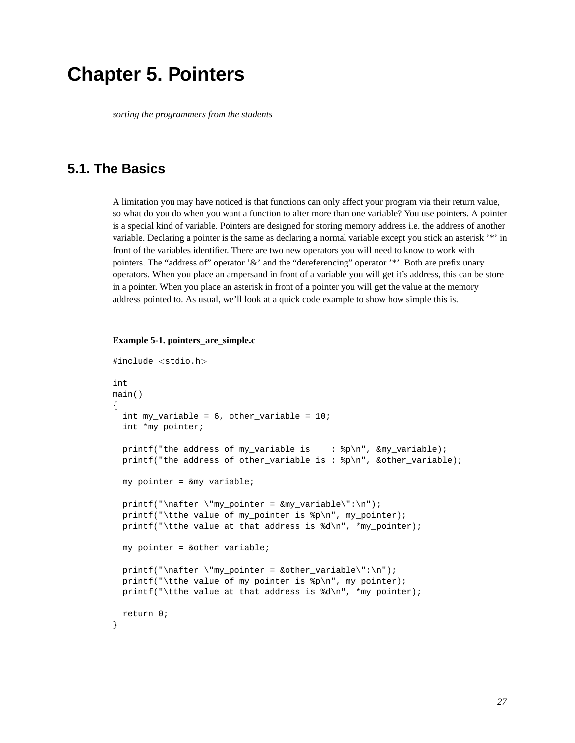# Chapter 5. Pointers

*sorting the programmers from the students*

## 5.1. The Basics

A limitation you may have noticed is that functions can only affect your program via their return value, so what do you do when you want a function to alter more than one variable? You use pointers. A pointer is a special kind of variable. Pointers are designed for storing memory address i.e. the address of another variable. Declaring a pointer is the same as declaring a normal variable except you stick an asterisk '*' in front of the variables identifier. There are two new operators you will need to know to work with pointers. The "address of" operator '&' and the "dereferencing" operator '*'. Both are prefix unary operators. When you place an ampersand in front of a variable you will get it's address, this can be store in a pointer. When you place an asterisk in front of a pointer you will get the value at the memory address pointed to. As usual, we'll look at a quick code example to show how simple this is.

**Example 5-1. pointers_are_simple.c**

```
#include <stdio.h>

int
main()
{
  int my_variable = 6, other_variable = 10;
  int *my_pointer;

  printf("the address of my_variable is    : %p\n", &my_variable);
  printf("the address of other_variable is : %p\n", &other_variable);

  my_pointer = &my_variable;

  printf("\nafter \"my_pointer = &my_variable\":\n");
  printf("\tthe value of my_pointer is %p\n", my_pointer);
  printf("\tthe value at that address is %d\n", *my_pointer);

  my_pointer = &other_variable;

  printf("\nafter \"my_pointer = &other_variable\":\n");
  printf("\tthe value of my_pointer is %p\n", my_pointer);
  printf("\tthe value at that address is %d\n", *my_pointer);

  return 0;
}
```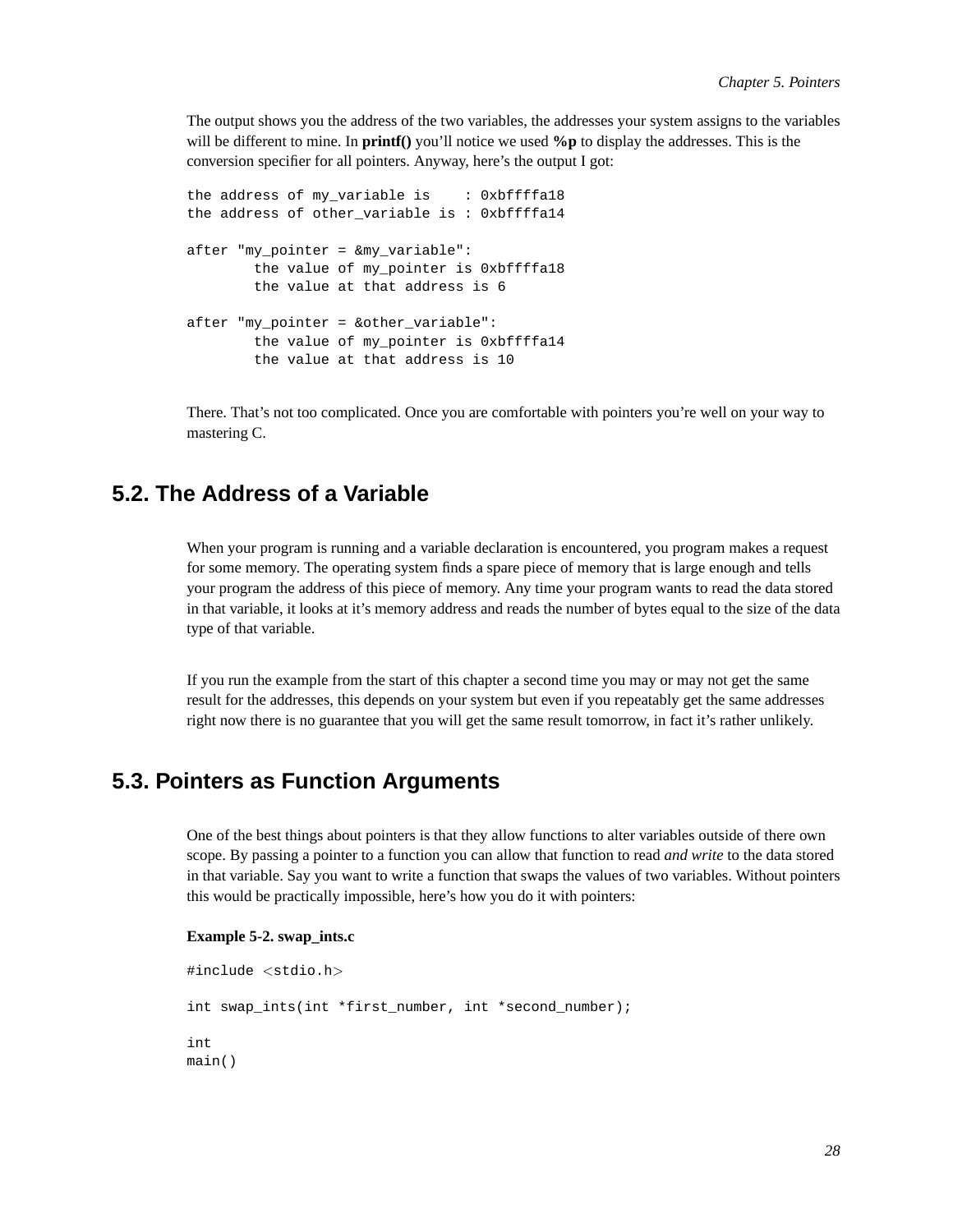The output shows you the address of the two variables, the addresses your system assigns to the variables will be different to mine. In **printf()** you'll notice we used **%p** to display the addresses. This is the conversion specifier for all pointers. Anyway, here's the output I got:

```
the address of my_variable is    : 0xbffffa18
the address of other_variable is : 0xbffffa14

after "my_pointer = &my_variable":
        the value of my_pointer is 0xbffffa18
        the value at that address is 6

after "my_pointer = &other_variable":
        the value of my_pointer is 0xbffffa14
        the value at that address is 10
```

There. That's not too complicated. Once you are comfortable with pointers you're well on your way to mastering C.

## 5.2. The Address of a Variable

When your program is running and a variable declaration is encountered, you program makes a request for some memory. The operating system finds a spare piece of memory that is large enough and tells your program the address of this piece of memory. Any time your program wants to read the data stored in that variable, it looks at it's memory address and reads the number of bytes equal to the size of the data type of that variable.

If you run the example from the start of this chapter a second time you may or may not get the same result for the addresses, this depends on your system but even if you repeatably get the same addresses right now there is no guarantee that you will get the same result tomorrow, in fact it's rather unlikely.

## 5.3. Pointers as Function Arguments

One of the best things about pointers is that they allow functions to alter variables outside of there own scope. By passing a pointer to a function you can allow that function to read *and write* to the data stored in that variable. Say you want to write a function that swaps the values of two variables. Without pointers this would be practically impossible, here's how you do it with pointers:

**Example 5-2. swap_ints.c**

```
#include <stdio.h>

int swap_ints(int *first_number, int *second_number);

int
main()
```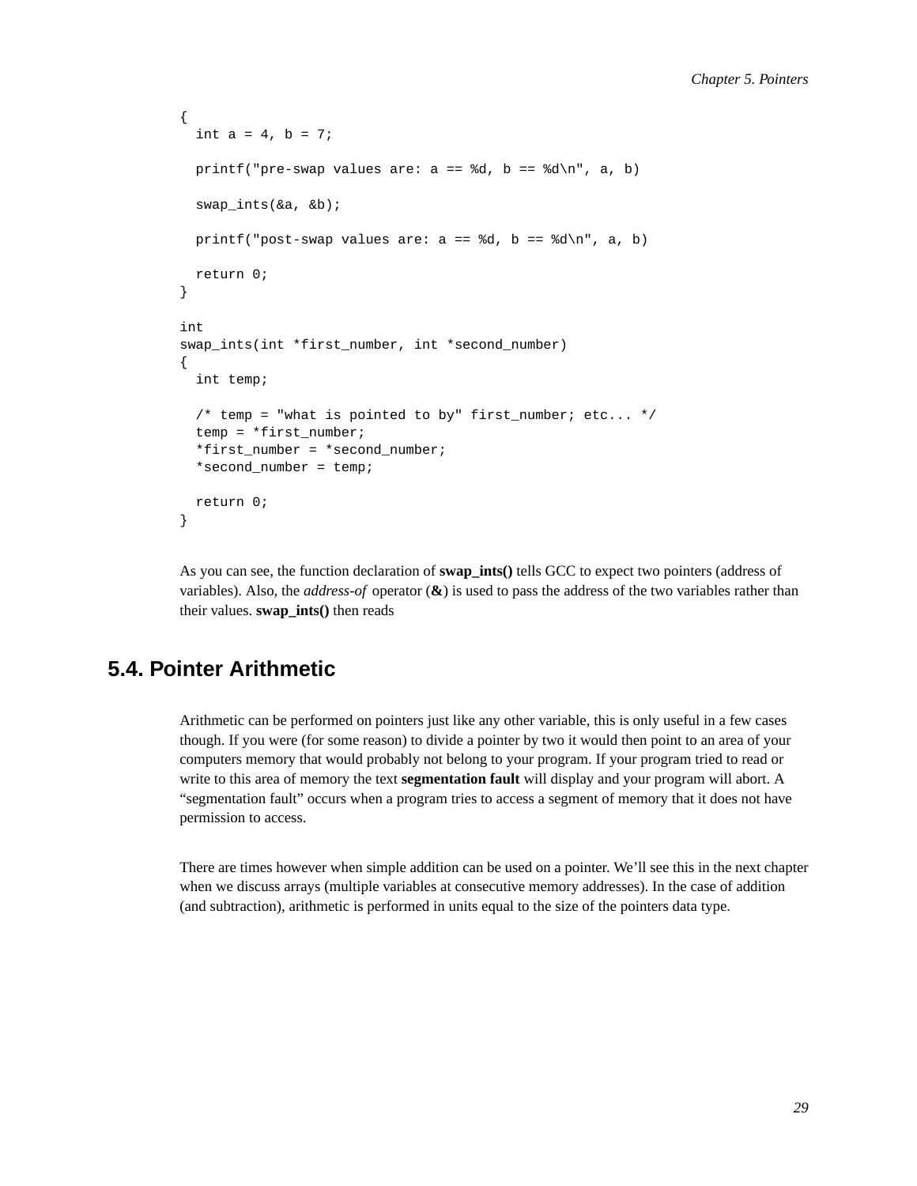```
{
  int a = 4, b = 7;

  printf("pre-swap values are: a == %d, b == %d\n", a, b)

  swap_ints(&a, &b);

  printf("post-swap values are: a == %d, b == %d\n", a, b)

  return 0;
}

int
swap_ints(int *first_number, int *second_number)
{
  int temp;

  /* temp = "what is pointed to by" first_number; etc... */
  temp = *first_number;
  *first_number = *second_number;
  *second_number = temp;

  return 0;
}
```

As you can see, the function declaration of **swap_ints()** tells GCC to expect two pointers (address of variables). Also, the *address-of* operator (**&**) is used to pass the address of the two variables rather than their values. **swap_ints()** then reads

## 5.4. Pointer Arithmetic

Arithmetic can be performed on pointers just like any other variable, this is only useful in a few cases though. If you were (for some reason) to divide a pointer by two it would then point to an area of your computers memory that would probably not belong to your program. If your program tried to read or write to this area of memory the text **segmentation fault** will display and your program will abort. A "segmentation fault" occurs when a program tries to access a segment of memory that it does not have permission to access.

There are times however when simple addition can be used on a pointer. We'll see this in the next chapter when we discuss arrays (multiple variables at consecutive memory addresses). In the case of addition (and subtraction), arithmetic is performed in units equal to the size of the pointers data type.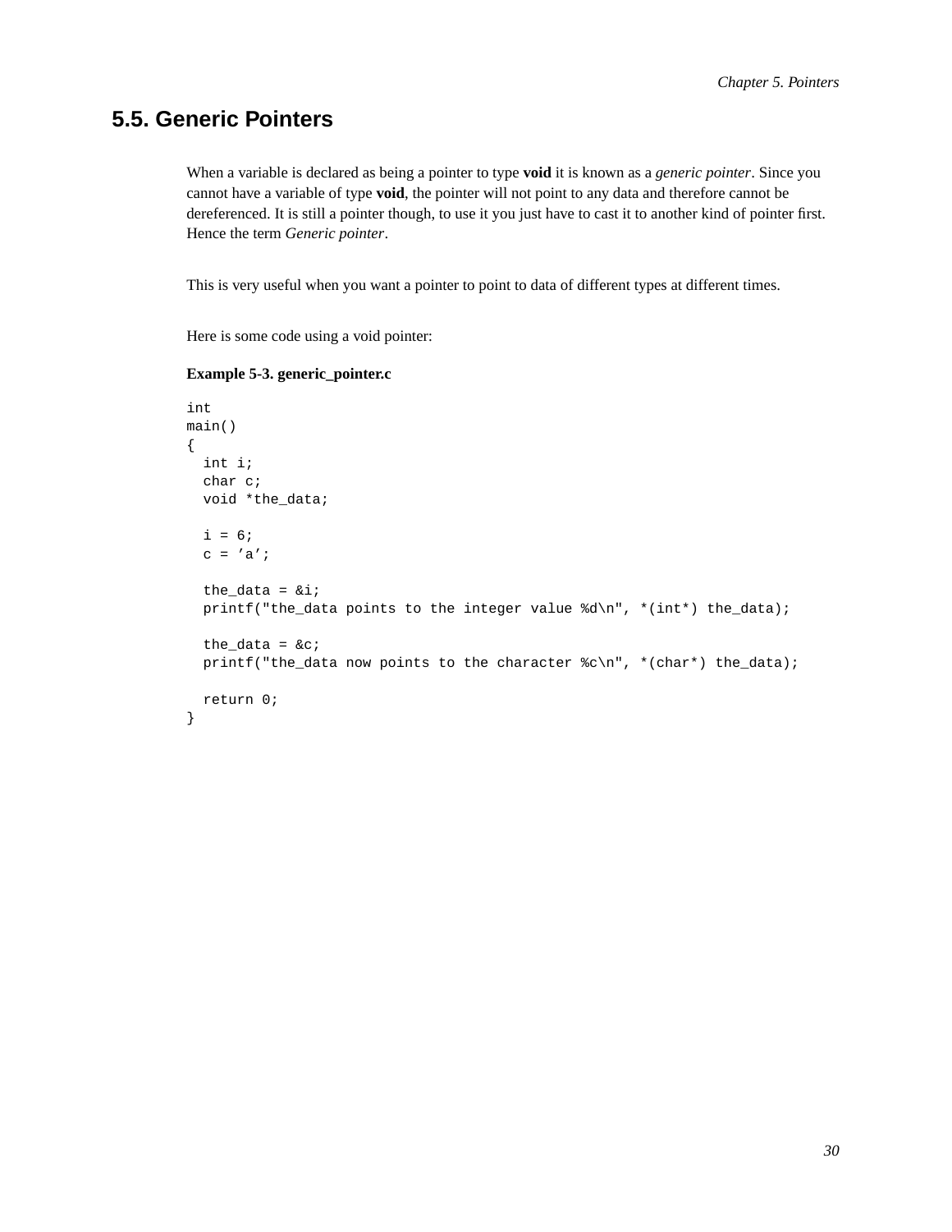## 5.5. Generic Pointers

When a variable is declared as being a pointer to type **void** it is known as a *generic pointer*. Since you cannot have a variable of type **void**, the pointer will not point to any data and therefore cannot be dereferenced. It is still a pointer though, to use it you just have to cast it to another kind of pointer first. Hence the term *Generic pointer*.

This is very useful when you want a pointer to point to data of different types at different times.

Here is some code using a void pointer:

**Example 5-3. generic_pointer.c**

```
int
main()
{
  int i;
  char c;
  void *the_data;

  i = 6;
  c = 'a';

  the_data = &i;
  printf("the_data points to the integer value %d\n", *(int*) the_data);

  the_data = &c;
  printf("the_data now points to the character %c\n", *(char*) the_data);

  return 0;
}
```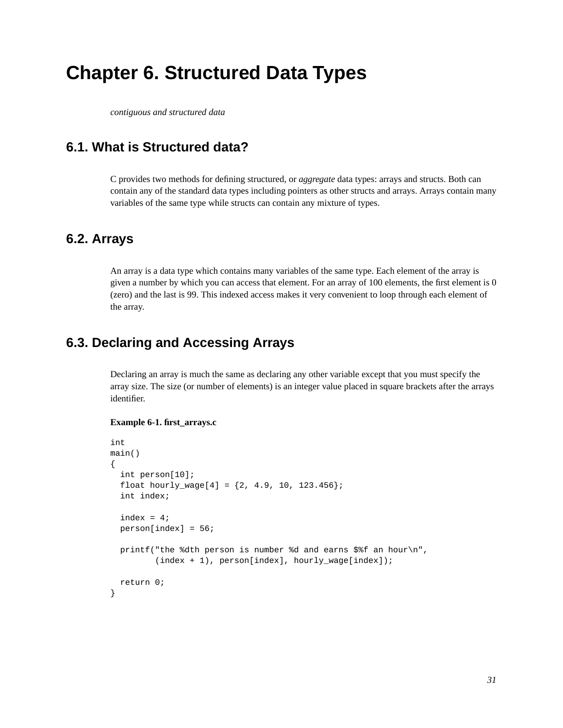# Chapter 6. Structured Data Types

*contiguous and structured data*

## 6.1. What is Structured data?

C provides two methods for defining structured, or *aggregate* data types: arrays and structs. Both can contain any of the standard data types including pointers as other structs and arrays. Arrays contain many variables of the same type while structs can contain any mixture of types.

## 6.2. Arrays

An array is a data type which contains many variables of the same type. Each element of the array is given a number by which you can access that element. For an array of 100 elements, the first element is 0 (zero) and the last is 99. This indexed access makes it very convenient to loop through each element of the array.

## 6.3. Declaring and Accessing Arrays

Declaring an array is much the same as declaring any other variable except that you must specify the array size. The size (or number of elements) is an integer value placed in square brackets after the arrays identifier.

**Example 6-1. first_arrays.c**

```
int
main()
{
  int person[10];
  float hourly_wage[4] = {2, 4.9, 10, 123.456};
  int index;

  index = 4;
  person[index] = 56;

  printf("the %dth person is number %d and earns $%f an hour\n",
         (index + 1), person[index], hourly_wage[index]);

  return 0;
}
```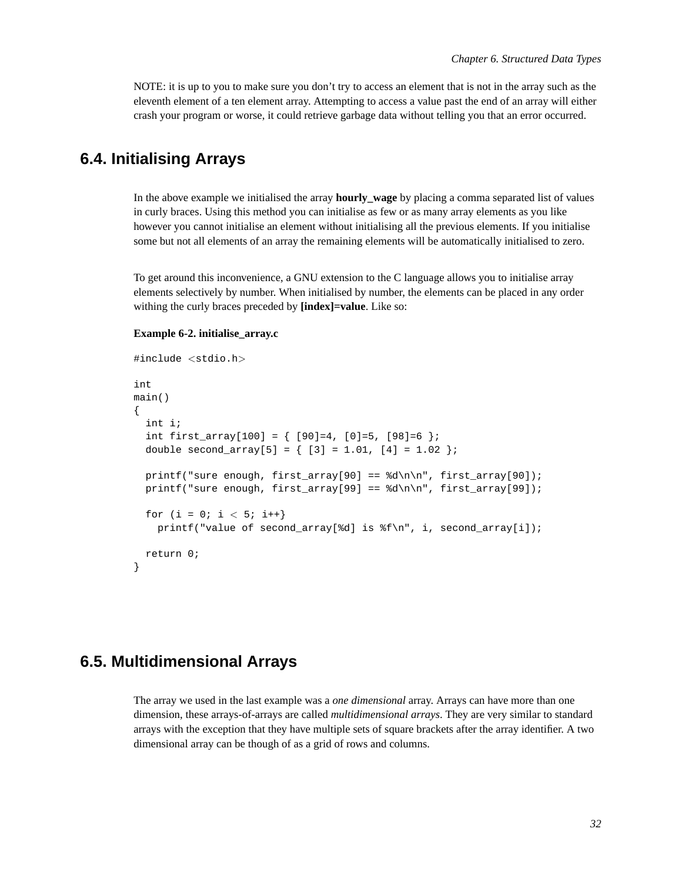NOTE: it is up to you to make sure you don't try to access an element that is not in the array such as the eleventh element of a ten element array. Attempting to access a value past the end of an array will either crash your program or worse, it could retrieve garbage data without telling you that an error occurred.

## 6.4. Initialising Arrays

In the above example we initialised the array **hourly_wage** by placing a comma separated list of values in curly braces. Using this method you can initialise as few or as many array elements as you like however you cannot initialise an element without initialising all the previous elements. If you initialise some but not all elements of an array the remaining elements will be automatically initialised to zero.

To get around this inconvenience, a GNU extension to the C language allows you to initialise array elements selectively by number. When initialised by number, the elements can be placed in any order withing the curly braces preceded by **[index]=value**. Like so:

**Example 6-2. initialise_array.c**

```
#include <stdio.h>

int
main()
{
  int i;
  int first_array[100] = { [90]=4, [0]=5, [98]=6 };
  double second_array[5] = { [3] = 1.01, [4] = 1.02 };

  printf("sure enough, first_array[90] == %d\n\n", first_array[90]);
  printf("sure enough, first_array[99] == %d\n\n", first_array[99]);

  for (i = 0; i < 5; i++}
    printf("value of second_array[%d] is %f\n", i, second_array[i]);

  return 0;
}
```

## 6.5. Multidimensional Arrays

The array we used in the last example was a *one dimensional* array. Arrays can have more than one dimension, these arrays-of-arrays are called *multidimensional arrays*. They are very similar to standard arrays with the exception that they have multiple sets of square brackets after the array identifier. A two dimensional array can be though of as a grid of rows and columns.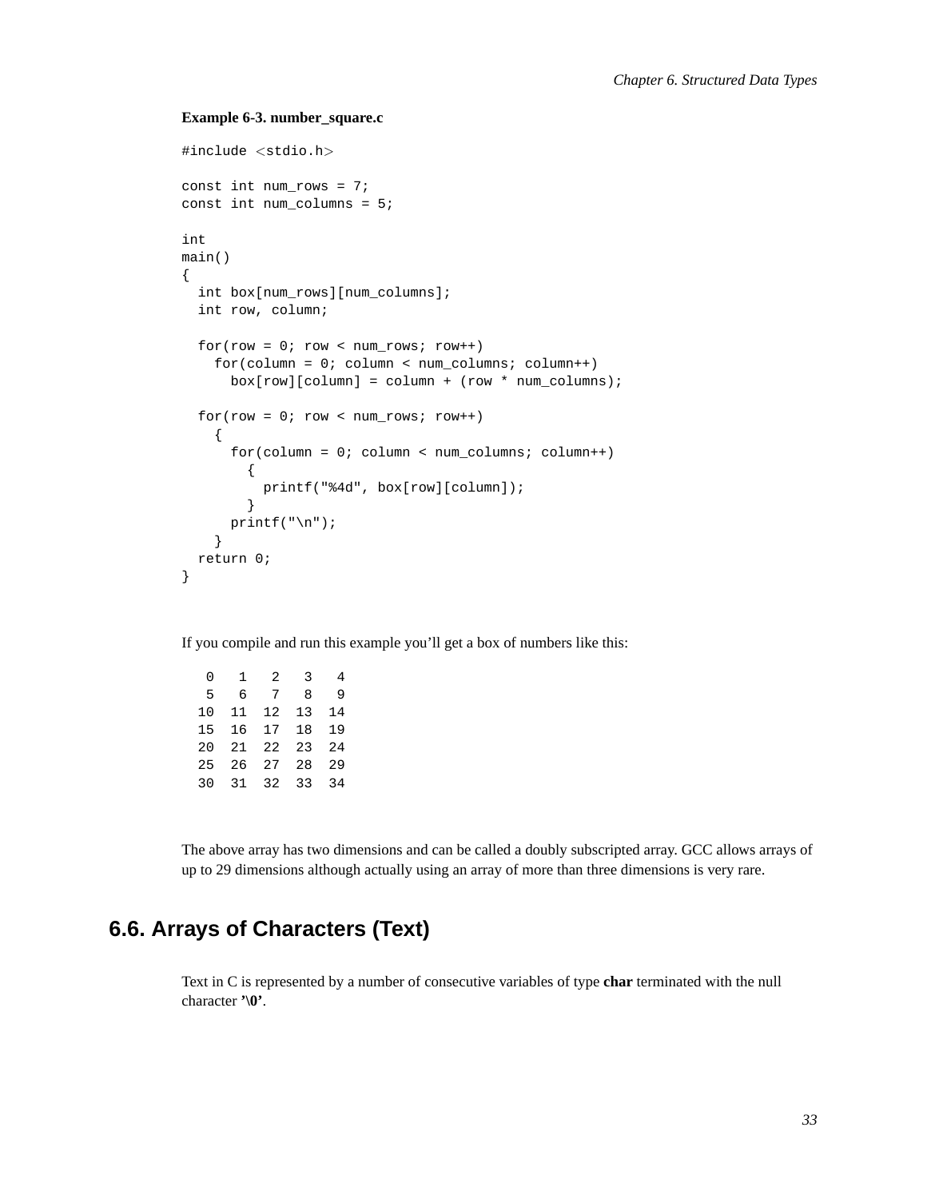**Example 6-3. number_square.c**

```
#include <stdio.h>

const int num_rows = 7;
const int num_columns = 5;

int
main()
{
  int box[num_rows][num_columns];
  int row, column;

  for(row = 0; row < num_rows; row++)
    for(column = 0; column < num_columns; column++)
      box[row][column] = column + (row * num_columns);

  for(row = 0; row < num_rows; row++)
    {
      for(column = 0; column < num_columns; column++)
        {
          printf("%4d", box[row][column]);
        }
      printf("\n");
    }
  return 0;
}
```

If you compile and run this example you'll get a box of numbers like this:

```
   0   1   2   3   4
   5   6   7   8   9
  10  11  12  13  14
  15  16  17  18  19
  20  21  22  23  24
  25  26  27  28  29
  30  31  32  33  34
```

The above array has two dimensions and can be called a doubly subscripted array. GCC allows arrays of up to 29 dimensions although actually using an array of more than three dimensions is very rare.

## 6.6. Arrays of Characters (Text)

Text in C is represented by a number of consecutive variables of type **char** terminated with the null character **'\0'**.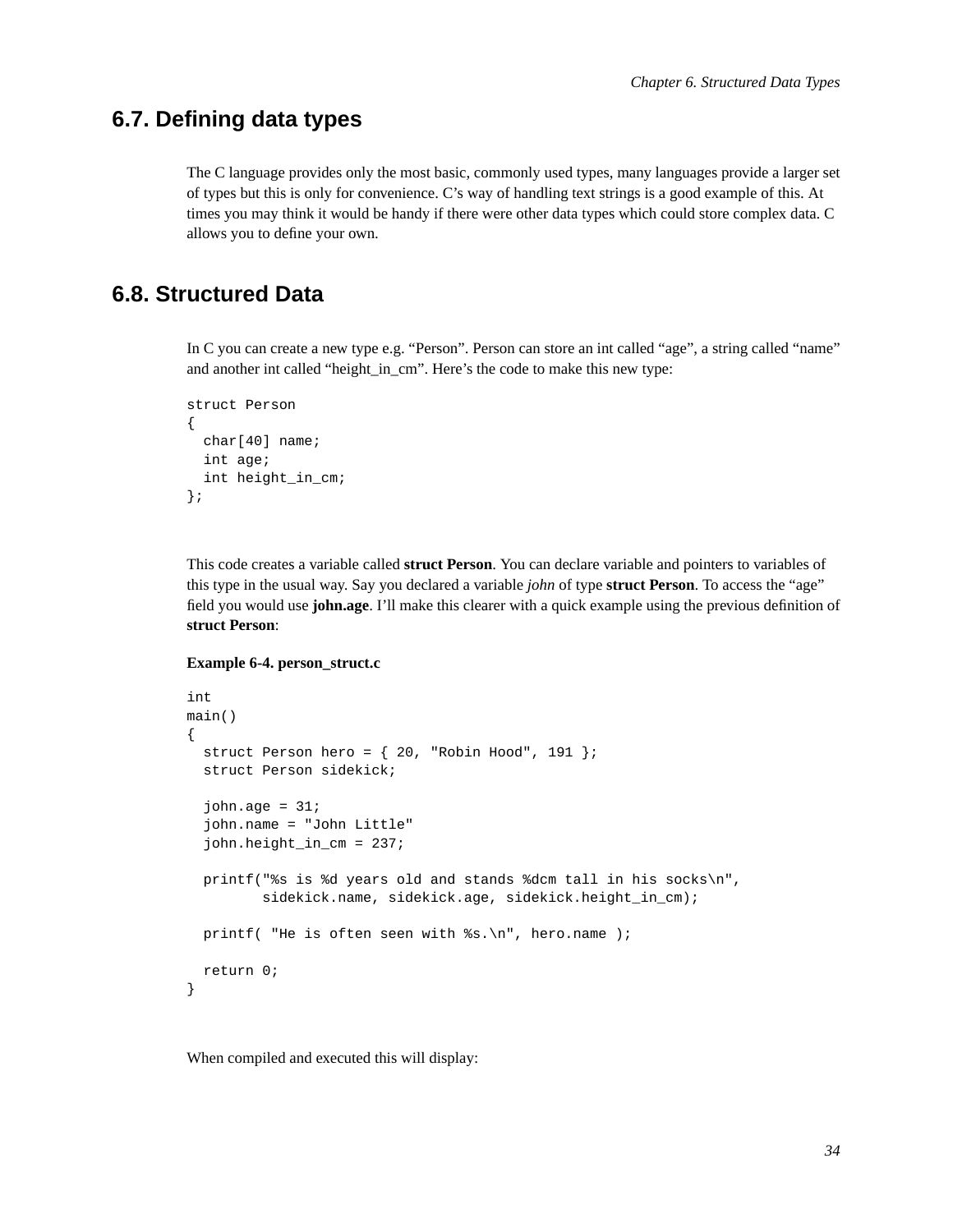## 6.7. Defining data types

The C language provides only the most basic, commonly used types, many languages provide a larger set of types but this is only for convenience. C's way of handling text strings is a good example of this. At times you may think it would be handy if there were other data types which could store complex data. C allows you to define your own.

## 6.8. Structured Data

In C you can create a new type e.g. "Person". Person can store an int called "age", a string called "name" and another int called "height_in_cm". Here's the code to make this new type:

```
struct Person
{
  char[40] name;
  int age;
  int height_in_cm;
};
```

This code creates a variable called **struct Person**. You can declare variable and pointers to variables of this type in the usual way. Say you declared a variable *john* of type **struct Person**. To access the "age" field you would use **john.age**. I'll make this clearer with a quick example using the previous definition of **struct Person**:

**Example 6-4. person_struct.c**

```
int
main()
{
  struct Person hero = { 20, "Robin Hood", 191 };
  struct Person sidekick;

  john.age = 31;
  john.name = "John Little"
  john.height_in_cm = 237;

  printf("%s is %d years old and stands %dcm tall in his socks\n",
         sidekick.name, sidekick.age, sidekick.height_in_cm);

  printf( "He is often seen with %s.\n", hero.name );

  return 0;
}
```

When compiled and executed this will display: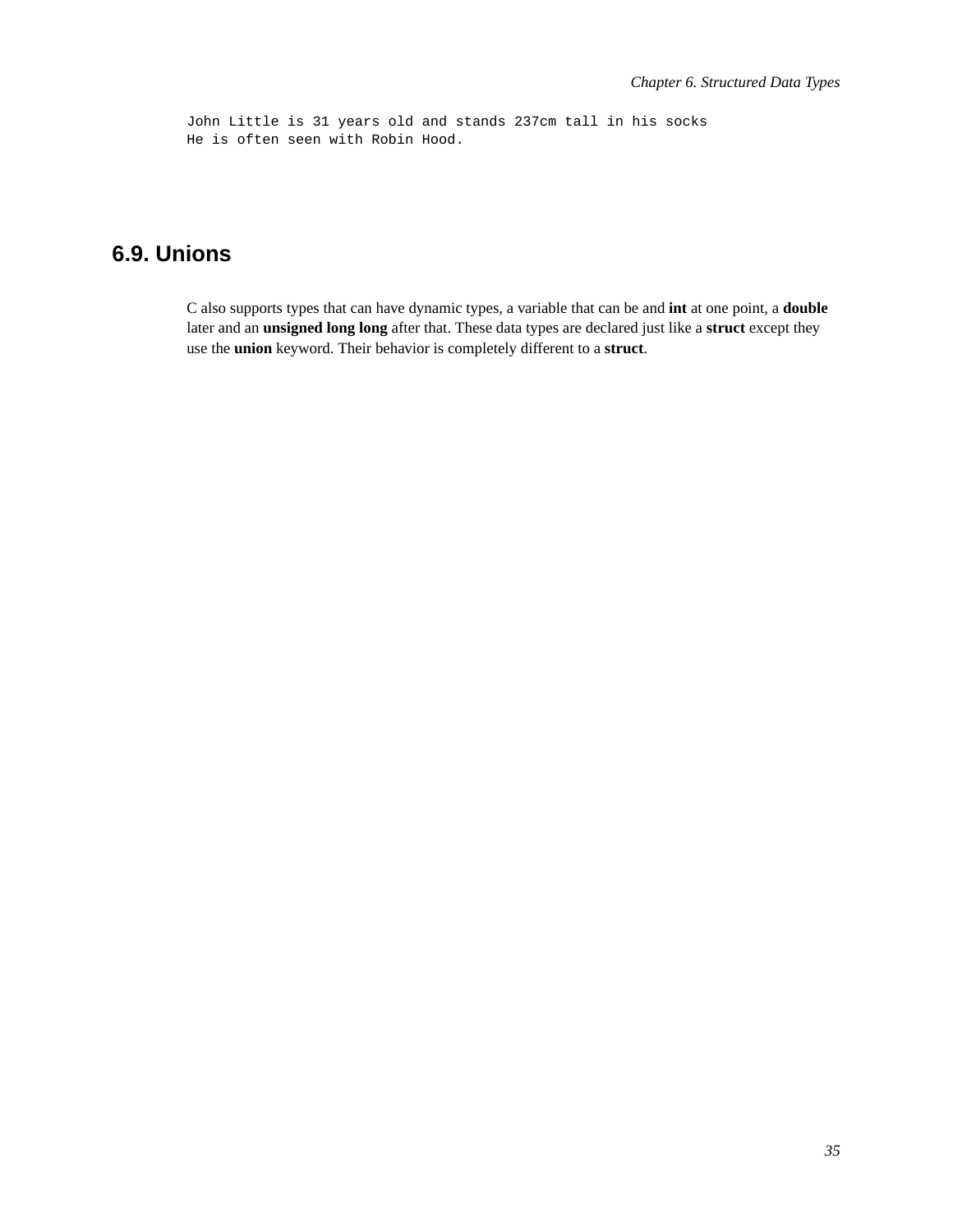```
John Little is 31 years old and stands 237cm tall in his socks
He is often seen with Robin Hood.
```

## 6.9. Unions

C also supports types that can have dynamic types, a variable that can be and **int** at one point, a **double** later and an **unsigned long long** after that. These data types are declared just like a **struct** except they use the **union** keyword. Their behavior is completely different to a **struct**.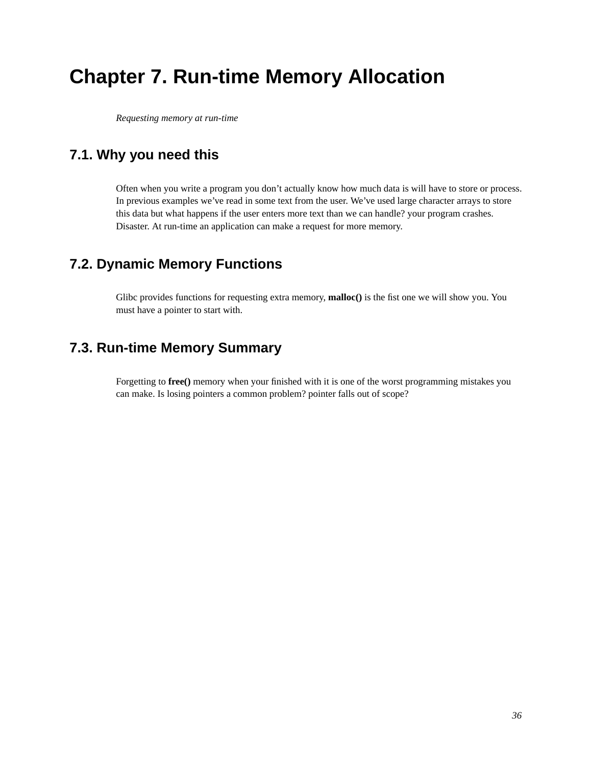# Chapter 7. Run-time Memory Allocation

*Requesting memory at run-time*

## 7.1. Why you need this

Often when you write a program you don't actually know how much data is will have to store or process. In previous examples we've read in some text from the user. We've used large character arrays to store this data but what happens if the user enters more text than we can handle? your program crashes. Disaster. At run-time an application can make a request for more memory.

## 7.2. Dynamic Memory Functions

Glibc provides functions for requesting extra memory, **malloc()** is the fist one we will show you. You must have a pointer to start with.

## 7.3. Run-time Memory Summary

Forgetting to **free()** memory when your finished with it is one of the worst programming mistakes you can make. Is losing pointers a common problem? pointer falls out of scope?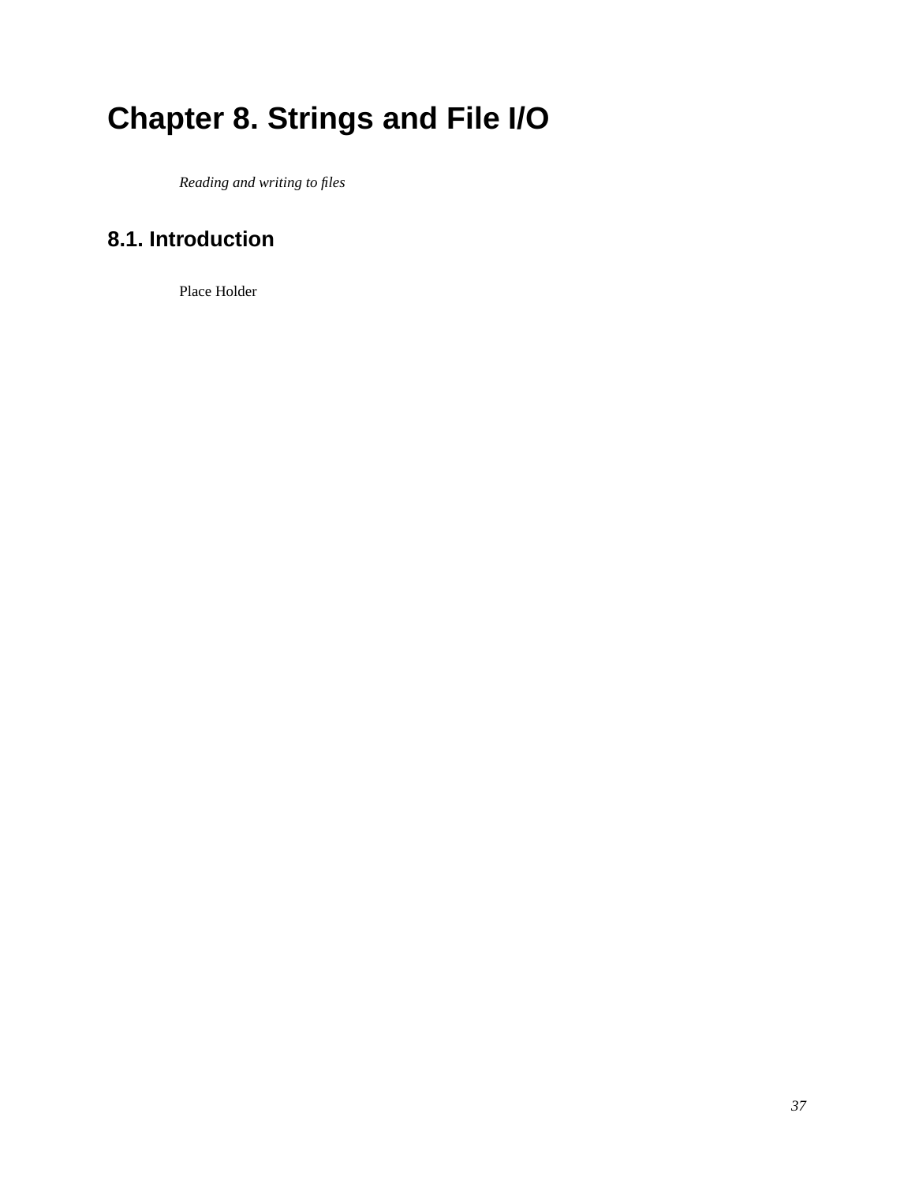# Chapter 8. Strings and File I/O

*Reading and writing to files*

## 8.1. Introduction

Place Holder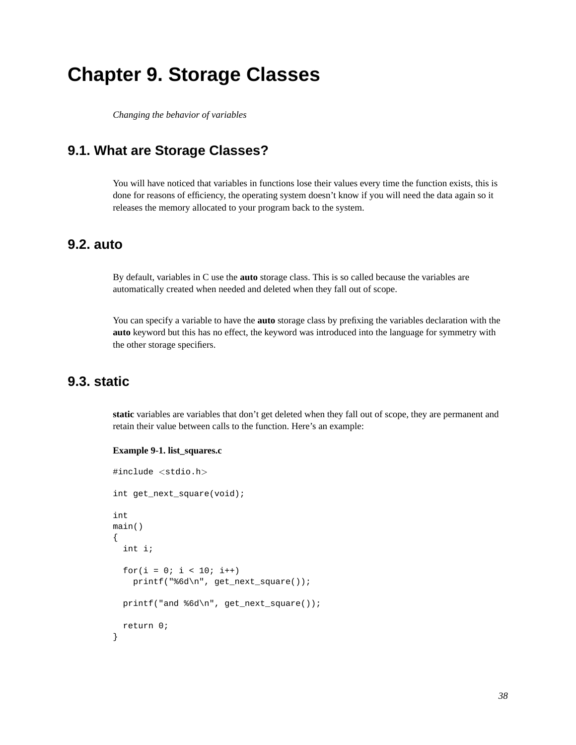# Chapter 9. Storage Classes

*Changing the behavior of variables*

## 9.1. What are Storage Classes?

You will have noticed that variables in functions lose their values every time the function exists, this is done for reasons of efficiency, the operating system doesn't know if you will need the data again so it releases the memory allocated to your program back to the system.

## 9.2. auto

By default, variables in C use the **auto** storage class. This is so called because the variables are automatically created when needed and deleted when they fall out of scope.

You can specify a variable to have the **auto** storage class by prefixing the variables declaration with the **auto** keyword but this has no effect, the keyword was introduced into the language for symmetry with the other storage specifiers.

## 9.3. static

**static** variables are variables that don't get deleted when they fall out of scope, they are permanent and retain their value between calls to the function. Here's an example:

**Example 9-1. list_squares.c**

```
#include <stdio.h>

int get_next_square(void);

int
main()
{
  int i;

  for(i = 0; i < 10; i++)
    printf("%6d\n", get_next_square());

  printf("and %6d\n", get_next_square());

  return 0;
}
```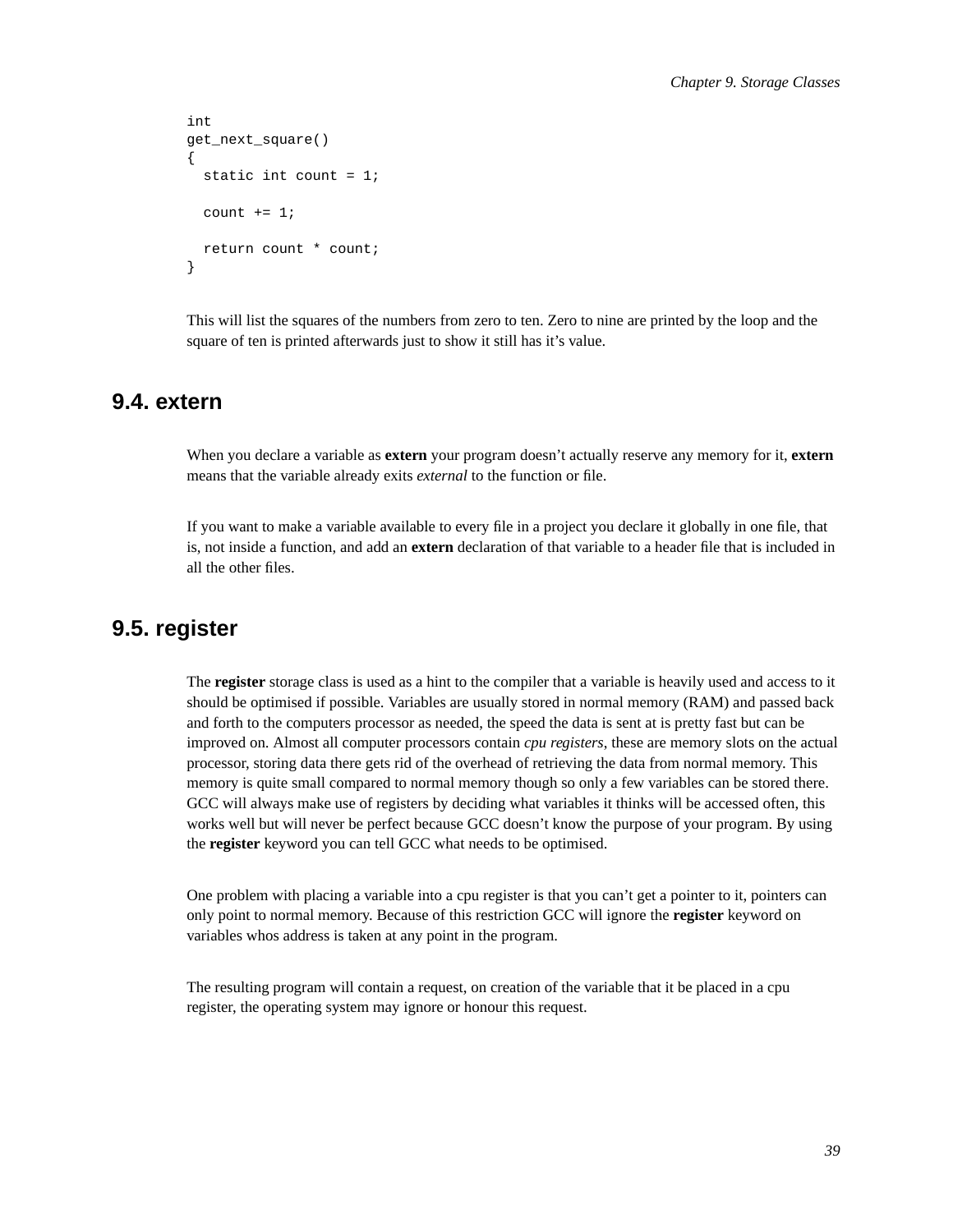```
int
get_next_square()
{
  static int count = 1;

  count += 1;

  return count * count;
}
```

This will list the squares of the numbers from zero to ten. Zero to nine are printed by the loop and the square of ten is printed afterwards just to show it still has it's value.

## 9.4. extern

When you declare a variable as **extern** your program doesn't actually reserve any memory for it, **extern** means that the variable already exits *external* to the function or file.

If you want to make a variable available to every file in a project you declare it globally in one file, that is, not inside a function, and add an **extern** declaration of that variable to a header file that is included in all the other files.

## 9.5. register

The **register** storage class is used as a hint to the compiler that a variable is heavily used and access to it should be optimised if possible. Variables are usually stored in normal memory (RAM) and passed back and forth to the computers processor as needed, the speed the data is sent at is pretty fast but can be improved on. Almost all computer processors contain *cpu registers*, these are memory slots on the actual processor, storing data there gets rid of the overhead of retrieving the data from normal memory. This memory is quite small compared to normal memory though so only a few variables can be stored there. GCC will always make use of registers by deciding what variables it thinks will be accessed often, this works well but will never be perfect because GCC doesn't know the purpose of your program. By using the **register** keyword you can tell GCC what needs to be optimised.

One problem with placing a variable into a cpu register is that you can't get a pointer to it, pointers can only point to normal memory. Because of this restriction GCC will ignore the **register** keyword on variables whos address is taken at any point in the program.

The resulting program will contain a request, on creation of the variable that it be placed in a cpu register, the operating system may ignore or honour this request.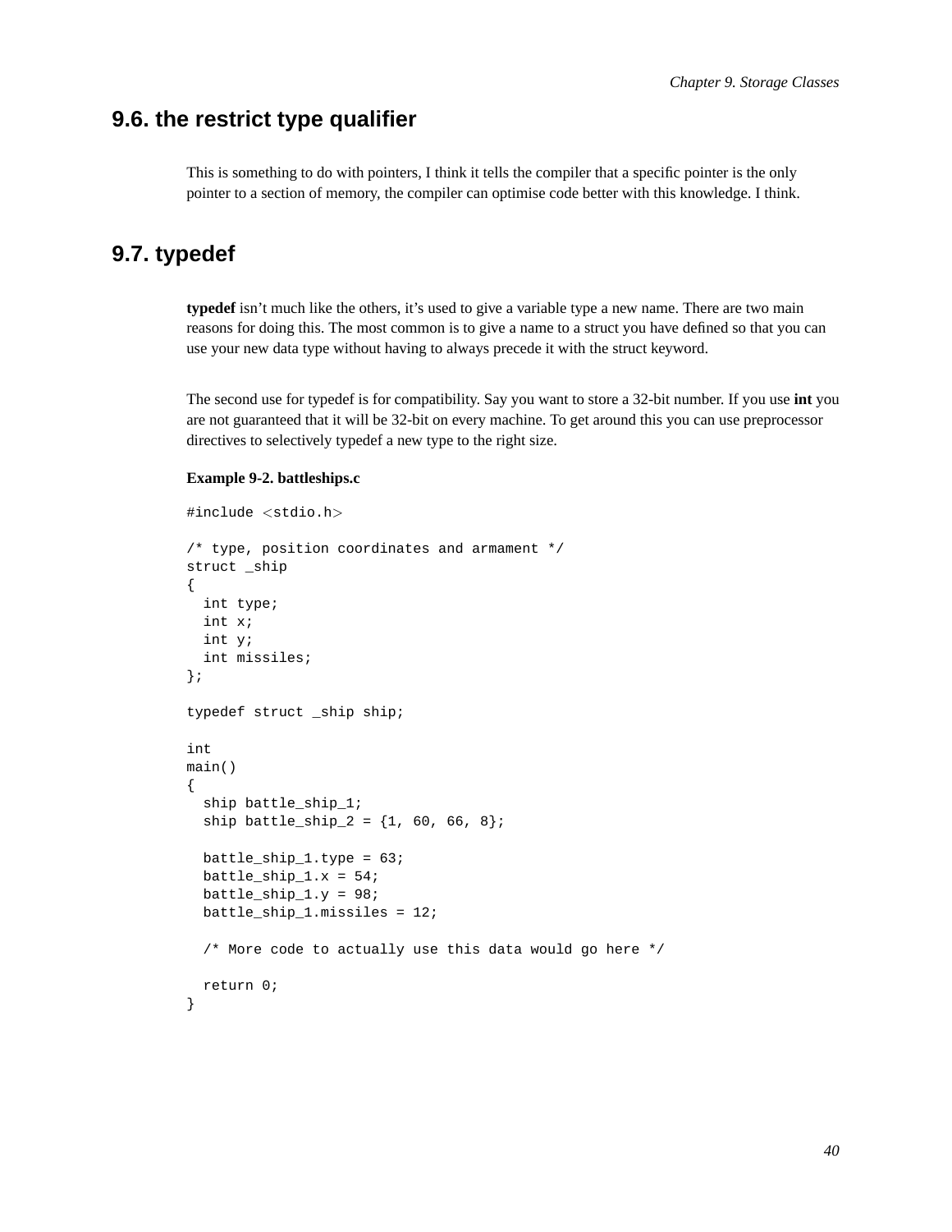## 9.6. the restrict type qualifier

This is something to do with pointers, I think it tells the compiler that a specific pointer is the only pointer to a section of memory, the compiler can optimise code better with this knowledge. I think.

## 9.7. typedef

**typedef** isn't much like the others, it's used to give a variable type a new name. There are two main reasons for doing this. The most common is to give a name to a struct you have defined so that you can use your new data type without having to always precede it with the struct keyword.

The second use for typedef is for compatibility. Say you want to store a 32-bit number. If you use **int** you are not guaranteed that it will be 32-bit on every machine. To get around this you can use preprocessor directives to selectively typedef a new type to the right size.

**Example 9-2. battleships.c**

```
#include <stdio.h>

/* type, position coordinates and armament */
struct _ship
{
  int type;
  int x;
  int y;
  int missiles;
};

typedef struct _ship ship;

int
main()
{
  ship battle_ship_1;
  ship battle_ship_2 = {1, 60, 66, 8};

  battle_ship_1.type = 63;
  battle_ship_1.x = 54;
  battle_ship_1.y = 98;
  battle_ship_1.missiles = 12;

  /* More code to actually use this data would go here */

  return 0;
}
```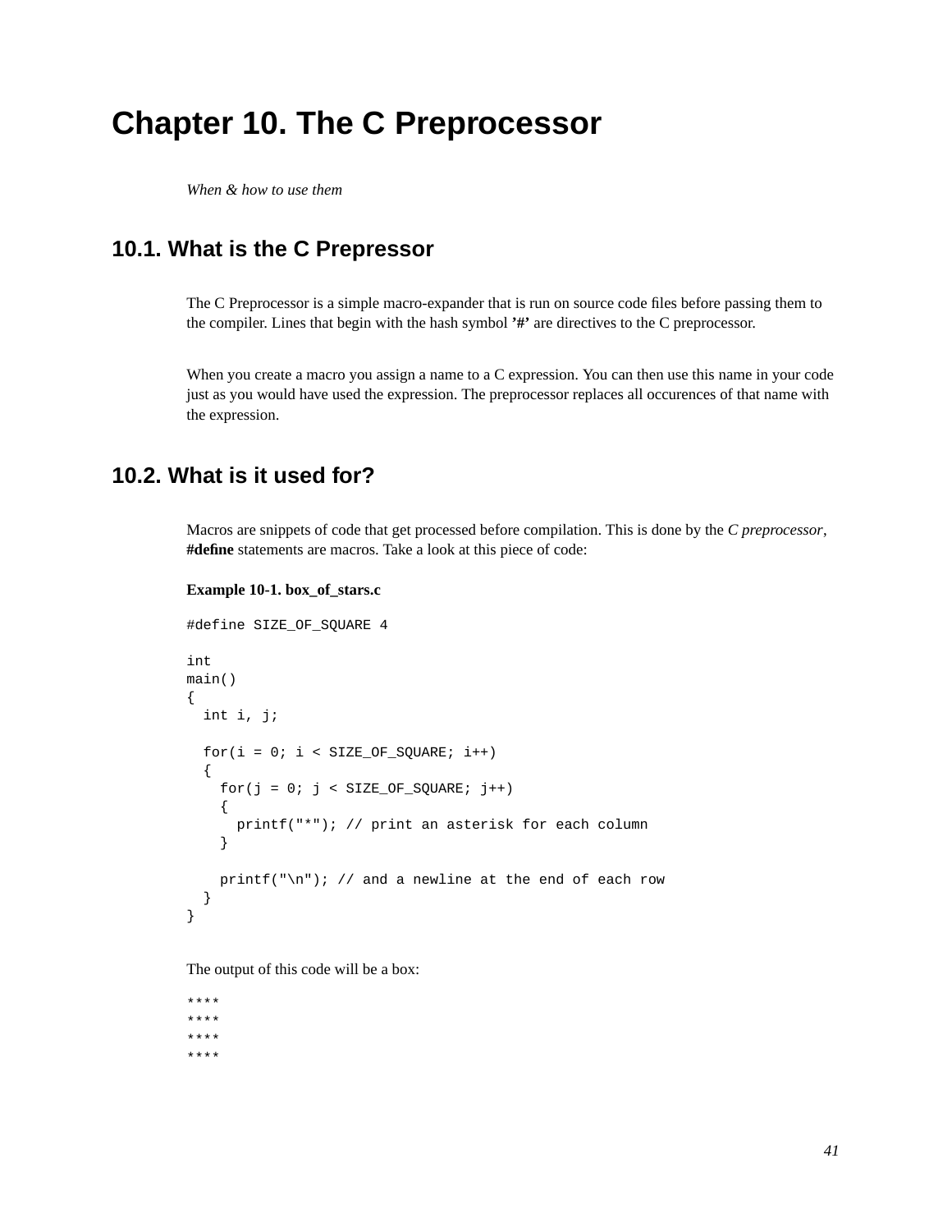# Chapter 10. The C Preprocessor

*When & how to use them*

## 10.1. What is the C Prepressor

The C Preprocessor is a simple macro-expander that is run on source code files before passing them to the compiler. Lines that begin with the hash symbol **'#'** are directives to the C preprocessor.

When you create a macro you assign a name to a C expression. You can then use this name in your code just as you would have used the expression. The preprocessor replaces all occurences of that name with the expression.

## 10.2. What is it used for?

Macros are snippets of code that get processed before compilation. This is done by the *C preprocessor*, **#define** statements are macros. Take a look at this piece of code:

**Example 10-1. box_of_stars.c**

```
#define SIZE_OF_SQUARE 4

int
main()
{
  int i, j;

  for(i = 0; i < SIZE_OF_SQUARE; i++)
  {
    for(j = 0; j < SIZE_OF_SQUARE; j++)
    {
      printf("*"); // print an asterisk for each column
    }

    printf("\n"); // and a newline at the end of each row
  }
}
```

The output of this code will be a box:

```
****
****
****
****
```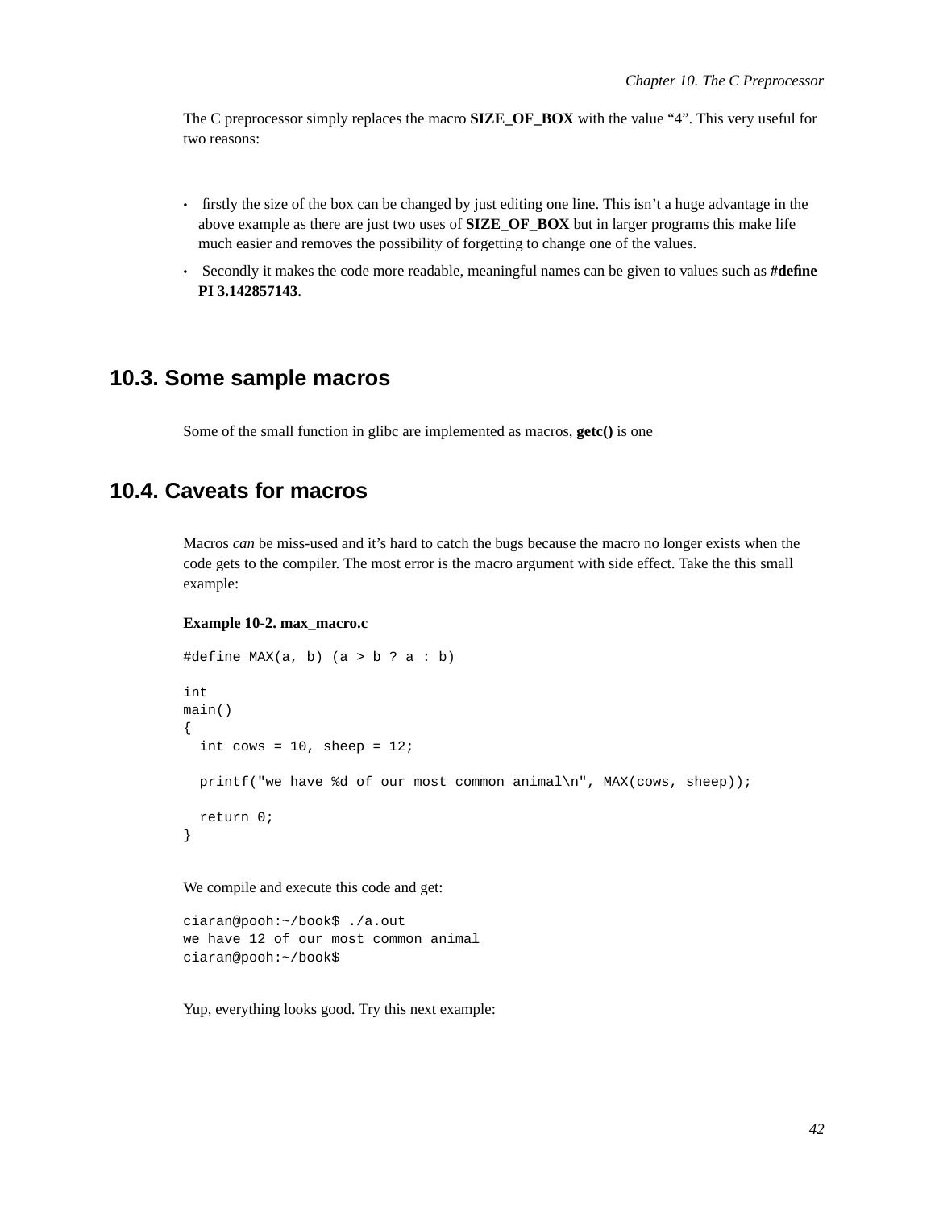The C preprocessor simply replaces the macro **SIZE_OF_BOX** with the value "4". This very useful for two reasons:

- firstly the size of the box can be changed by just editing one line. This isn't a huge advantage in the above example as there are just two uses of **SIZE_OF_BOX** but in larger programs this make life much easier and removes the possibility of forgetting to change one of the values.
- Secondly it makes the code more readable, meaningful names can be given to values such as **#define PI 3.142857143**.

## 10.3. Some sample macros

Some of the small function in glibc are implemented as macros, **getc()** is one

## 10.4. Caveats for macros

Macros *can* be miss-used and it's hard to catch the bugs because the macro no longer exists when the code gets to the compiler. The most error is the macro argument with side effect. Take the this small example:

**Example 10-2. max_macro.c**

```
#define MAX(a, b) (a > b ? a : b)

int
main()
{
  int cows = 10, sheep = 12;

  printf("we have %d of our most common animal\n", MAX(cows, sheep));

  return 0;
}
```

We compile and execute this code and get:

```
ciaran@pooh:~/book$ ./a.out
we have 12 of our most common animal
ciaran@pooh:~/book$
```

Yup, everything looks good. Try this next example: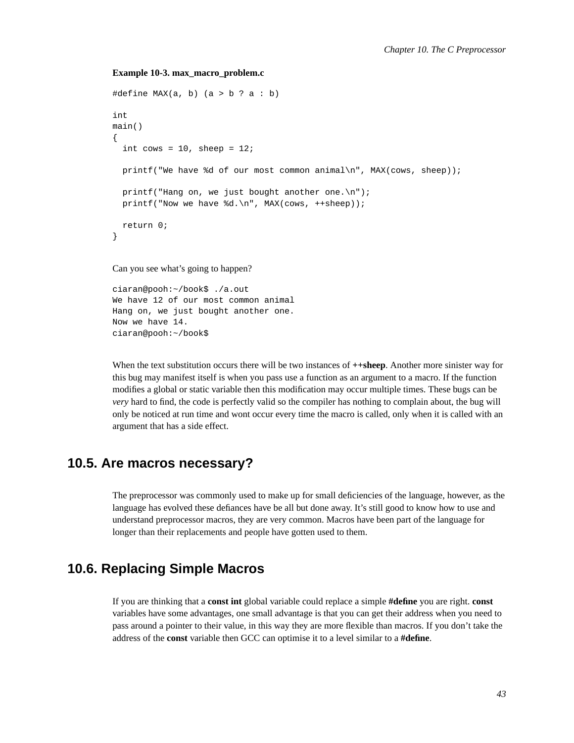**Example 10-3. max_macro_problem.c**

```
#define MAX(a, b) (a > b ? a : b)

int
main()
{
  int cows = 10, sheep = 12;

  printf("We have %d of our most common animal\n", MAX(cows, sheep));

  printf("Hang on, we just bought another one.\n");
  printf("Now we have %d.\n", MAX(cows, ++sheep));

  return 0;
}
```

Can you see what's going to happen?

```
ciaran@pooh:~/book$ ./a.out
We have 12 of our most common animal
Hang on, we just bought another one.
Now we have 14.
ciaran@pooh:~/book$
```

When the text substitution occurs there will be two instances of **++sheep**. Another more sinister way for this bug may manifest itself is when you pass use a function as an argument to a macro. If the function modifies a global or static variable then this modification may occur multiple times. These bugs can be *very* hard to find, the code is perfectly valid so the compiler has nothing to complain about, the bug will only be noticed at run time and wont occur every time the macro is called, only when it is called with an argument that has a side effect.

## 10.5. Are macros necessary?

The preprocessor was commonly used to make up for small deficiencies of the language, however, as the language has evolved these defiances have be all but done away. It's still good to know how to use and understand preprocessor macros, they are very common. Macros have been part of the language for longer than their replacements and people have gotten used to them.

## 10.6. Replacing Simple Macros

If you are thinking that a **const int** global variable could replace a simple **#define** you are right. **const** variables have some advantages, one small advantage is that you can get their address when you need to pass around a pointer to their value, in this way they are more flexible than macros. If you don't take the address of the **const** variable then GCC can optimise it to a level similar to a **#define**.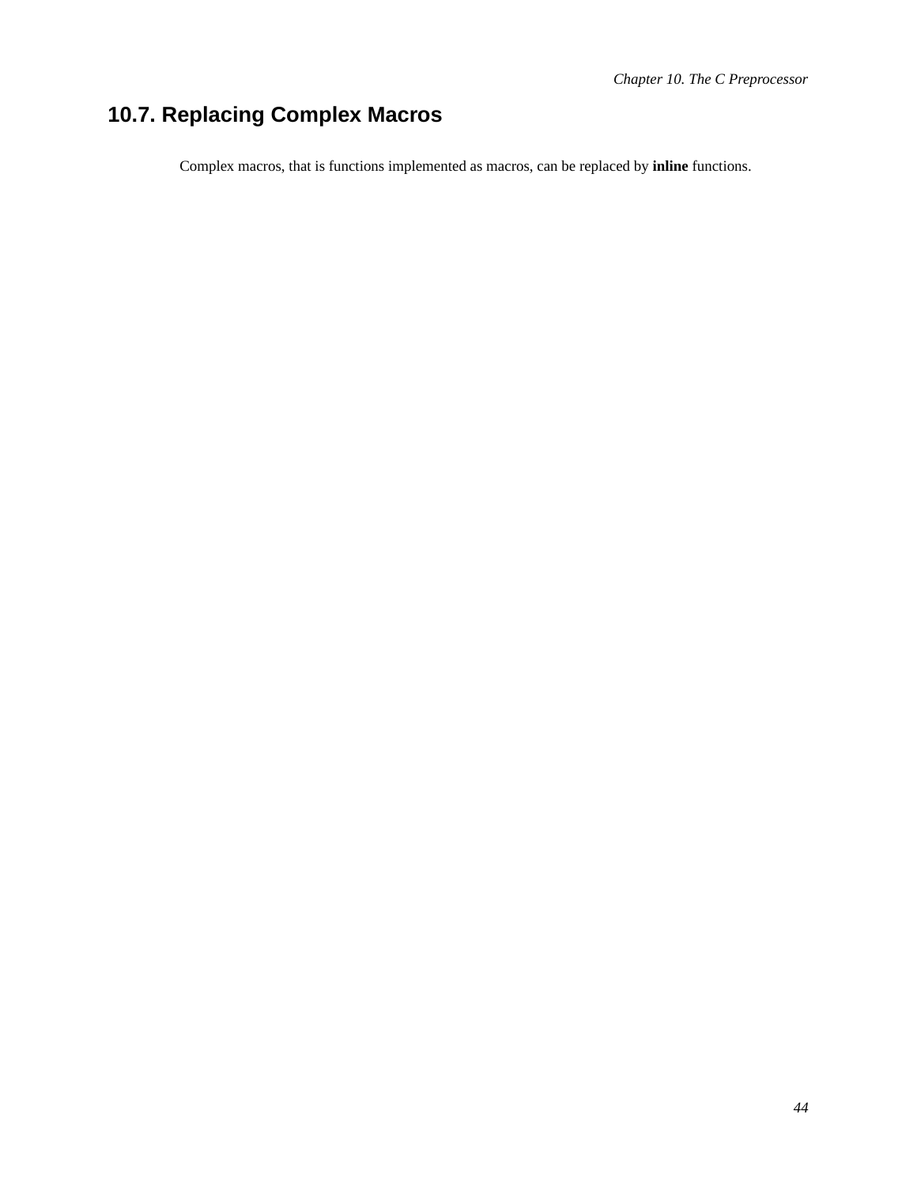## 10.7. Replacing Complex Macros

Complex macros, that is functions implemented as macros, can be replaced by **inline** functions.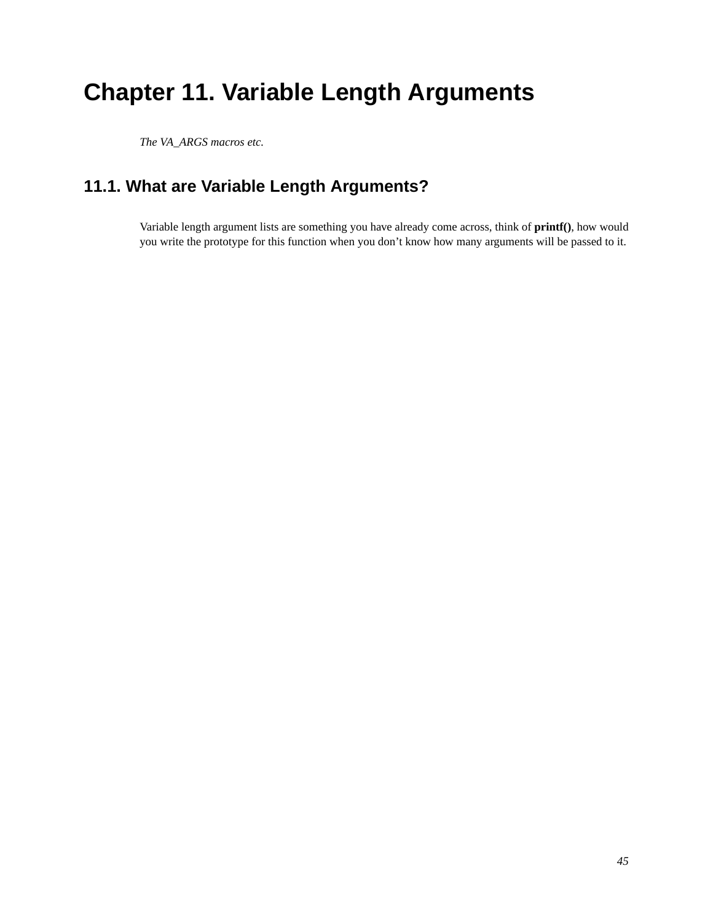# Chapter 11. Variable Length Arguments

*The VA_ARGS macros etc.*

## 11.1. What are Variable Length Arguments?

Variable length argument lists are something you have already come across, think of **printf()**, how would you write the prototype for this function when you don't know how many arguments will be passed to it.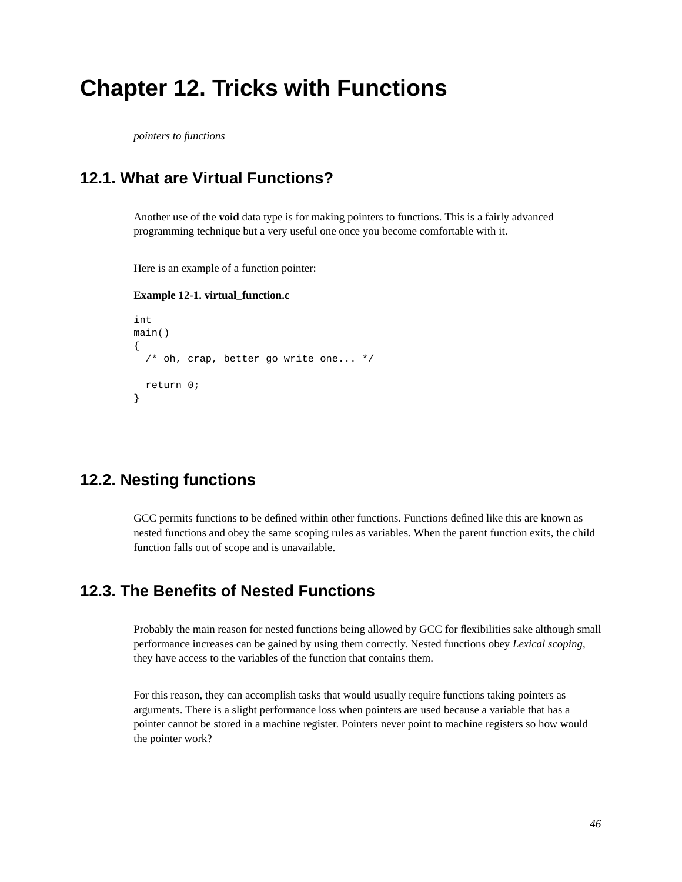# Chapter 12. Tricks with Functions

*pointers to functions*

## 12.1. What are Virtual Functions?

Another use of the **void** data type is for making pointers to functions. This is a fairly advanced programming technique but a very useful one once you become comfortable with it.

Here is an example of a function pointer:

**Example 12-1. virtual_function.c**

```
int
main()
{
  /* oh, crap, better go write one... */

  return 0;
}
```

## 12.2. Nesting functions

GCC permits functions to be defined within other functions. Functions defined like this are known as nested functions and obey the same scoping rules as variables. When the parent function exits, the child function falls out of scope and is unavailable.

## 12.3. The Benefits of Nested Functions

Probably the main reason for nested functions being allowed by GCC for flexibilities sake although small performance increases can be gained by using them correctly. Nested functions obey *Lexical scoping*, they have access to the variables of the function that contains them.

For this reason, they can accomplish tasks that would usually require functions taking pointers as arguments. There is a slight performance loss when pointers are used because a variable that has a pointer cannot be stored in a machine register. Pointers never point to machine registers so how would the pointer work?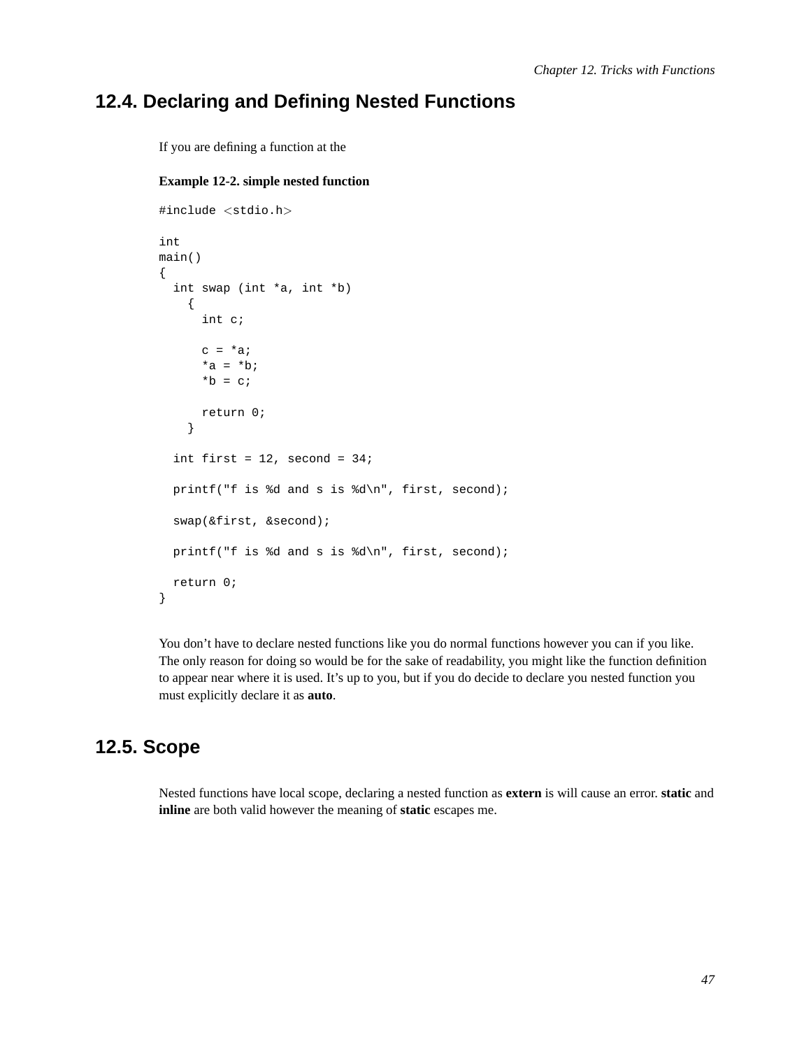## 12.4. Declaring and Defining Nested Functions

If you are defining a function at the

**Example 12-2. simple nested function**

```
#include <stdio.h>

int
main()
{
  int swap (int *a, int *b)
    {
      int c;

      c = *a;
      *a = *b;
      *b = c;

      return 0;
    }

  int first = 12, second = 34;

  printf("f is %d and s is %d\n", first, second);

  swap(&first, &second);

  printf("f is %d and s is %d\n", first, second);

  return 0;
}
```

You don't have to declare nested functions like you do normal functions however you can if you like. The only reason for doing so would be for the sake of readability, you might like the function definition to appear near where it is used. It's up to you, but if you do decide to declare you nested function you must explicitly declare it as **auto**.

## 12.5. Scope

Nested functions have local scope, declaring a nested function as **extern** is will cause an error. **static** and **inline** are both valid however the meaning of **static** escapes me.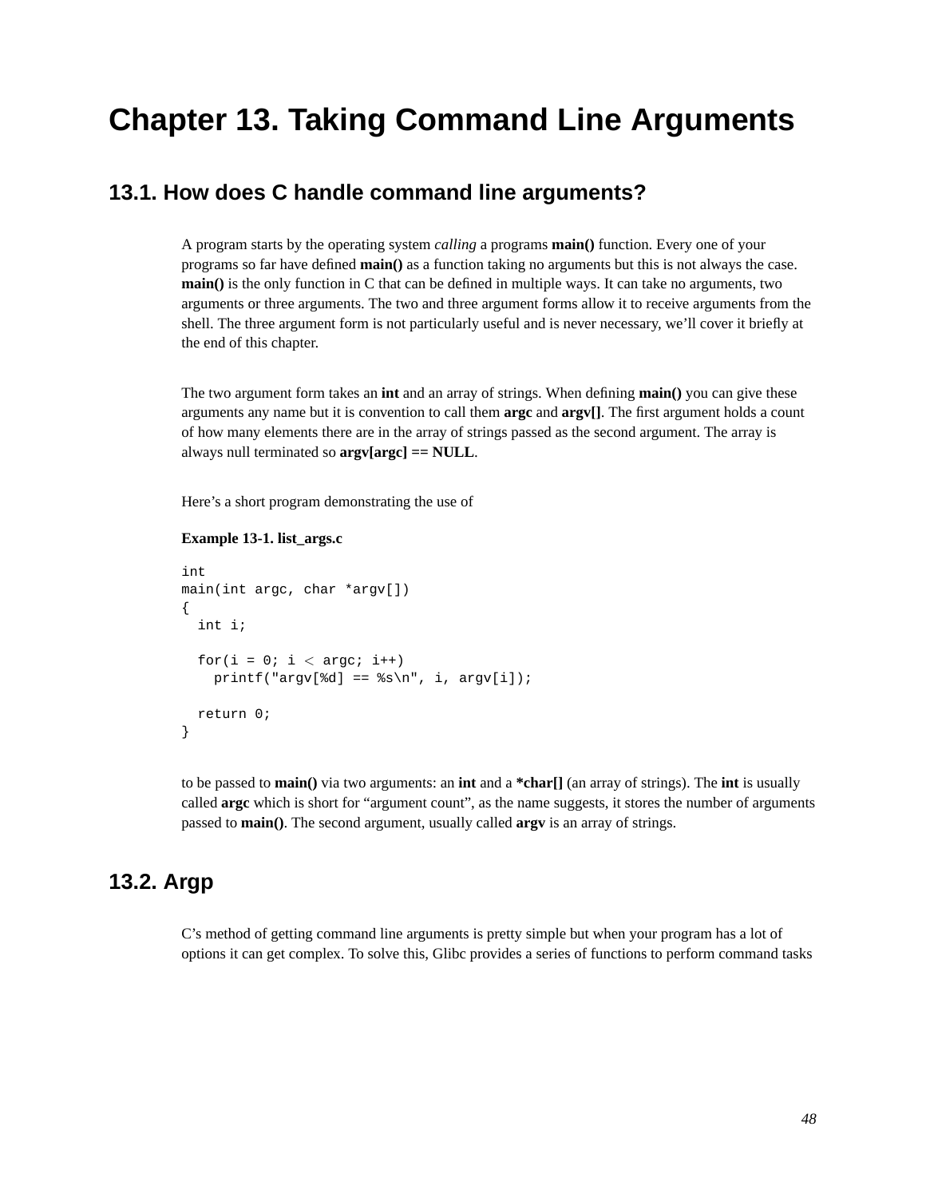# Chapter 13. Taking Command Line Arguments

## 13.1. How does C handle command line arguments?

A program starts by the operating system *calling* a programs **main()** function. Every one of your programs so far have defined **main()** as a function taking no arguments but this is not always the case. **main()** is the only function in C that can be defined in multiple ways. It can take no arguments, two arguments or three arguments. The two and three argument forms allow it to receive arguments from the shell. The three argument form is not particularly useful and is never necessary, we'll cover it briefly at the end of this chapter.

The two argument form takes an **int** and an array of strings. When defining **main()** you can give these arguments any name but it is convention to call them **argc** and **argv[]**. The first argument holds a count of how many elements there are in the array of strings passed as the second argument. The array is always null terminated so **argv[argc] == NULL**.

Here's a short program demonstrating the use of

**Example 13-1. list_args.c**

```
int
main(int argc, char *argv[])
{
  int i;

  for(i = 0; i < argc; i++)
    printf("argv[%d] == %s\n", i, argv[i]);

  return 0;
}
```

to be passed to **main()** via two arguments: an **int** and a ***char[]** (an array of strings). The **int** is usually called **argc** which is short for "argument count", as the name suggests, it stores the number of arguments passed to **main()**. The second argument, usually called **argv** is an array of strings.

## 13.2. Argp

C's method of getting command line arguments is pretty simple but when your program has a lot of options it can get complex. To solve this, Glibc provides a series of functions to perform command tasks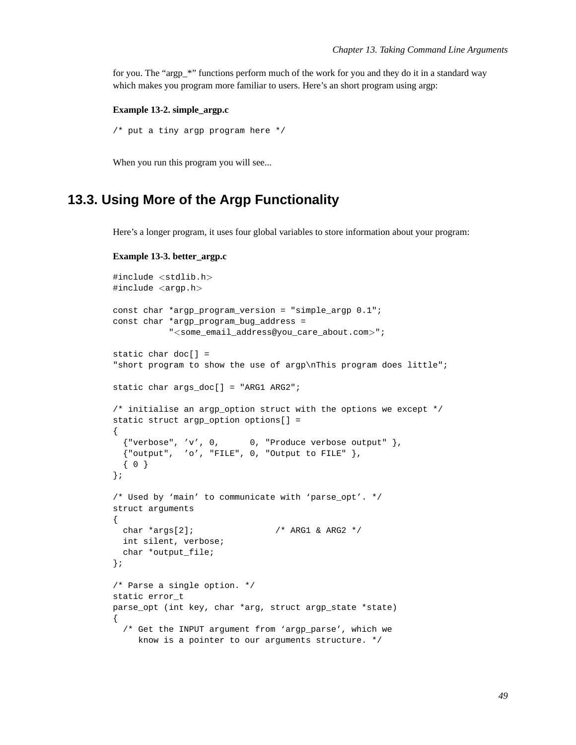for you. The "argp_*" functions perform much of the work for you and they do it in a standard way which makes you program more familiar to users. Here's an short program using argp:

**Example 13-2. simple_argp.c**

```
/* put a tiny argp program here */
```

When you run this program you will see...

## 13.3. Using More of the Argp Functionality

Here's a longer program, it uses four global variables to store information about your program:

**Example 13-3. better_argp.c**

```
#include <stdlib.h>
#include <argp.h>

const char *argp_program_version = "simple_argp 0.1";
const char *argp_program_bug_address =
          "<some_email_address@you_care_about.com>";

static char doc[] =
"short program to show the use of argp\nThis program does little";

static char args_doc[] = "ARG1 ARG2";

/* initialise an argp_option struct with the options we except */
static struct argp_option options[] =
{
  {"verbose", 'v', 0,      0, "Produce verbose output" },
  {"output",  'o', "FILE", 0, "Output to FILE" },
  { 0 }
};

/* Used by 'main' to communicate with 'parse_opt'. */
struct arguments
{
  char *args[2];                /* ARG1 & ARG2 */
  int silent, verbose;
  char *output_file;
};

/* Parse a single option. */
static error_t
parse_opt (int key, char *arg, struct argp_state *state)
{
  /* Get the INPUT argument from 'argp_parse', which we
     know is a pointer to our arguments structure. */
```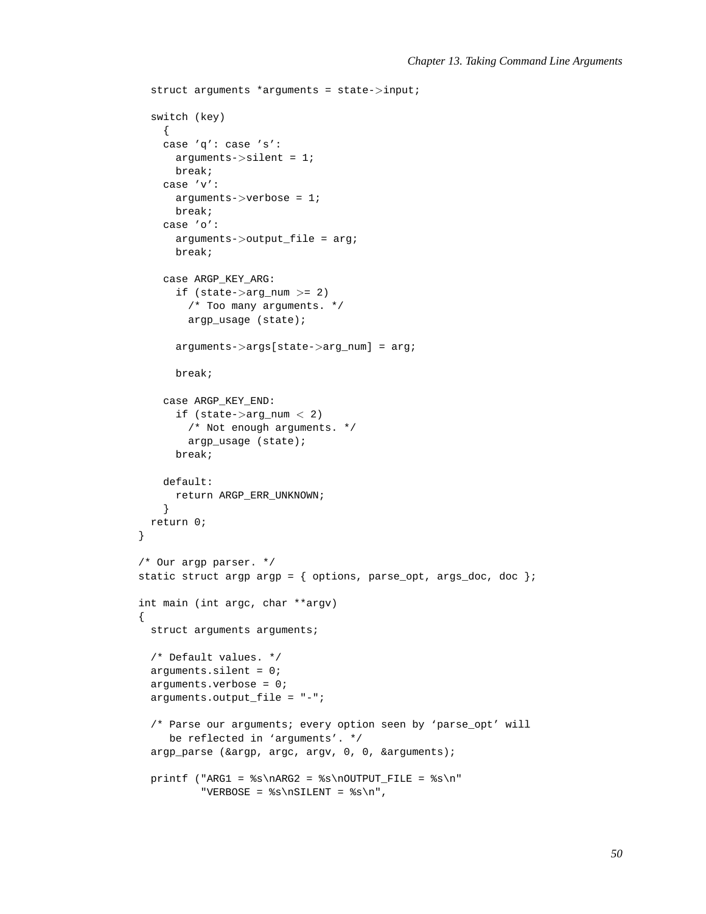```
  struct arguments *arguments = state->input;

  switch (key)
    {
    case 'q': case 's':
      arguments->silent = 1;
      break;
    case 'v':
      arguments->verbose = 1;
      break;
    case 'o':
      arguments->output_file = arg;
      break;

    case ARGP_KEY_ARG:
      if (state->arg_num >= 2)
        /* Too many arguments. */
        argp_usage (state);

      arguments->args[state->arg_num] = arg;

      break;

    case ARGP_KEY_END:
      if (state->arg_num < 2)
        /* Not enough arguments. */
        argp_usage (state);
      break;

    default:
      return ARGP_ERR_UNKNOWN;
    }
  return 0;
}

/* Our argp parser. */
static struct argp argp = { options, parse_opt, args_doc, doc };

int main (int argc, char **argv)
{
  struct arguments arguments;

  /* Default values. */
  arguments.silent = 0;
  arguments.verbose = 0;
  arguments.output_file = "-";

  /* Parse our arguments; every option seen by 'parse_opt' will
     be reflected in 'arguments'. */
  argp_parse (&argp, argc, argv, 0, 0, &arguments);

  printf ("ARG1 = %s\nARG2 = %s\nOUTPUT_FILE = %s\n"
          "VERBOSE = %s\nSILENT = %s\n",
```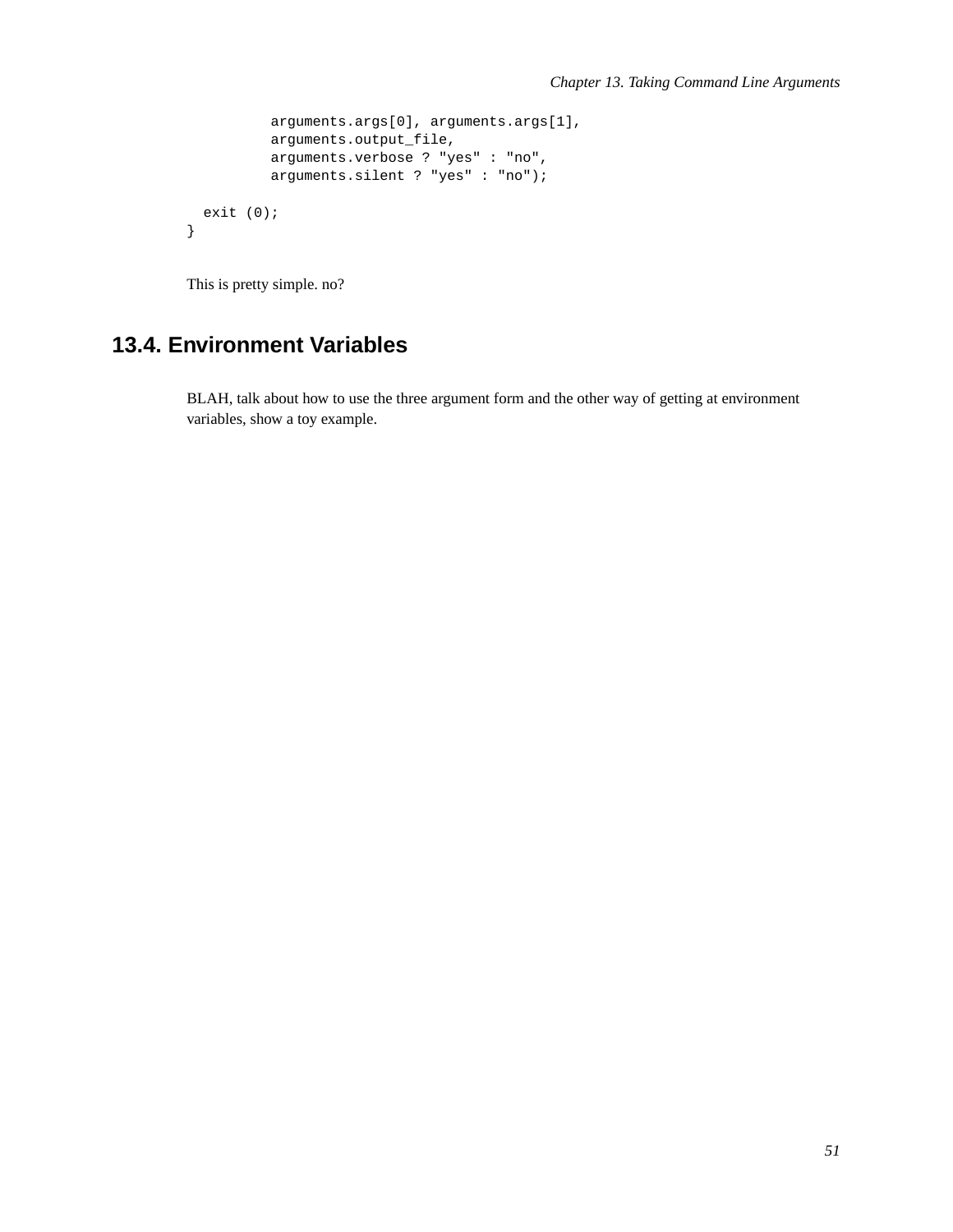```
          arguments.args[0], arguments.args[1],
          arguments.output_file,
          arguments.verbose ? "yes" : "no",
          arguments.silent ? "yes" : "no");

  exit (0);
}
```

This is pretty simple. no?

## 13.4. Environment Variables

BLAH, talk about how to use the three argument form and the other way of getting at environment variables, show a toy example.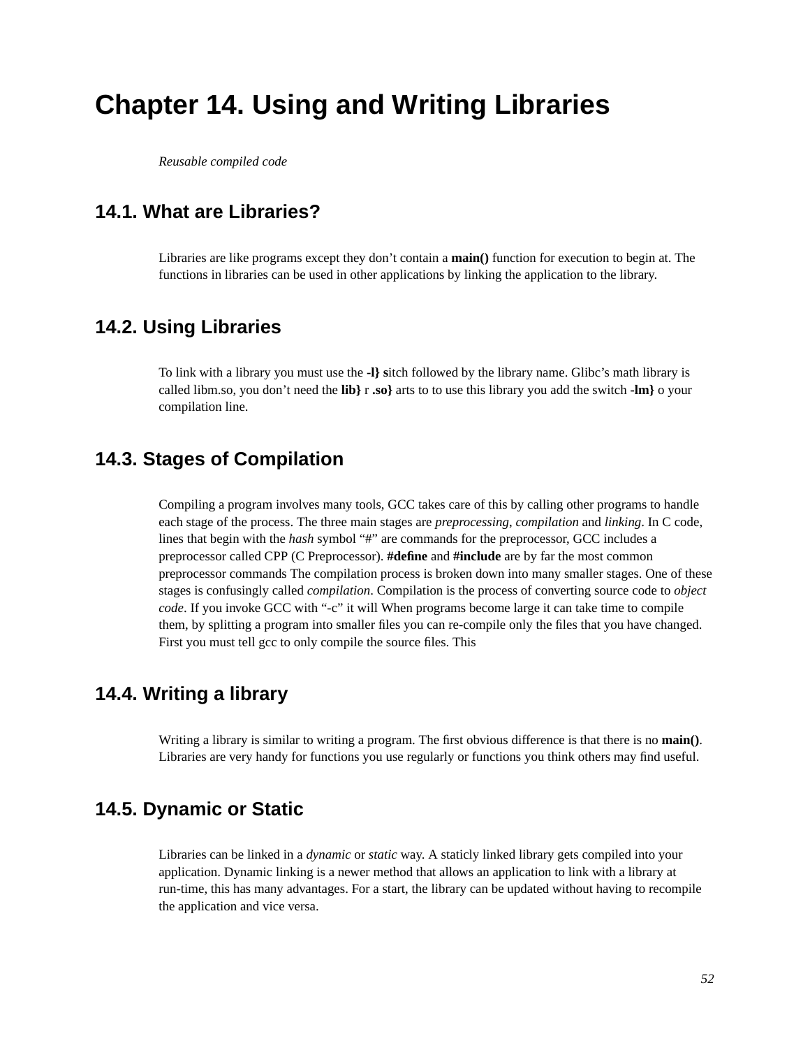# Chapter 14. Using and Writing Libraries

*Reusable compiled code*

## 14.1. What are Libraries?

Libraries are like programs except they don't contain a **main()** function for execution to begin at. The functions in libraries can be used in other applications by linking the application to the library.

## 14.2. Using Libraries

To link with a library you must use the **-l} s**itch followed by the library name. Glibc's math library is called libm.so, you don't need the **lib}** r **.so}** arts to to use this library you add the switch **-lm}** o your compilation line.

## 14.3. Stages of Compilation

Compiling a program involves many tools, GCC takes care of this by calling other programs to handle each stage of the process. The three main stages are *preprocessing*, *compilation* and *linking*. In C code, lines that begin with the *hash* symbol "#" are commands for the preprocessor, GCC includes a preprocessor called CPP (C Preprocessor). **#define** and **#include** are by far the most common preprocessor commands The compilation process is broken down into many smaller stages. One of these stages is confusingly called *compilation*. Compilation is the process of converting source code to *object code*. If you invoke GCC with "-c" it will When programs become large it can take time to compile them, by splitting a program into smaller files you can re-compile only the files that you have changed. First you must tell gcc to only compile the source files. This

## 14.4. Writing a library

Writing a library is similar to writing a program. The first obvious difference is that there is no **main()**. Libraries are very handy for functions you use regularly or functions you think others may find useful.

## 14.5. Dynamic or Static

Libraries can be linked in a *dynamic* or *static* way. A staticly linked library gets compiled into your application. Dynamic linking is a newer method that allows an application to link with a library at run-time, this has many advantages. For a start, the library can be updated without having to recompile the application and vice versa.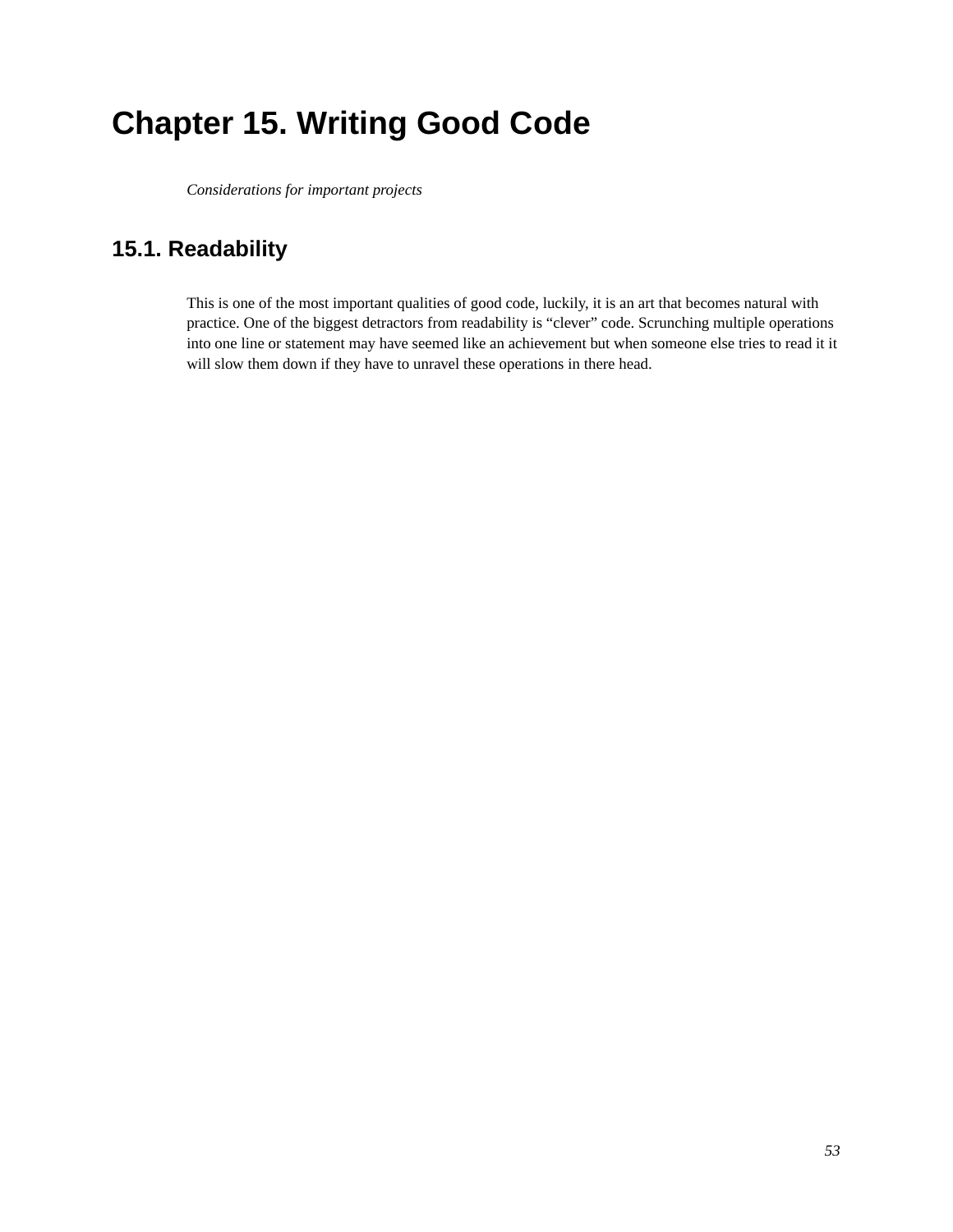# Chapter 15. Writing Good Code

*Considerations for important projects*

## 15.1. Readability

This is one of the most important qualities of good code, luckily, it is an art that becomes natural with practice. One of the biggest detractors from readability is “clever” code. Scrunching multiple operations into one line or statement may have seemed like an achievement but when someone else tries to read it it will slow them down if they have to unravel these operations in there head.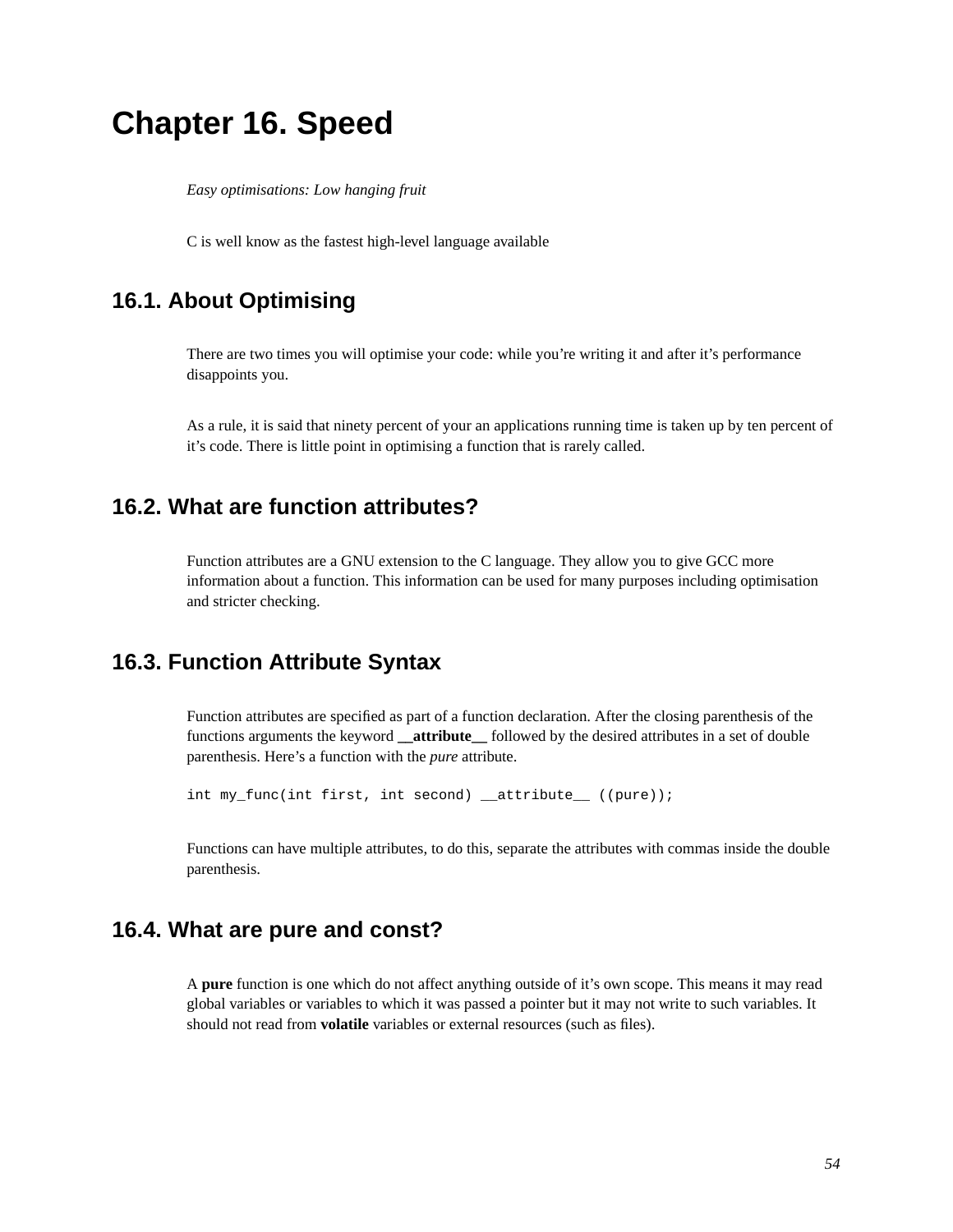# Chapter 16. Speed

*Easy optimisations: Low hanging fruit*

C is well know as the fastest high-level language available

## 16.1. About Optimising

There are two times you will optimise your code: while you're writing it and after it's performance disappoints you.

As a rule, it is said that ninety percent of your an applications running time is taken up by ten percent of it's code. There is little point in optimising a function that is rarely called.

## 16.2. What are function attributes?

Function attributes are a GNU extension to the C language. They allow you to give GCC more information about a function. This information can be used for many purposes including optimisation and stricter checking.

## 16.3. Function Attribute Syntax

Function attributes are specified as part of a function declaration. After the closing parenthesis of the functions arguments the keyword **__attribute__** followed by the desired attributes in a set of double parenthesis. Here's a function with the *pure* attribute.

```
int my_func(int first, int second) __attribute__ ((pure));
```

Functions can have multiple attributes, to do this, separate the attributes with commas inside the double parenthesis.

## 16.4. What are pure and const?

A **pure** function is one which do not affect anything outside of it's own scope. This means it may read global variables or variables to which it was passed a pointer but it may not write to such variables. It should not read from **volatile** variables or external resources (such as files).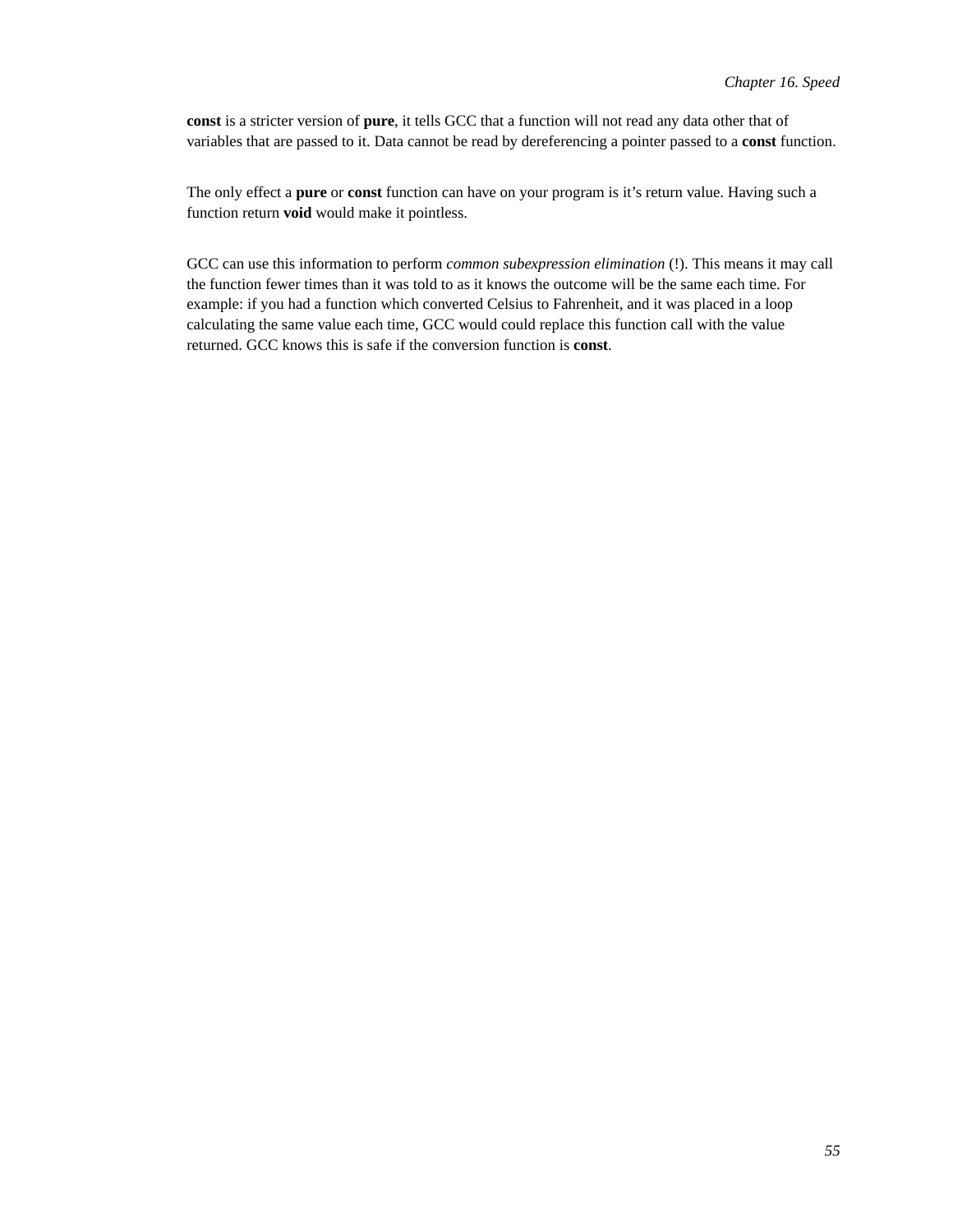**const** is a stricter version of **pure**, it tells GCC that a function will not read any data other that of variables that are passed to it. Data cannot be read by dereferencing a pointer passed to a **const** function.

The only effect a **pure** or **const** function can have on your program is it's return value. Having such a function return **void** would make it pointless.

GCC can use this information to perform *common subexpression elimination* (!). This means it may call the function fewer times than it was told to as it knows the outcome will be the same each time. For example: if you had a function which converted Celsius to Fahrenheit, and it was placed in a loop calculating the same value each time, GCC would could replace this function call with the value returned. GCC knows this is safe if the conversion function is **const**.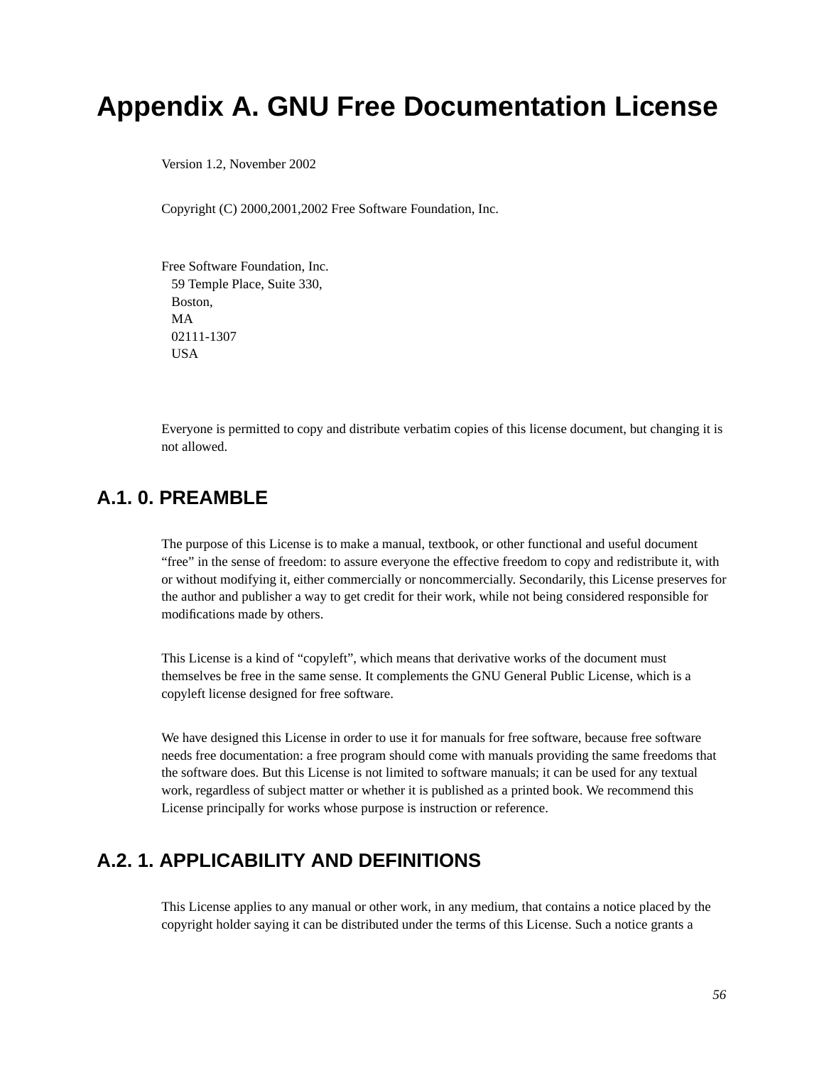# Appendix A. GNU Free Documentation License

Version 1.2, November 2002

Copyright (C) 2000,2001,2002 Free Software Foundation, Inc.

Free Software Foundation, Inc.
59 Temple Place, Suite 330,
Boston,
MA
02111-1307
USA

Everyone is permitted to copy and distribute verbatim copies of this license document, but changing it is not allowed.

## A.1. 0. PREAMBLE

The purpose of this License is to make a manual, textbook, or other functional and useful document "free" in the sense of freedom: to assure everyone the effective freedom to copy and redistribute it, with or without modifying it, either commercially or noncommercially. Secondarily, this License preserves for the author and publisher a way to get credit for their work, while not being considered responsible for modifications made by others.

This License is a kind of "copyleft", which means that derivative works of the document must themselves be free in the same sense. It complements the GNU General Public License, which is a copyleft license designed for free software.

We have designed this License in order to use it for manuals for free software, because free software needs free documentation: a free program should come with manuals providing the same freedoms that the software does. But this License is not limited to software manuals; it can be used for any textual work, regardless of subject matter or whether it is published as a printed book. We recommend this License principally for works whose purpose is instruction or reference.

## A.2. 1. APPLICABILITY AND DEFINITIONS

This License applies to any manual or other work, in any medium, that contains a notice placed by the copyright holder saying it can be distributed under the terms of this License. Such a notice grants a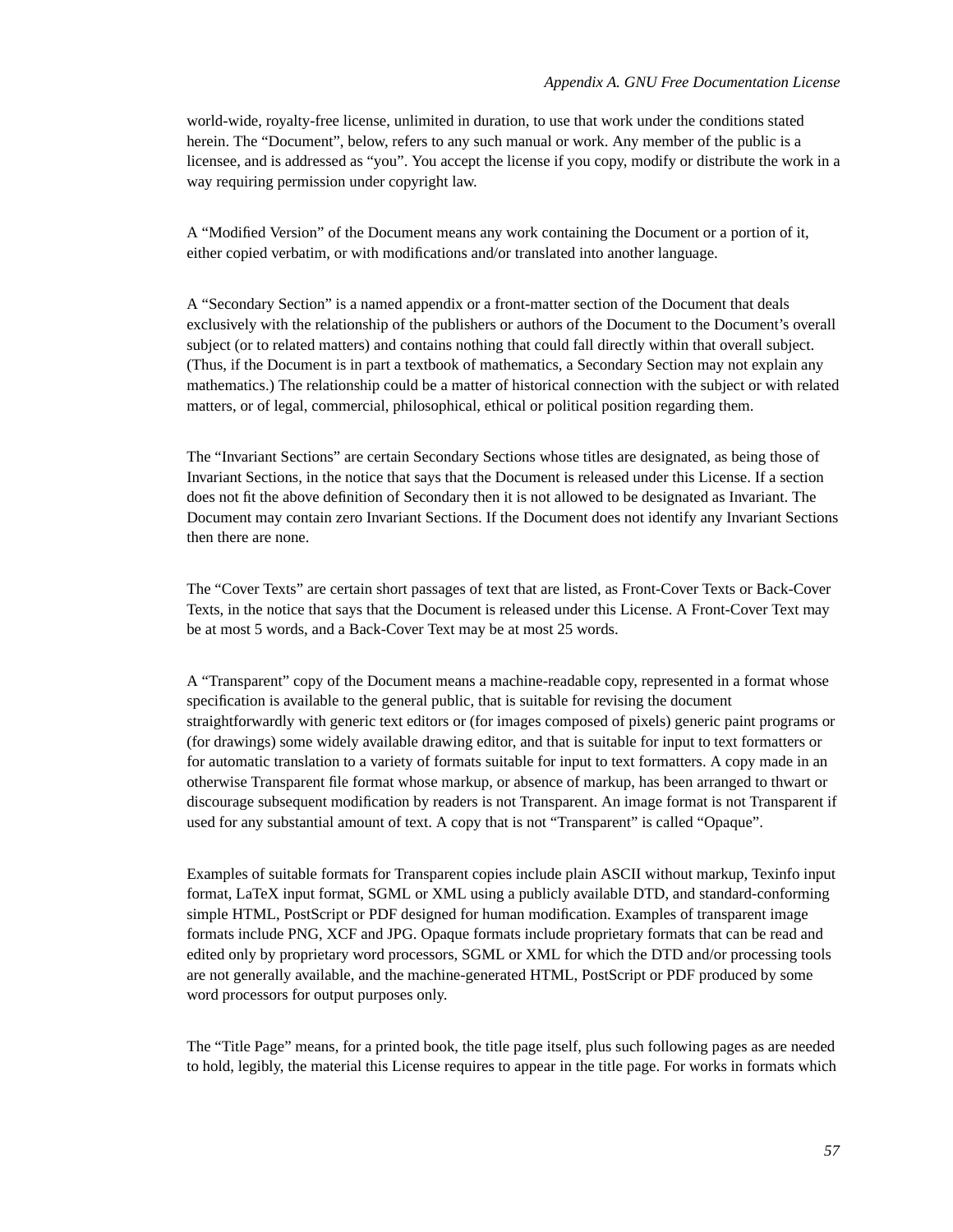world-wide, royalty-free license, unlimited in duration, to use that work under the conditions stated herein. The “Document”, below, refers to any such manual or work. Any member of the public is a licensee, and is addressed as “you”. You accept the license if you copy, modify or distribute the work in a way requiring permission under copyright law.

A “Modified Version” of the Document means any work containing the Document or a portion of it, either copied verbatim, or with modifications and/or translated into another language.

A “Secondary Section” is a named appendix or a front-matter section of the Document that deals exclusively with the relationship of the publishers or authors of the Document to the Document’s overall subject (or to related matters) and contains nothing that could fall directly within that overall subject. (Thus, if the Document is in part a textbook of mathematics, a Secondary Section may not explain any mathematics.) The relationship could be a matter of historical connection with the subject or with related matters, or of legal, commercial, philosophical, ethical or political position regarding them.

The “Invariant Sections” are certain Secondary Sections whose titles are designated, as being those of Invariant Sections, in the notice that says that the Document is released under this License. If a section does not fit the above definition of Secondary then it is not allowed to be designated as Invariant. The Document may contain zero Invariant Sections. If the Document does not identify any Invariant Sections then there are none.

The “Cover Texts” are certain short passages of text that are listed, as Front-Cover Texts or Back-Cover Texts, in the notice that says that the Document is released under this License. A Front-Cover Text may be at most 5 words, and a Back-Cover Text may be at most 25 words.

A “Transparent” copy of the Document means a machine-readable copy, represented in a format whose specification is available to the general public, that is suitable for revising the document straightforwardly with generic text editors or (for images composed of pixels) generic paint programs or (for drawings) some widely available drawing editor, and that is suitable for input to text formatters or for automatic translation to a variety of formats suitable for input to text formatters. A copy made in an otherwise Transparent file format whose markup, or absence of markup, has been arranged to thwart or discourage subsequent modification by readers is not Transparent. An image format is not Transparent if used for any substantial amount of text. A copy that is not “Transparent” is called “Opaque”.

Examples of suitable formats for Transparent copies include plain ASCII without markup, Texinfo input format, LaTeX input format, SGML or XML using a publicly available DTD, and standard-conforming simple HTML, PostScript or PDF designed for human modification. Examples of transparent image formats include PNG, XCF and JPG. Opaque formats include proprietary formats that can be read and edited only by proprietary word processors, SGML or XML for which the DTD and/or processing tools are not generally available, and the machine-generated HTML, PostScript or PDF produced by some word processors for output purposes only.

The “Title Page” means, for a printed book, the title page itself, plus such following pages as are needed to hold, legibly, the material this License requires to appear in the title page. For works in formats which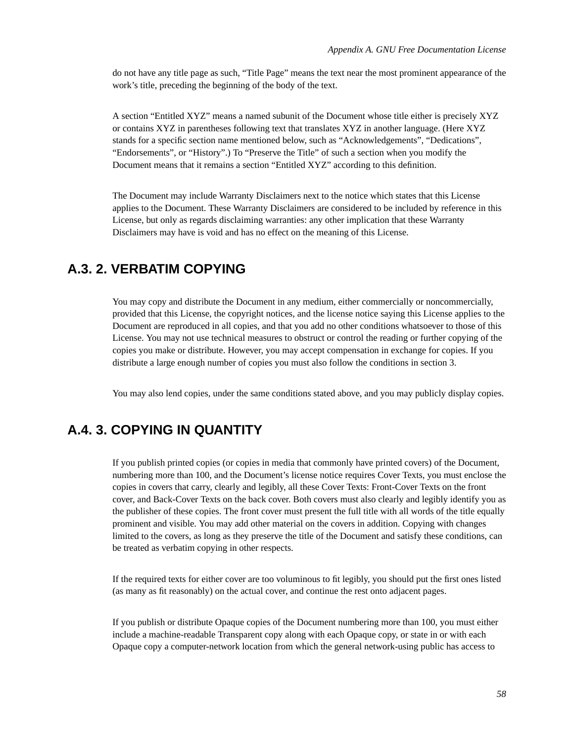do not have any title page as such, “Title Page” means the text near the most prominent appearance of the work’s title, preceding the beginning of the body of the text.

A section “Entitled XYZ” means a named subunit of the Document whose title either is precisely XYZ or contains XYZ in parentheses following text that translates XYZ in another language. (Here XYZ stands for a specific section name mentioned below, such as “Acknowledgements”, “Dedications”, “Endorsements”, or “History”.) To “Preserve the Title” of such a section when you modify the Document means that it remains a section “Entitled XYZ” according to this definition.

The Document may include Warranty Disclaimers next to the notice which states that this License applies to the Document. These Warranty Disclaimers are considered to be included by reference in this License, but only as regards disclaiming warranties: any other implication that these Warranty Disclaimers may have is void and has no effect on the meaning of this License.

## A.3. 2. VERBATIM COPYING

You may copy and distribute the Document in any medium, either commercially or noncommercially, provided that this License, the copyright notices, and the license notice saying this License applies to the Document are reproduced in all copies, and that you add no other conditions whatsoever to those of this License. You may not use technical measures to obstruct or control the reading or further copying of the copies you make or distribute. However, you may accept compensation in exchange for copies. If you distribute a large enough number of copies you must also follow the conditions in section 3.

You may also lend copies, under the same conditions stated above, and you may publicly display copies.

## A.4. 3. COPYING IN QUANTITY

If you publish printed copies (or copies in media that commonly have printed covers) of the Document, numbering more than 100, and the Document’s license notice requires Cover Texts, you must enclose the copies in covers that carry, clearly and legibly, all these Cover Texts: Front-Cover Texts on the front cover, and Back-Cover Texts on the back cover. Both covers must also clearly and legibly identify you as the publisher of these copies. The front cover must present the full title with all words of the title equally prominent and visible. You may add other material on the covers in addition. Copying with changes limited to the covers, as long as they preserve the title of the Document and satisfy these conditions, can be treated as verbatim copying in other respects.

If the required texts for either cover are too voluminous to fit legibly, you should put the first ones listed (as many as fit reasonably) on the actual cover, and continue the rest onto adjacent pages.

If you publish or distribute Opaque copies of the Document numbering more than 100, you must either include a machine-readable Transparent copy along with each Opaque copy, or state in or with each Opaque copy a computer-network location from which the general network-using public has access to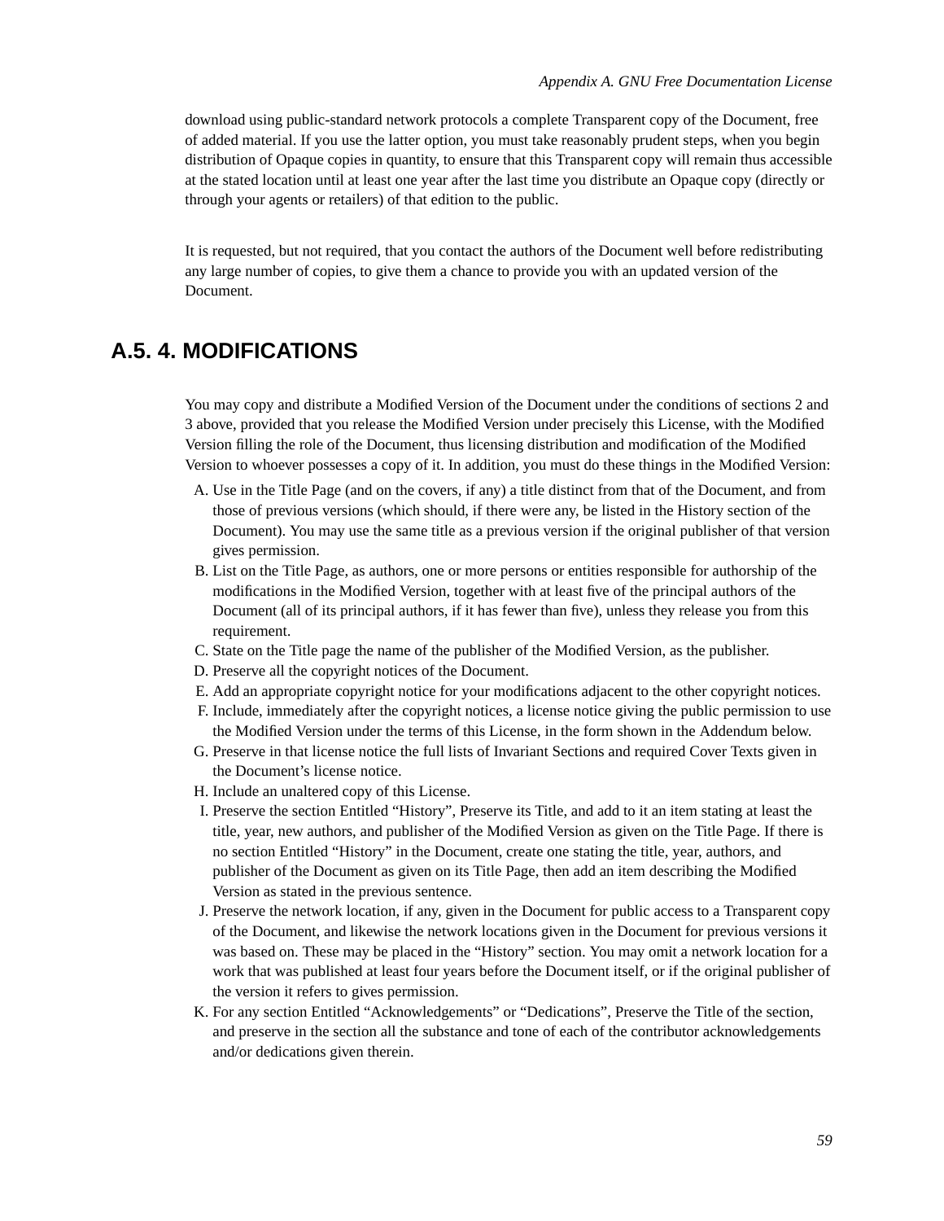download using public-standard network protocols a complete Transparent copy of the Document, free of added material. If you use the latter option, you must take reasonably prudent steps, when you begin distribution of Opaque copies in quantity, to ensure that this Transparent copy will remain thus accessible at the stated location until at least one year after the last time you distribute an Opaque copy (directly or through your agents or retailers) of that edition to the public.

It is requested, but not required, that you contact the authors of the Document well before redistributing any large number of copies, to give them a chance to provide you with an updated version of the Document.

## A.5. 4. MODIFICATIONS

You may copy and distribute a Modified Version of the Document under the conditions of sections 2 and 3 above, provided that you release the Modified Version under precisely this License, with the Modified Version filling the role of the Document, thus licensing distribution and modification of the Modified Version to whoever possesses a copy of it. In addition, you must do these things in the Modified Version:

A. Use in the Title Page (and on the covers, if any) a title distinct from that of the Document, and from those of previous versions (which should, if there were any, be listed in the History section of the Document). You may use the same title as a previous version if the original publisher of that version gives permission.
B. List on the Title Page, as authors, one or more persons or entities responsible for authorship of the modifications in the Modified Version, together with at least five of the principal authors of the Document (all of its principal authors, if it has fewer than five), unless they release you from this requirement.
C. State on the Title page the name of the publisher of the Modified Version, as the publisher.
D. Preserve all the copyright notices of the Document.
E. Add an appropriate copyright notice for your modifications adjacent to the other copyright notices.
F. Include, immediately after the copyright notices, a license notice giving the public permission to use the Modified Version under the terms of this License, in the form shown in the Addendum below.
G. Preserve in that license notice the full lists of Invariant Sections and required Cover Texts given in the Document's license notice.
H. Include an unaltered copy of this License.
I. Preserve the section Entitled "History", Preserve its Title, and add to it an item stating at least the title, year, new authors, and publisher of the Modified Version as given on the Title Page. If there is no section Entitled "History" in the Document, create one stating the title, year, authors, and publisher of the Document as given on its Title Page, then add an item describing the Modified Version as stated in the previous sentence.
J. Preserve the network location, if any, given in the Document for public access to a Transparent copy of the Document, and likewise the network locations given in the Document for previous versions it was based on. These may be placed in the "History" section. You may omit a network location for a work that was published at least four years before the Document itself, or if the original publisher of the version it refers to gives permission.
K. For any section Entitled "Acknowledgements" or "Dedications", Preserve the Title of the section, and preserve in the section all the substance and tone of each of the contributor acknowledgements and/or dedications given therein.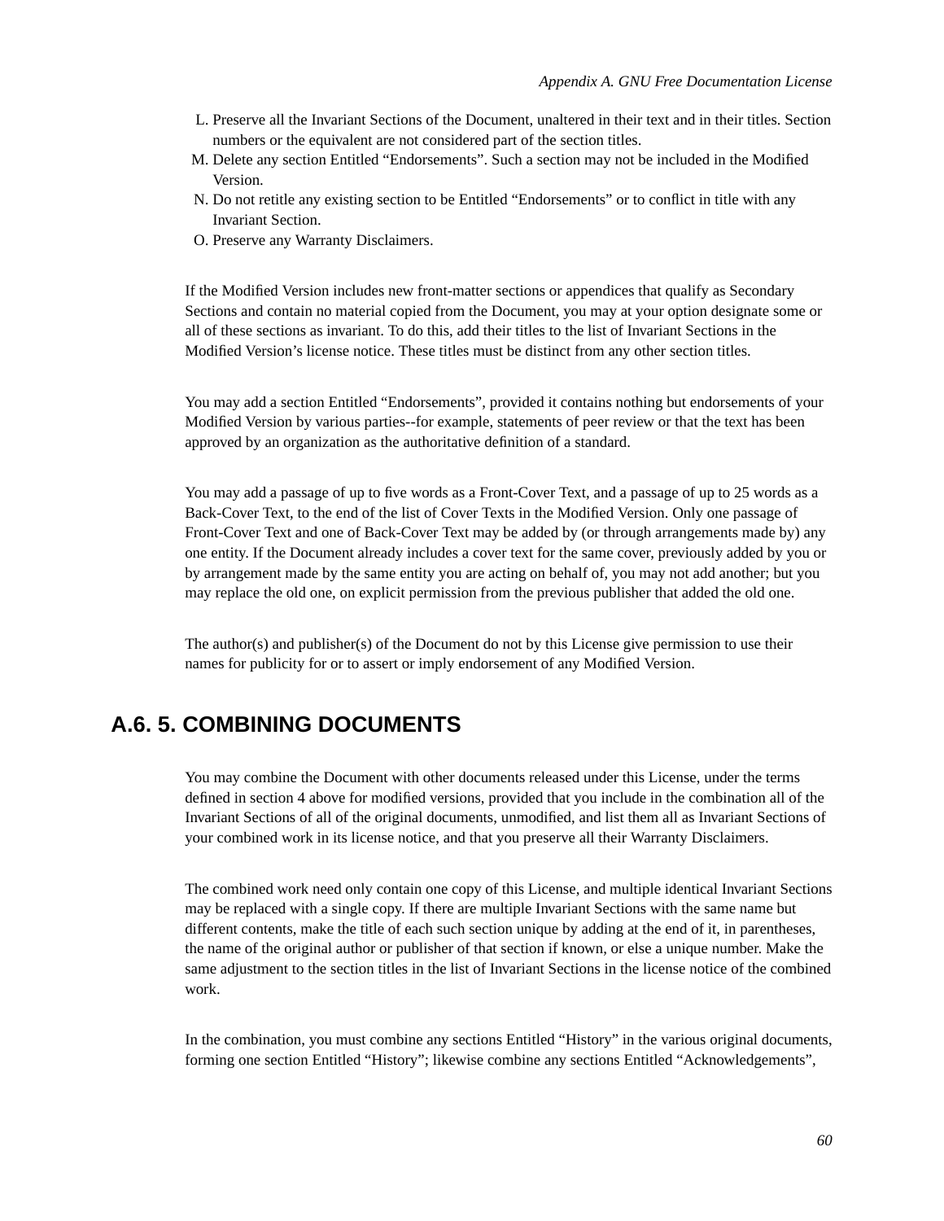L. Preserve all the Invariant Sections of the Document, unaltered in their text and in their titles. Section numbers or the equivalent are not considered part of the section titles.
M. Delete any section Entitled “Endorsements”. Such a section may not be included in the Modified Version.
N. Do not retitle any existing section to be Entitled “Endorsements” or to conflict in title with any Invariant Section.
O. Preserve any Warranty Disclaimers.

If the Modified Version includes new front-matter sections or appendices that qualify as Secondary Sections and contain no material copied from the Document, you may at your option designate some or all of these sections as invariant. To do this, add their titles to the list of Invariant Sections in the Modified Version’s license notice. These titles must be distinct from any other section titles.

You may add a section Entitled “Endorsements”, provided it contains nothing but endorsements of your Modified Version by various parties--for example, statements of peer review or that the text has been approved by an organization as the authoritative definition of a standard.

You may add a passage of up to five words as a Front-Cover Text, and a passage of up to 25 words as a Back-Cover Text, to the end of the list of Cover Texts in the Modified Version. Only one passage of Front-Cover Text and one of Back-Cover Text may be added by (or through arrangements made by) any one entity. If the Document already includes a cover text for the same cover, previously added by you or by arrangement made by the same entity you are acting on behalf of, you may not add another; but you may replace the old one, on explicit permission from the previous publisher that added the old one.

The author(s) and publisher(s) of the Document do not by this License give permission to use their names for publicity for or to assert or imply endorsement of any Modified Version.

## A.6. 5. COMBINING DOCUMENTS

You may combine the Document with other documents released under this License, under the terms defined in section 4 above for modified versions, provided that you include in the combination all of the Invariant Sections of all of the original documents, unmodified, and list them all as Invariant Sections of your combined work in its license notice, and that you preserve all their Warranty Disclaimers.

The combined work need only contain one copy of this License, and multiple identical Invariant Sections may be replaced with a single copy. If there are multiple Invariant Sections with the same name but different contents, make the title of each such section unique by adding at the end of it, in parentheses, the name of the original author or publisher of that section if known, or else a unique number. Make the same adjustment to the section titles in the list of Invariant Sections in the license notice of the combined work.

In the combination, you must combine any sections Entitled “History” in the various original documents, forming one section Entitled “History”; likewise combine any sections Entitled “Acknowledgements”,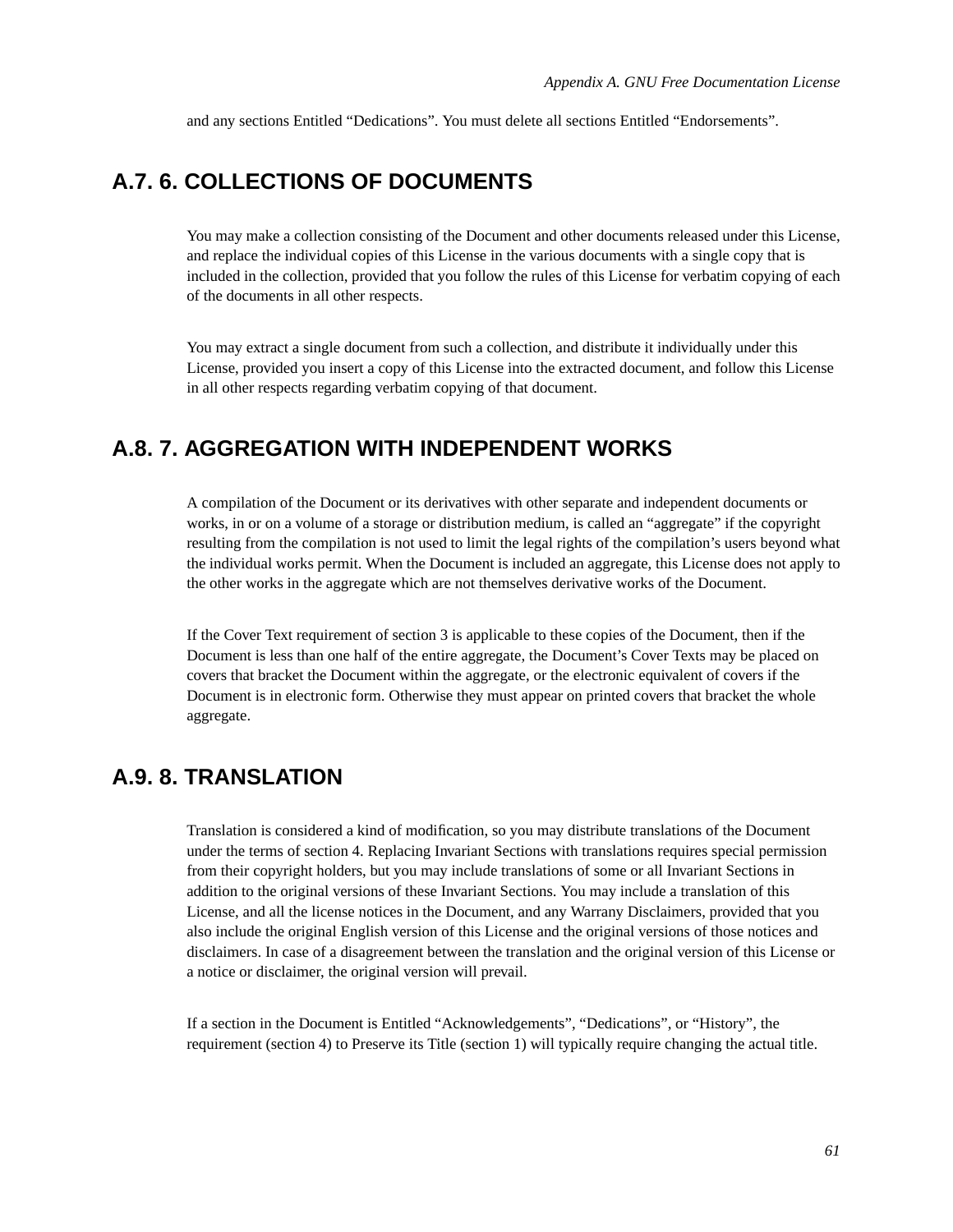and any sections Entitled “Dedications”. You must delete all sections Entitled “Endorsements”.

## A.7. 6. COLLECTIONS OF DOCUMENTS

You may make a collection consisting of the Document and other documents released under this License, and replace the individual copies of this License in the various documents with a single copy that is included in the collection, provided that you follow the rules of this License for verbatim copying of each of the documents in all other respects.

You may extract a single document from such a collection, and distribute it individually under this License, provided you insert a copy of this License into the extracted document, and follow this License in all other respects regarding verbatim copying of that document.

## A.8. 7. AGGREGATION WITH INDEPENDENT WORKS

A compilation of the Document or its derivatives with other separate and independent documents or works, in or on a volume of a storage or distribution medium, is called an “aggregate” if the copyright resulting from the compilation is not used to limit the legal rights of the compilation’s users beyond what the individual works permit. When the Document is included an aggregate, this License does not apply to the other works in the aggregate which are not themselves derivative works of the Document.

If the Cover Text requirement of section 3 is applicable to these copies of the Document, then if the Document is less than one half of the entire aggregate, the Document’s Cover Texts may be placed on covers that bracket the Document within the aggregate, or the electronic equivalent of covers if the Document is in electronic form. Otherwise they must appear on printed covers that bracket the whole aggregate.

## A.9. 8. TRANSLATION

Translation is considered a kind of modification, so you may distribute translations of the Document under the terms of section 4. Replacing Invariant Sections with translations requires special permission from their copyright holders, but you may include translations of some or all Invariant Sections in addition to the original versions of these Invariant Sections. You may include a translation of this License, and all the license notices in the Document, and any Warranty Disclaimers, provided that you also include the original English version of this License and the original versions of those notices and disclaimers. In case of a disagreement between the translation and the original version of this License or a notice or disclaimer, the original version will prevail.

If a section in the Document is Entitled “Acknowledgements”, “Dedications”, or “History”, the requirement (section 4) to Preserve its Title (section 1) will typically require changing the actual title.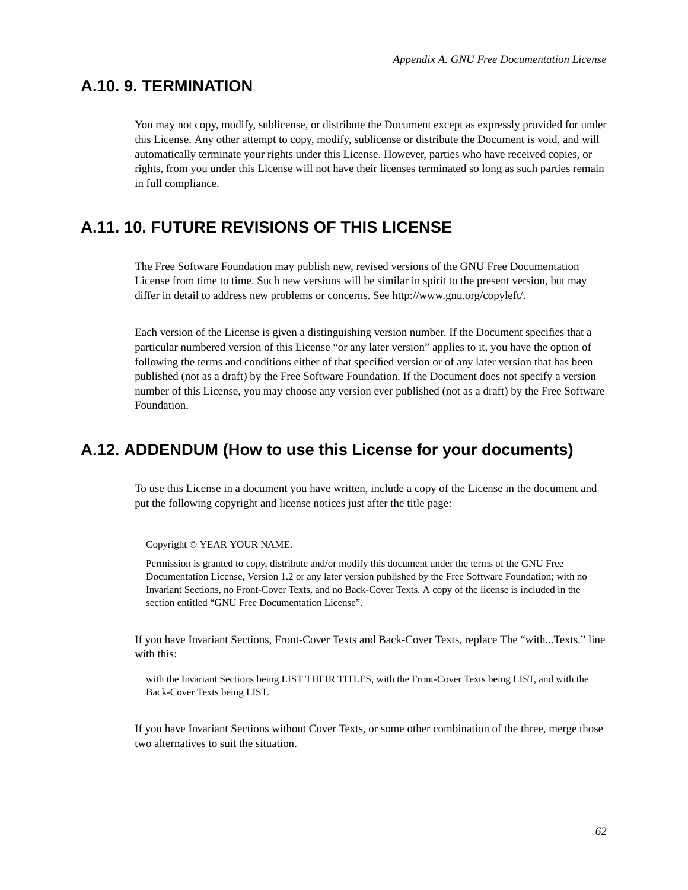## A.10. 9. TERMINATION

You may not copy, modify, sublicense, or distribute the Document except as expressly provided for under this License. Any other attempt to copy, modify, sublicense or distribute the Document is void, and will automatically terminate your rights under this License. However, parties who have received copies, or rights, from you under this License will not have their licenses terminated so long as such parties remain in full compliance.

## A.11. 10. FUTURE REVISIONS OF THIS LICENSE

The Free Software Foundation may publish new, revised versions of the GNU Free Documentation License from time to time. Such new versions will be similar in spirit to the present version, but may differ in detail to address new problems or concerns. See http://www.gnu.org/copyleft/.

Each version of the License is given a distinguishing version number. If the Document specifies that a particular numbered version of this License "or any later version" applies to it, you have the option of following the terms and conditions either of that specified version or of any later version that has been published (not as a draft) by the Free Software Foundation. If the Document does not specify a version number of this License, you may choose any version ever published (not as a draft) by the Free Software Foundation.

## A.12. ADDENDUM (How to use this License for your documents)

To use this License in a document you have written, include a copy of the License in the document and put the following copyright and license notices just after the title page:

> Copyright © YEAR YOUR NAME.
>
> Permission is granted to copy, distribute and/or modify this document under the terms of the GNU Free Documentation License, Version 1.2 or any later version published by the Free Software Foundation; with no Invariant Sections, no Front-Cover Texts, and no Back-Cover Texts. A copy of the license is included in the section entitled "GNU Free Documentation License".

If you have Invariant Sections, Front-Cover Texts and Back-Cover Texts, replace The "with...Texts." line with this:

> with the Invariant Sections being LIST THEIR TITLES, with the Front-Cover Texts being LIST, and with the Back-Cover Texts being LIST.

If you have Invariant Sections without Cover Texts, or some other combination of the three, merge those two alternatives to suit the situation.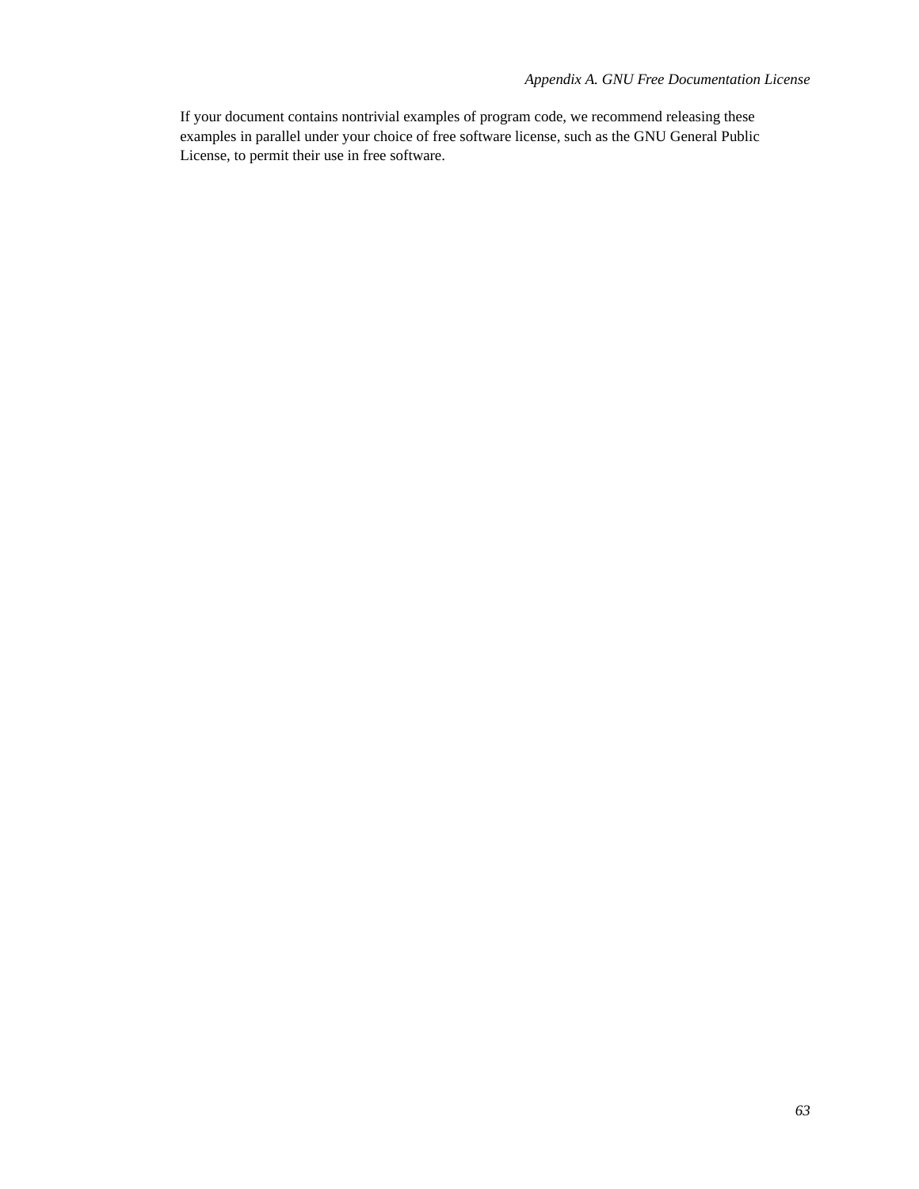If your document contains nontrivial examples of program code, we recommend releasing these examples in parallel under your choice of free software license, such as the GNU General Public License, to permit their use in free software.